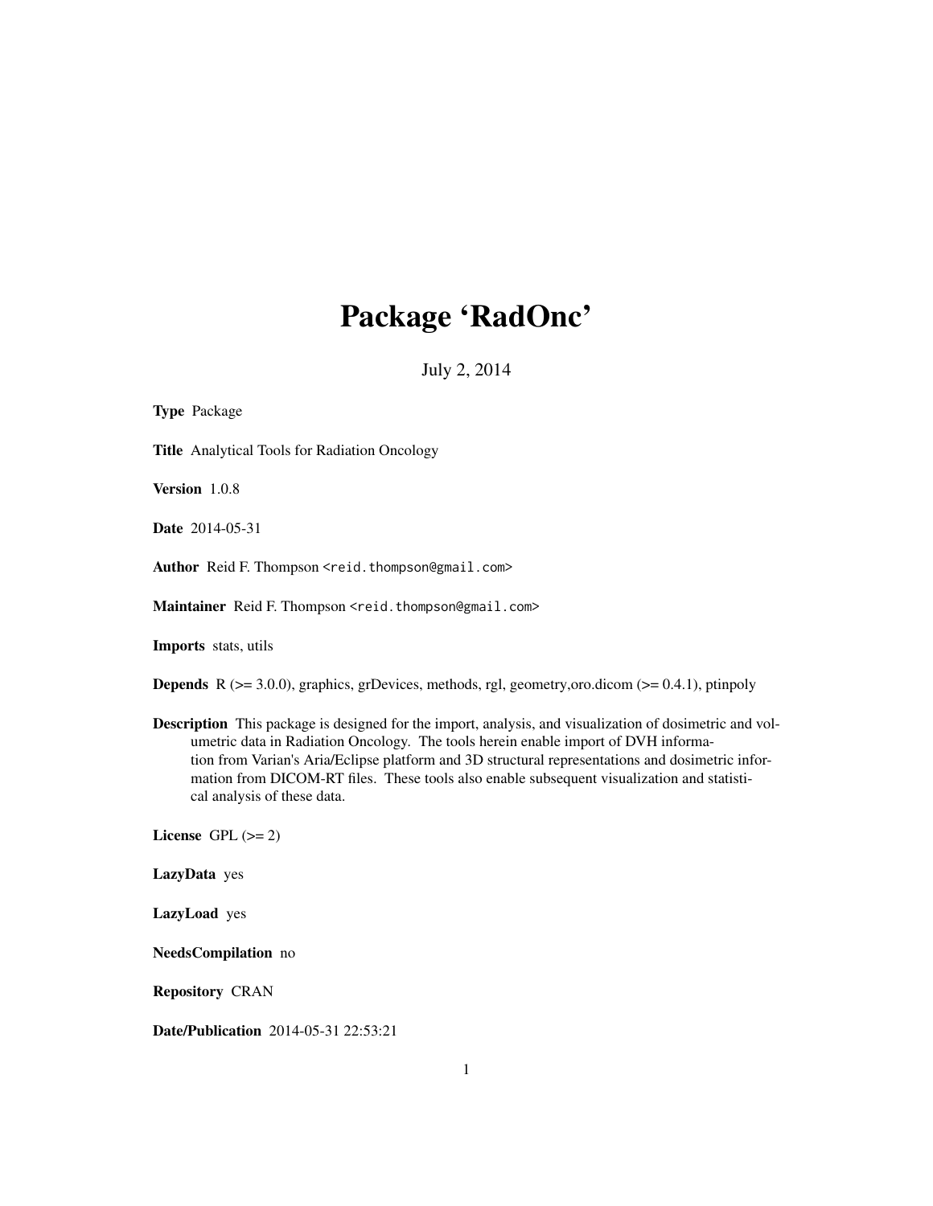# Package 'RadOnc'

July 2, 2014

**Type** Package

**Title** Analytical Tools for Radiation Oncology

**Version** 1.0.8

**Date** 2014-05-31

**Author** Reid F. Thompson <reid.thompson@gmail.com>

**Maintainer** Reid F. Thompson <reid.thompson@gmail.com>

**Imports** stats, utils

**Depends** R (>= 3.0.0), graphics, grDevices, methods, rgl, geometry,oro.dicom (>= 0.4.1), ptinpoly

**Description** This package is designed for the import, analysis, and visualization of dosimetric and volumetric data in Radiation Oncology. The tools herein enable import of DVH information from Varian's Aria/Eclipse platform and 3D structural representations and dosimetric information from DICOM-RT files. These tools also enable subsequent visualization and statistical analysis of these data.

**License** GPL (>= 2)

**LazyData** yes

**LazyLoad** yes

**NeedsCompilation** no

**Repository** CRAN

**Date/Publication** 2014-05-31 22:53:21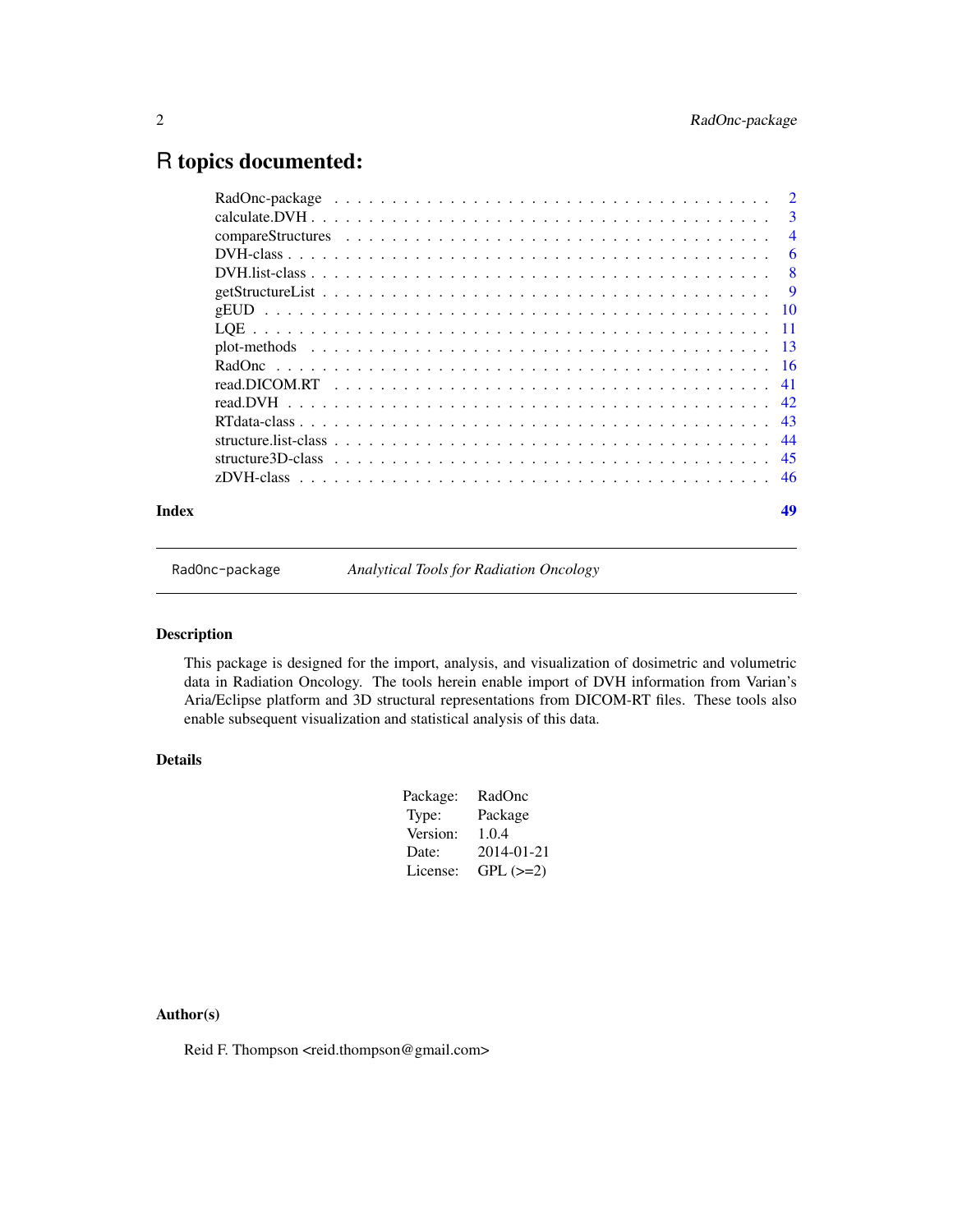# R topics documented:

| | |
|---|---|
| RadOnc-package | 2 |
| calculate.DVH | 3 |
| compareStructures | 4 |
| DVH-class | 6 |
| DVH.list-class | 8 |
| getStructureList | 9 |
| gEUD | 10 |
| LQE | 11 |
| plot-methods | 13 |
| RadOnc | 16 |
| read.DICOM.RT | 41 |
| read.DVH | 42 |
| RTdata-class | 43 |
| structure.list-class | 44 |
| structure3D-class | 45 |
| zDVH-class | 46 |
| **Index** | **49** |

---

`RadOnc-package` *Analytical Tools for Radiation Oncology*

---

## Description

This package is designed for the import, analysis, and visualization of dosimetric and volumetric data in Radiation Oncology. The tools herein enable import of DVH information from Varian's Aria/Eclipse platform and 3D structural representations from DICOM-RT files. These tools also enable subsequent visualization and statistical analysis of this data.

## Details

| | |
|---|---|
| Package: | RadOnc |
| Type: | Package |
| Version: | 1.0.4 |
| Date: | 2014-01-21 |
| License: | GPL (>=2) |

## Author(s)

Reid F. Thompson <reid.thompson@gmail.com>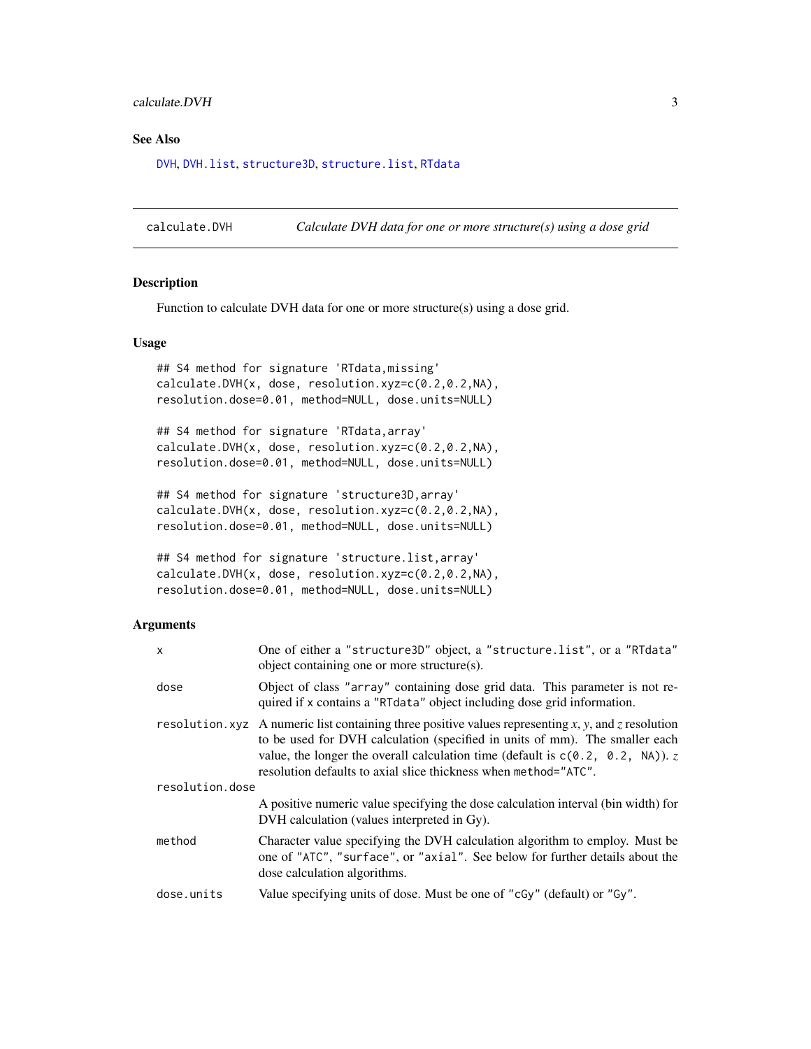## See Also

`DVH`, `DVH.list`, `structure3D`, `structure.list`, `RTdata`

---

# calculate.DVH — *Calculate DVH data for one or more structure(s) using a dose grid*

## Description

Function to calculate DVH data for one or more structure(s) using a dose grid.

## Usage

```
## S4 method for signature 'RTdata,missing'
calculate.DVH(x, dose, resolution.xyz=c(0.2,0.2,NA),
resolution.dose=0.01, method=NULL, dose.units=NULL)

## S4 method for signature 'RTdata,array'
calculate.DVH(x, dose, resolution.xyz=c(0.2,0.2,NA),
resolution.dose=0.01, method=NULL, dose.units=NULL)

## S4 method for signature 'structure3D,array'
calculate.DVH(x, dose, resolution.xyz=c(0.2,0.2,NA),
resolution.dose=0.01, method=NULL, dose.units=NULL)

## S4 method for signature 'structure.list,array'
calculate.DVH(x, dose, resolution.xyz=c(0.2,0.2,NA),
resolution.dose=0.01, method=NULL, dose.units=NULL)
```

## Arguments

| Argument | Description |
|---|---|
| `x` | One of either a `"structure3D"` object, a `"structure.list"`, or a `"RTdata"` object containing one or more structure(s). |
| `dose` | Object of class `"array"` containing dose grid data. This parameter is not required if `x` contains a `"RTdata"` object including dose grid information. |
| `resolution.xyz` | A numeric list containing three positive values representing *x*, *y*, and *z* resolution to be used for DVH calculation (specified in units of mm). The smaller each value, the longer the overall calculation time (default is `c(0.2, 0.2, NA)`). *z* resolution defaults to axial slice thickness when `method="ATC"`. |
| `resolution.dose` | A positive numeric value specifying the dose calculation interval (bin width) for DVH calculation (values interpreted in Gy). |
| `method` | Character value specifying the DVH calculation algorithm to employ. Must be one of `"ATC"`, `"surface"`, or `"axial"`. See below for further details about the dose calculation algorithms. |
| `dose.units` | Value specifying units of dose. Must be one of `"cGy"` (default) or `"Gy"`. |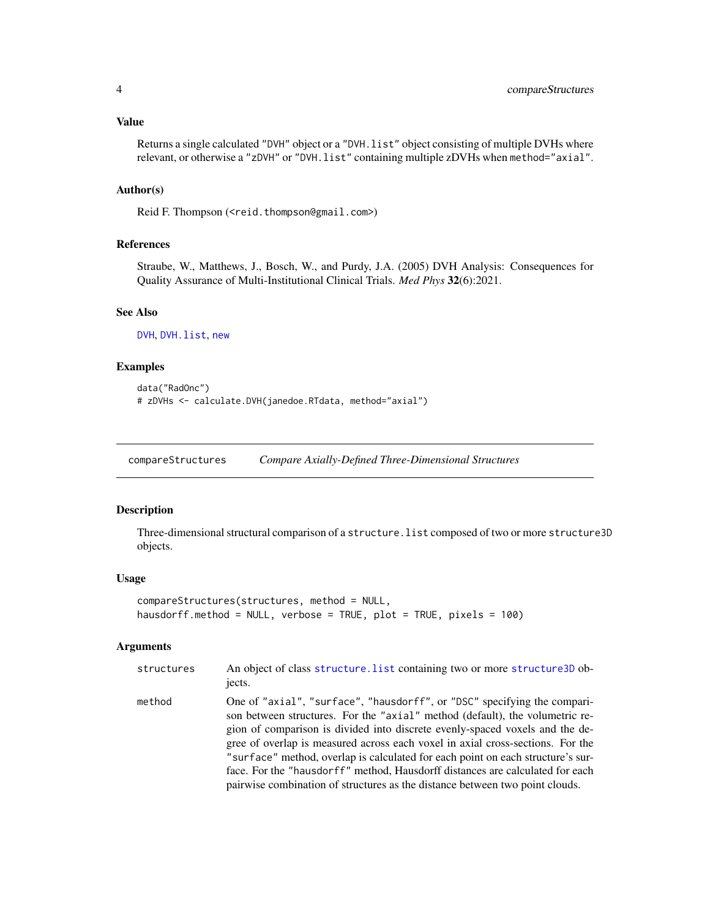### Value

Returns a single calculated `"DVH"` object or a `"DVH.list"` object consisting of multiple DVHs where relevant, or otherwise a `"zDVH"` or `"DVH.list"` containing multiple zDVHs when `method="axial"`.

### Author(s)

Reid F. Thompson (<reid.thompson@gmail.com>)

### References

Straube, W., Matthews, J., Bosch, W., and Purdy, J.A. (2005) DVH Analysis: Consequences for Quality Assurance of Multi-Institutional Clinical Trials. *Med Phys* **32**(6):2021.

### See Also

DVH, DVH.list, new

### Examples

```
data("RadOnc")
# zDVHs <- calculate.DVH(janedoe.RTdata, method="axial")
```

---

## compareStructures &nbsp;&nbsp;&nbsp; *Compare Axially-Defined Three-Dimensional Structures*

---

### Description

Three-dimensional structural comparison of a `structure.list` composed of two or more `structure3D` objects.

### Usage

```
compareStructures(structures, method = NULL,
hausdorff.method = NULL, verbose = TRUE, plot = TRUE, pixels = 100)
```

### Arguments

| | |
|---|---|
| `structures` | An object of class `structure.list` containing two or more `structure3D` objects. |
| `method` | One of `"axial"`, `"surface"`, `"hausdorff"`, or `"DSC"` specifying the comparison between structures. For the `"axial"` method (default), the volumetric region of comparison is divided into discrete evenly-spaced voxels and the degree of overlap is measured across each voxel in axial cross-sections. For the `"surface"` method, overlap is calculated for each point on each structure's surface. For the `"hausdorff"` method, Hausdorff distances are calculated for each pairwise combination of structures as the distance between two point clouds. |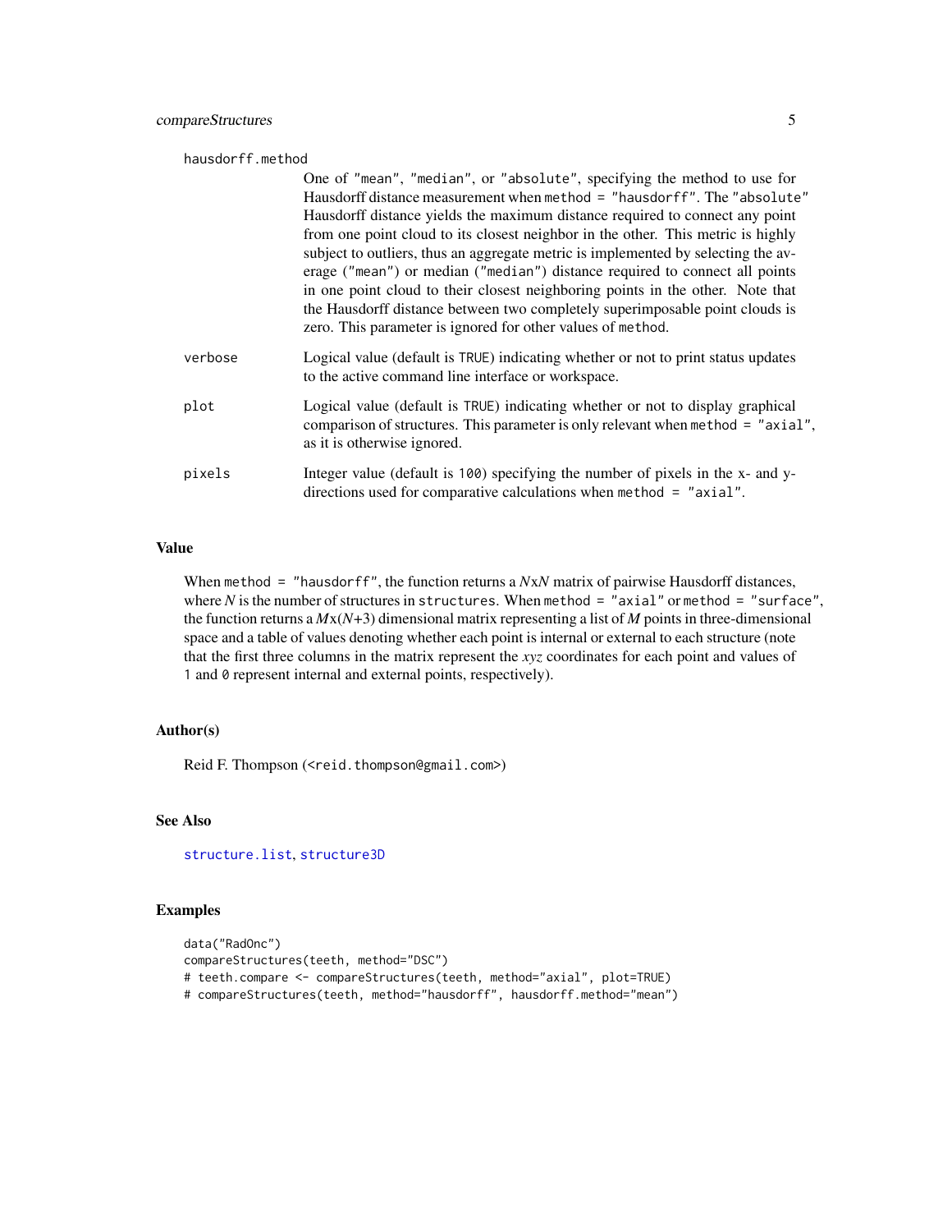`hausdorff.method`
: One of "mean", "median", or "absolute", specifying the method to use for Hausdorff distance measurement when `method = "hausdorff"`. The "absolute" Hausdorff distance yields the maximum distance required to connect any point from one point cloud to its closest neighbor in the other. This metric is highly subject to outliers, thus an aggregate metric is implemented by selecting the average ("mean") or median ("median") distance required to connect all points in one point cloud to their closest neighboring points in the other. Note that the Hausdorff distance between two completely superimposable point clouds is zero. This parameter is ignored for other values of `method`.

`verbose`
: Logical value (default is `TRUE`) indicating whether or not to print status updates to the active command line interface or workspace.

`plot`
: Logical value (default is `TRUE`) indicating whether or not to display graphical comparison of structures. This parameter is only relevant when `method = "axial"`, as it is otherwise ignored.

`pixels`
: Integer value (default is `100`) specifying the number of pixels in the x- and y-directions used for comparative calculations when `method = "axial"`.

## Value

When `method = "hausdorff"`, the function returns a $N$x$N$ matrix of pairwise Hausdorff distances, where $N$ is the number of structures in `structures`. When `method = "axial"` or `method = "surface"`, the function returns a $M$x($N$+3) dimensional matrix representing a list of $M$ points in three-dimensional space and a table of values denoting whether each point is internal or external to each structure (note that the first three columns in the matrix represent the *xyz* coordinates for each point and values of `1` and `0` represent internal and external points, respectively).

## Author(s)

Reid F. Thompson (<reid.thompson@gmail.com>)

## See Also

`structure.list`, `structure3D`

## Examples

```
data("RadOnc")
compareStructures(teeth, method="DSC")
# teeth.compare <- compareStructures(teeth, method="axial", plot=TRUE)
# compareStructures(teeth, method="hausdorff", hausdorff.method="mean")
```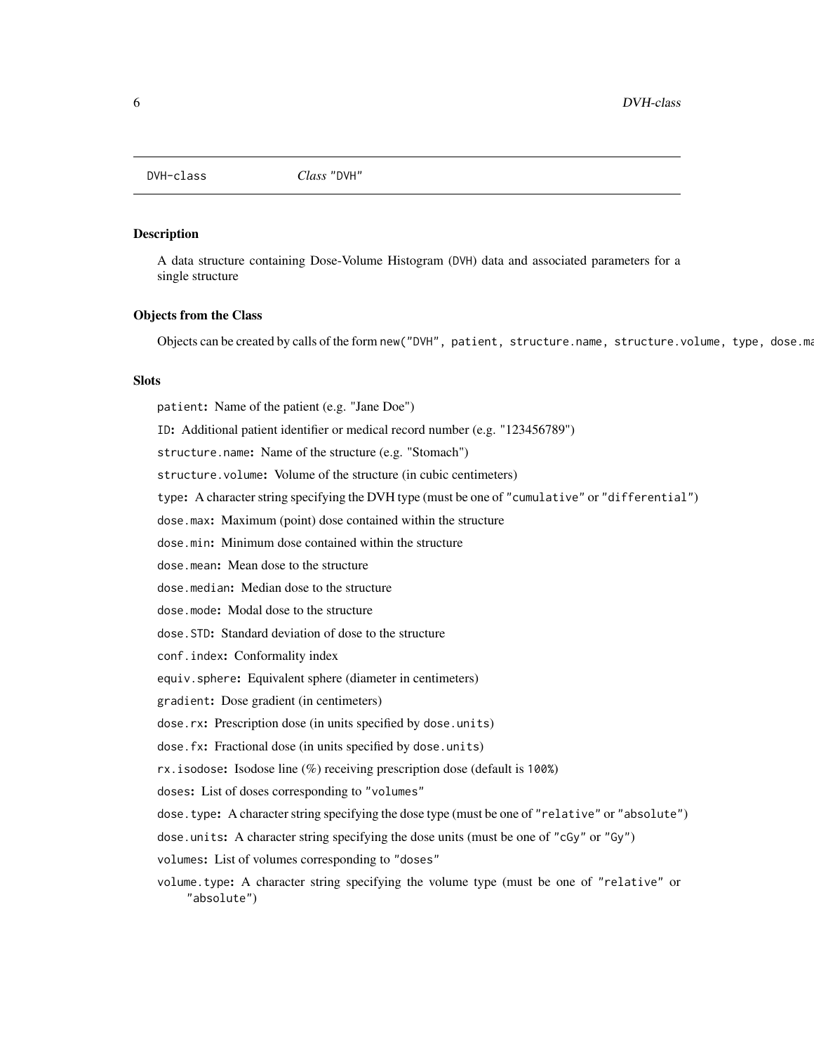DVH-class    *Class* "DVH"

## Description

A data structure containing Dose-Volume Histogram (DVH) data and associated parameters for a single structure

## Objects from the Class

Objects can be created by calls of the form `new("DVH", patient, structure.name, structure.volume, type, dose.ma`

## Slots

`patient`: Name of the patient (e.g. "Jane Doe")

`ID`: Additional patient identifier or medical record number (e.g. "123456789")

`structure.name`: Name of the structure (e.g. "Stomach")

`structure.volume`: Volume of the structure (in cubic centimeters)

`type`: A character string specifying the DVH type (must be one of `"cumulative"` or `"differential"`)

`dose.max`: Maximum (point) dose contained within the structure

`dose.min`: Minimum dose contained within the structure

`dose.mean`: Mean dose to the structure

`dose.median`: Median dose to the structure

`dose.mode`: Modal dose to the structure

`dose.STD`: Standard deviation of dose to the structure

`conf.index`: Conformality index

`equiv.sphere`: Equivalent sphere (diameter in centimeters)

`gradient`: Dose gradient (in centimeters)

`dose.rx`: Prescription dose (in units specified by `dose.units`)

`dose.fx`: Fractional dose (in units specified by `dose.units`)

`rx.isodose`: Isodose line (%) receiving prescription dose (default is `100%`)

`doses`: List of doses corresponding to `"volumes"`

`dose.type`: A character string specifying the dose type (must be one of `"relative"` or `"absolute"`)

`dose.units`: A character string specifying the dose units (must be one of `"cGy"` or `"Gy"`)

`volumes`: List of volumes corresponding to `"doses"`

`volume.type`: A character string specifying the volume type (must be one of `"relative"` or `"absolute"`)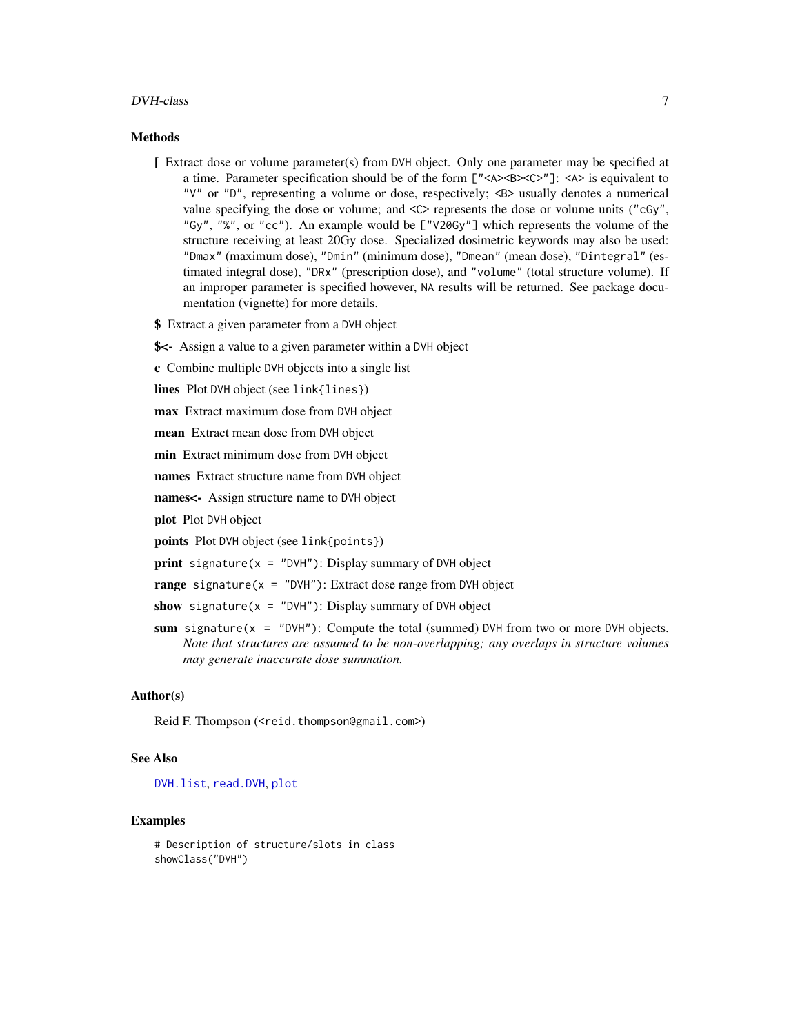## Methods

**[** Extract dose or volume parameter(s) from `DVH` object. Only one parameter may be specified at a time. Parameter specification should be of the form `["<A><B><C>"]`: `<A>` is equivalent to `"V"` or `"D"`, representing a volume or dose, respectively; `<B>` usually denotes a numerical value specifying the dose or volume; and `<C>` represents the dose or volume units (`"cGy"`, `"Gy"`, `"%"`, or `"cc"`). An example would be `["V20Gy"]` which represents the volume of the structure receiving at least 20Gy dose. Specialized dosimetric keywords may also be used: `"Dmax"` (maximum dose), `"Dmin"` (minimum dose), `"Dmean"` (mean dose), `"Dintegral"` (estimated integral dose), `"DRx"` (prescription dose), and `"volume"` (total structure volume). If an improper parameter is specified however, `NA` results will be returned. See package documentation (vignette) for more details.

**$** Extract a given parameter from a `DVH` object

**$<-** Assign a value to a given parameter within a `DVH` object

**c** Combine multiple `DVH` objects into a single list

**lines** Plot `DVH` object (see `link{lines}`)

**max** Extract maximum dose from `DVH` object

**mean** Extract mean dose from `DVH` object

**min** Extract minimum dose from `DVH` object

**names** Extract structure name from `DVH` object

**names<-** Assign structure name to `DVH` object

**plot** Plot `DVH` object

**points** Plot `DVH` object (see `link{points}`)

**print** `signature(x = "DVH")`: Display summary of `DVH` object

**range** `signature(x = "DVH")`: Extract dose range from `DVH` object

**show** `signature(x = "DVH")`: Display summary of `DVH` object

**sum** `signature(x = "DVH")`: Compute the total (summed) `DVH` from two or more `DVH` objects. *Note that structures are assumed to be non-overlapping; any overlaps in structure volumes may generate inaccurate dose summation.*

## Author(s)

Reid F. Thompson (`<reid.thompson@gmail.com>`)

## See Also

`DVH.list`, `read.DVH`, `plot`

## Examples

```
# Description of structure/slots in class
showClass("DVH")
```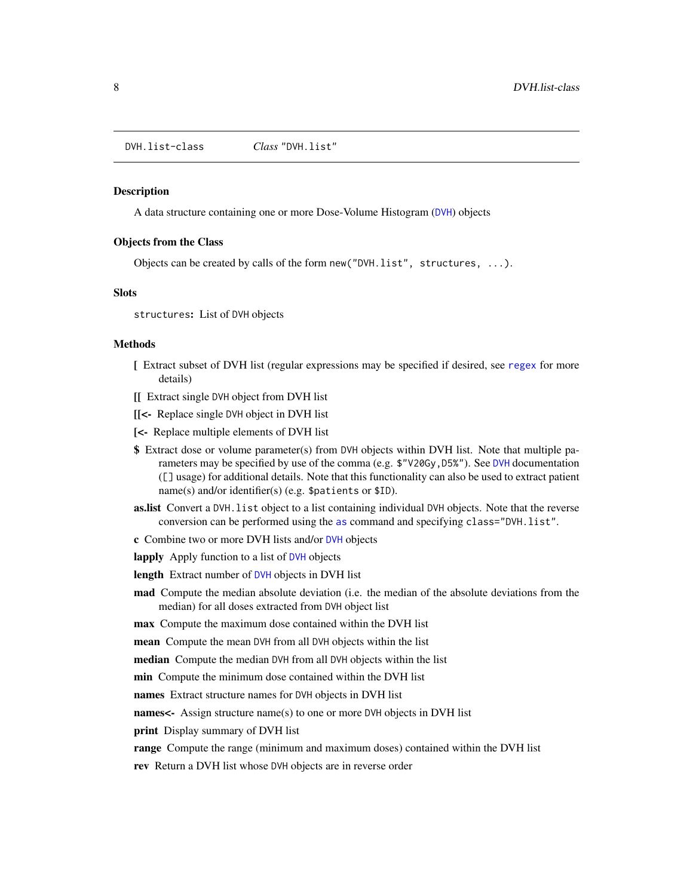DVH.list-class    *Class* "DVH.list"

### Description

A data structure containing one or more Dose-Volume Histogram (DVH) objects

### Objects from the Class

Objects can be created by calls of the form `new("DVH.list", structures, ...)`.

### Slots

`structures`: List of DVH objects

### Methods

- **[** Extract subset of DVH list (regular expressions may be specified if desired, see regex for more details)
- **[[** Extract single DVH object from DVH list
- **[[<-** Replace single DVH object in DVH list
- **[<-** Replace multiple elements of DVH list
- **$** Extract dose or volume parameter(s) from DVH objects within DVH list. Note that multiple parameters may be specified by use of the comma (e.g. `$"V20Gy,D5%"`). See DVH documentation (`[]` usage) for additional details. Note that this functionality can also be used to extract patient name(s) and/or identifier(s) (e.g. `$patients` or `$ID`).
- **as.list** Convert a `DVH.list` object to a list containing individual DVH objects. Note that the reverse conversion can be performed using the `as` command and specifying `class="DVH.list"`.
- **c** Combine two or more DVH lists and/or DVH objects
- **lapply** Apply function to a list of DVH objects
- **length** Extract number of DVH objects in DVH list
- **mad** Compute the median absolute deviation (i.e. the median of the absolute deviations from the median) for all doses extracted from DVH object list
- **max** Compute the maximum dose contained within the DVH list
- **mean** Compute the mean DVH from all DVH objects within the list
- **median** Compute the median DVH from all DVH objects within the list
- **min** Compute the minimum dose contained within the DVH list
- **names** Extract structure names for DVH objects in DVH list
- **names<-** Assign structure name(s) to one or more DVH objects in DVH list
- **print** Display summary of DVH list
- **range** Compute the range (minimum and maximum doses) contained within the DVH list
- **rev** Return a DVH list whose DVH objects are in reverse order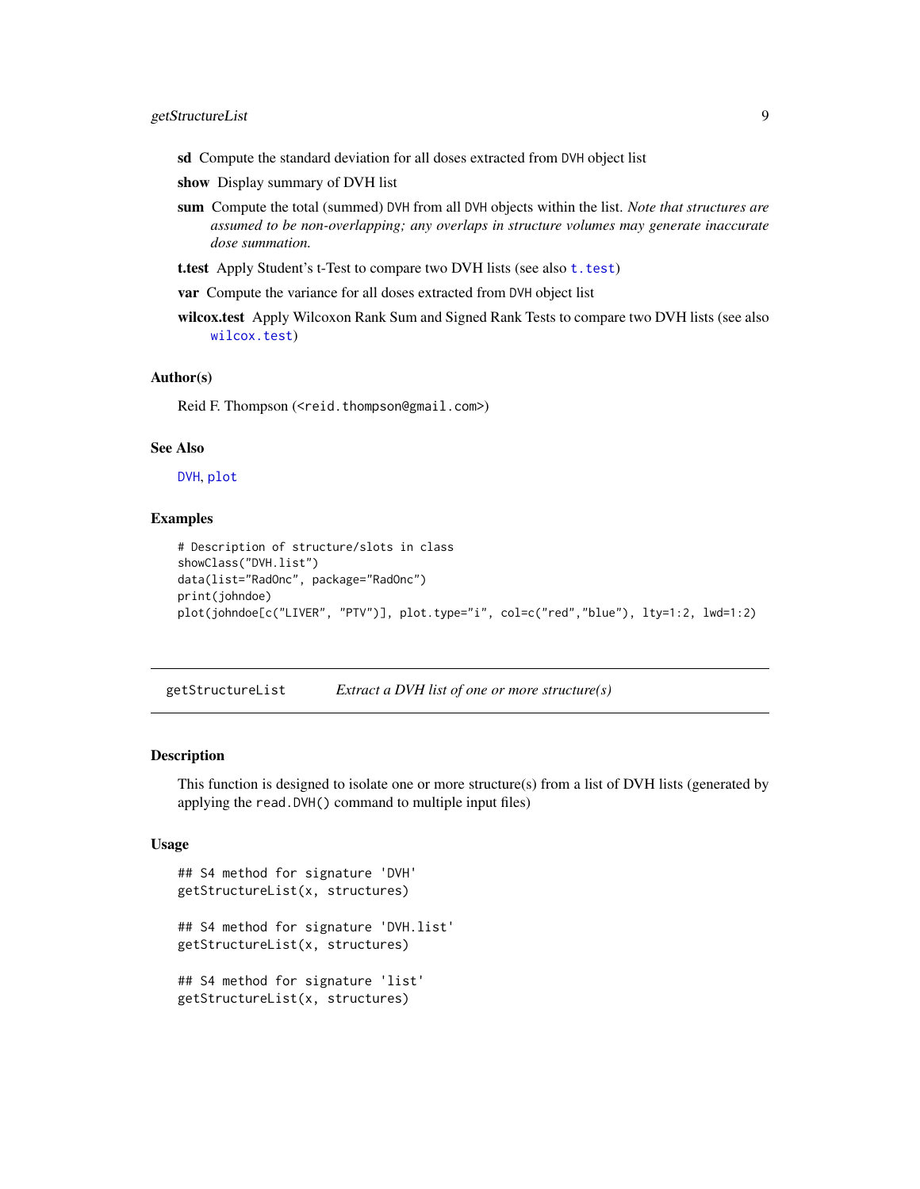**sd** Compute the standard deviation for all doses extracted from DVH object list

**show** Display summary of DVH list

**sum** Compute the total (summed) DVH from all DVH objects within the list. *Note that structures are assumed to be non-overlapping; any overlaps in structure volumes may generate inaccurate dose summation.*

**t.test** Apply Student's t-Test to compare two DVH lists (see also t.test)

**var** Compute the variance for all doses extracted from DVH object list

**wilcox.test** Apply Wilcoxon Rank Sum and Signed Rank Tests to compare two DVH lists (see also wilcox.test)

### Author(s)

Reid F. Thompson (<reid.thompson@gmail.com>)

### See Also

DVH, plot

### Examples

```
# Description of structure/slots in class
showClass("DVH.list")
data(list="RadOnc", package="RadOnc")
print(johndoe)
plot(johndoe[c("LIVER", "PTV")], plot.type="i", col=c("red","blue"), lty=1:2, lwd=1:2)
```

---

## getStructureList *Extract a DVH list of one or more structure(s)*

---

### Description

This function is designed to isolate one or more structure(s) from a list of DVH lists (generated by applying the read.DVH() command to multiple input files)

### Usage

```
## S4 method for signature 'DVH'
getStructureList(x, structures)

## S4 method for signature 'DVH.list'
getStructureList(x, structures)

## S4 method for signature 'list'
getStructureList(x, structures)
```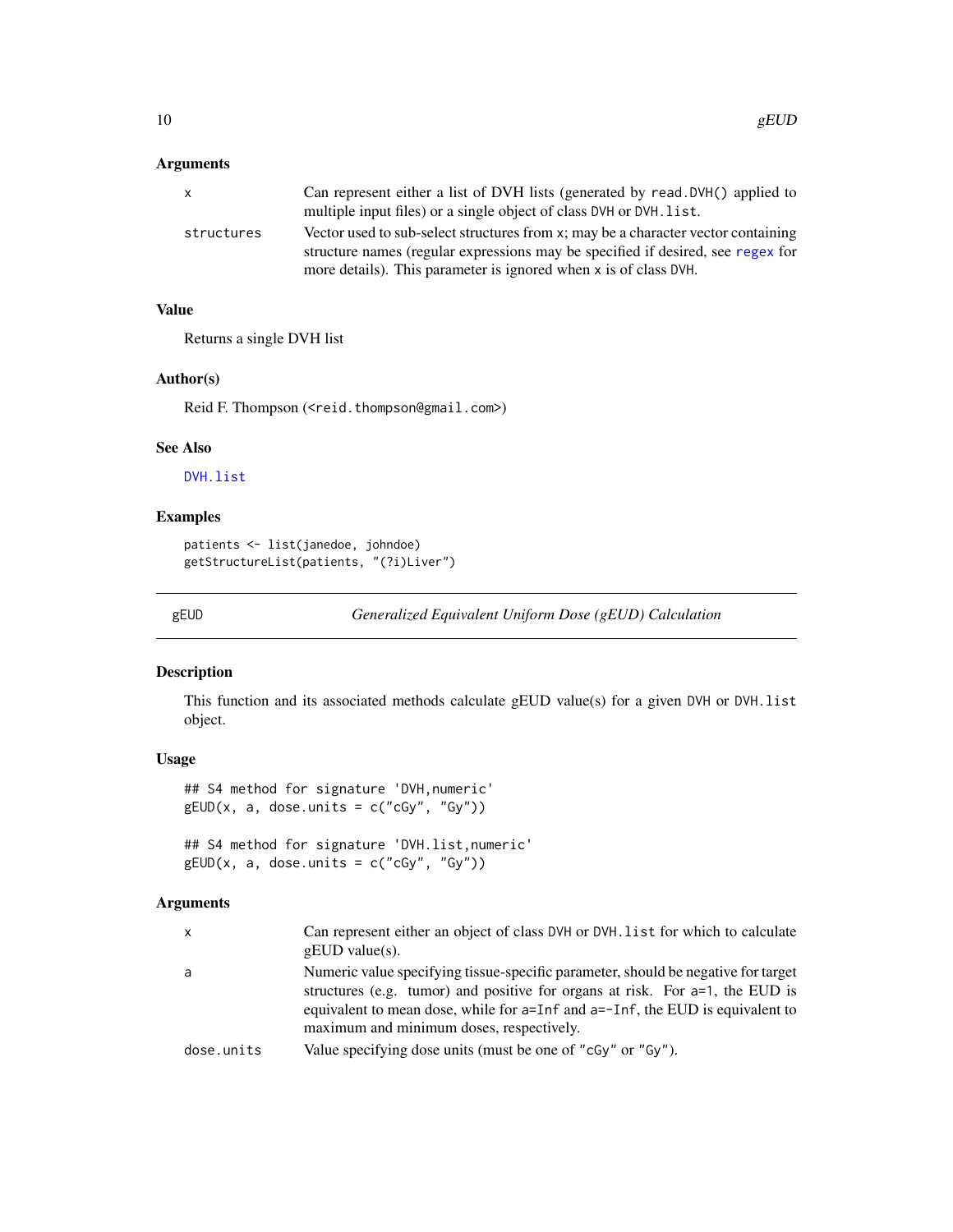### Arguments

| | |
|---|---|
| `x` | Can represent either a list of DVH lists (generated by `read.DVH()` applied to multiple input files) or a single object of class `DVH` or `DVH.list`. |
| `structures` | Vector used to sub-select structures from `x`; may be a character vector containing structure names (regular expressions may be specified if desired, see `regex` for more details). This parameter is ignored when `x` is of class `DVH`. |

### Value

Returns a single DVH list

### Author(s)

Reid F. Thompson (<reid.thompson@gmail.com>)

### See Also

`DVH.list`

### Examples

```
patients <- list(janedoe, johndoe)
getStructureList(patients, "(?i)Liver")
```

---

## gEUD — *Generalized Equivalent Uniform Dose (gEUD) Calculation*

### Description

This function and its associated methods calculate gEUD value(s) for a given `DVH` or `DVH.list` object.

### Usage

```
## S4 method for signature 'DVH,numeric'
gEUD(x, a, dose.units = c("cGy", "Gy"))

## S4 method for signature 'DVH.list,numeric'
gEUD(x, a, dose.units = c("cGy", "Gy"))
```

### Arguments

| | |
|---|---|
| `x` | Can represent either an object of class `DVH` or `DVH.list` for which to calculate gEUD value(s). |
| `a` | Numeric value specifying tissue-specific parameter, should be negative for target structures (e.g. tumor) and positive for organs at risk. For `a=1`, the EUD is equivalent to mean dose, while for `a=Inf` and `a=-Inf`, the EUD is equivalent to maximum and minimum doses, respectively. |
| `dose.units` | Value specifying dose units (must be one of `"cGy"` or `"Gy"`). |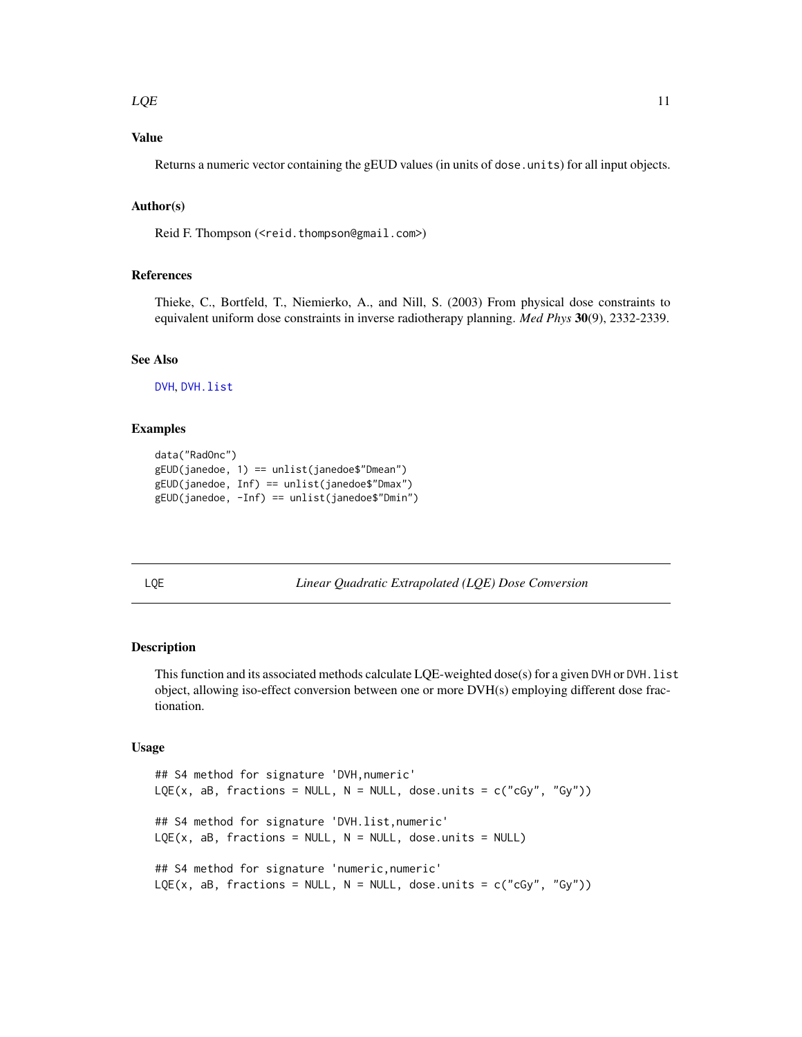### Value

Returns a numeric vector containing the gEUD values (in units of `dose.units`) for all input objects.

### Author(s)

Reid F. Thompson (<reid.thompson@gmail.com>)

### References

Thieke, C., Bortfeld, T., Niemierko, A., and Nill, S. (2003) From physical dose constraints to equivalent uniform dose constraints in inverse radiotherapy planning. *Med Phys* **30**(9), 2332-2339.

### See Also

DVH, DVH.list

### Examples

```
data("RadOnc")
gEUD(janedoe, 1) == unlist(janedoe$"Dmean")
gEUD(janedoe, Inf) == unlist(janedoe$"Dmax")
gEUD(janedoe, -Inf) == unlist(janedoe$"Dmin")
```

---

## LQE — *Linear Quadratic Extrapolated (LQE) Dose Conversion*

---

### Description

This function and its associated methods calculate LQE-weighted dose(s) for a given `DVH` or `DVH.list` object, allowing iso-effect conversion between one or more DVH(s) employing different dose fractionation.

### Usage

```
## S4 method for signature 'DVH,numeric'
LQE(x, aB, fractions = NULL, N = NULL, dose.units = c("cGy", "Gy"))

## S4 method for signature 'DVH.list,numeric'
LQE(x, aB, fractions = NULL, N = NULL, dose.units = NULL)

## S4 method for signature 'numeric,numeric'
LQE(x, aB, fractions = NULL, N = NULL, dose.units = c("cGy", "Gy"))
```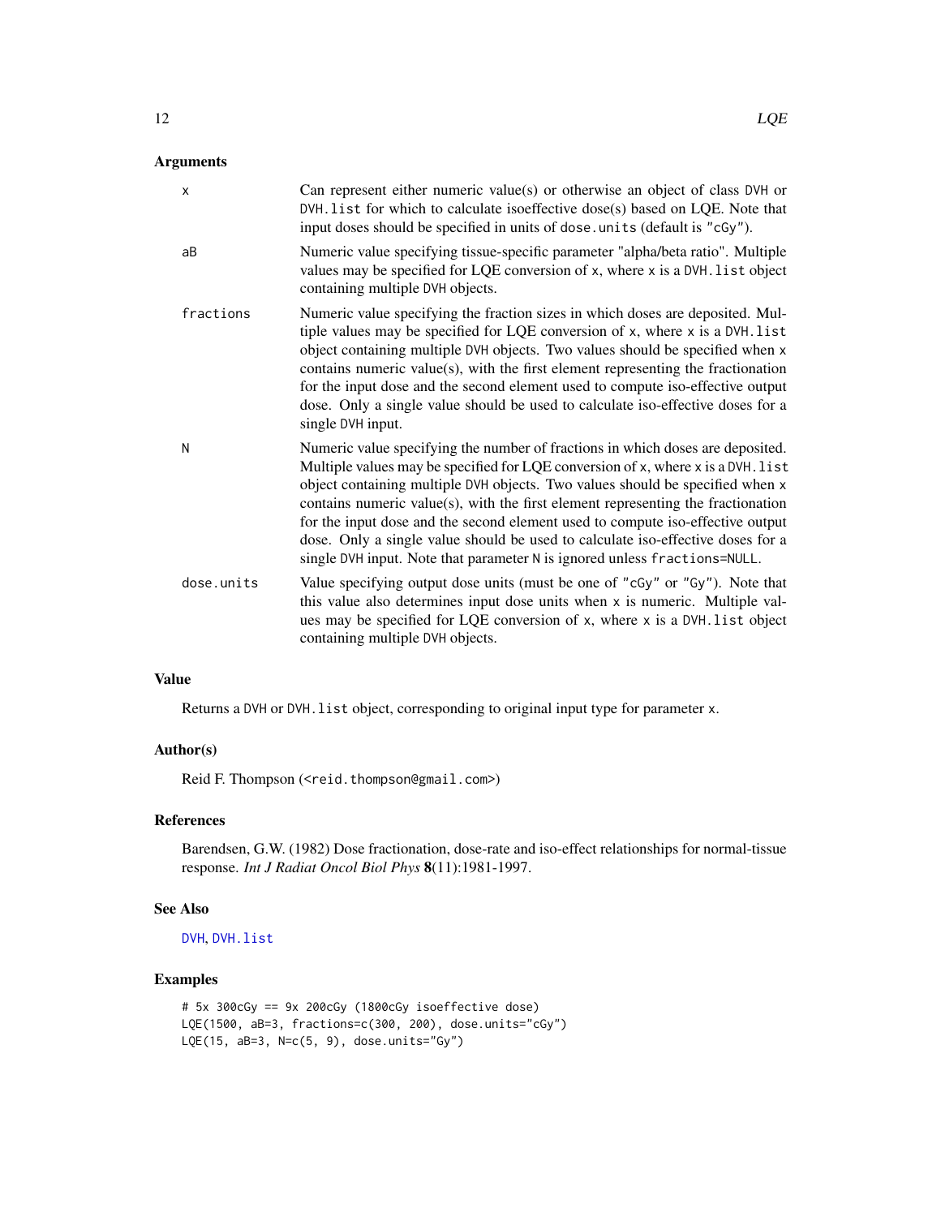## Arguments

| | |
|---|---|
| `x` | Can represent either numeric value(s) or otherwise an object of class `DVH` or `DVH.list` for which to calculate isoeffective dose(s) based on LQE. Note that input doses should be specified in units of `dose.units` (default is `"cGy"`). |
| `aB` | Numeric value specifying tissue-specific parameter "alpha/beta ratio". Multiple values may be specified for LQE conversion of `x`, where `x` is a `DVH.list` object containing multiple `DVH` objects. |
| `fractions` | Numeric value specifying the fraction sizes in which doses are deposited. Multiple values may be specified for LQE conversion of `x`, where `x` is a `DVH.list` object containing multiple `DVH` objects. Two values should be specified when `x` contains numeric value(s), with the first element representing the fractionation for the input dose and the second element used to compute iso-effective output dose. Only a single value should be used to calculate iso-effective doses for a single `DVH` input. |
| `N` | Numeric value specifying the number of fractions in which doses are deposited. Multiple values may be specified for LQE conversion of `x`, where `x` is a `DVH.list` object containing multiple `DVH` objects. Two values should be specified when `x` contains numeric value(s), with the first element representing the fractionation for the input dose and the second element used to compute iso-effective output dose. Only a single value should be used to calculate iso-effective doses for a single `DVH` input. Note that parameter `N` is ignored unless `fractions=NULL`. |
| `dose.units` | Value specifying output dose units (must be one of `"cGy"` or `"Gy"`). Note that this value also determines input dose units when `x` is numeric. Multiple values may be specified for LQE conversion of `x`, where `x` is a `DVH.list` object containing multiple `DVH` objects. |

## Value

Returns a `DVH` or `DVH.list` object, corresponding to original input type for parameter `x`.

## Author(s)

Reid F. Thompson (<reid.thompson@gmail.com>)

## References

Barendsen, G.W. (1982) Dose fractionation, dose-rate and iso-effect relationships for normal-tissue response. *Int J Radiat Oncol Biol Phys* **8**(11):1981-1997.

## See Also

`DVH`, `DVH.list`

## Examples

```
# 5x 300cGy == 9x 200cGy (1800cGy isoeffective dose)
LQE(1500, aB=3, fractions=c(300, 200), dose.units="cGy")
LQE(15, aB=3, N=c(5, 9), dose.units="Gy")
```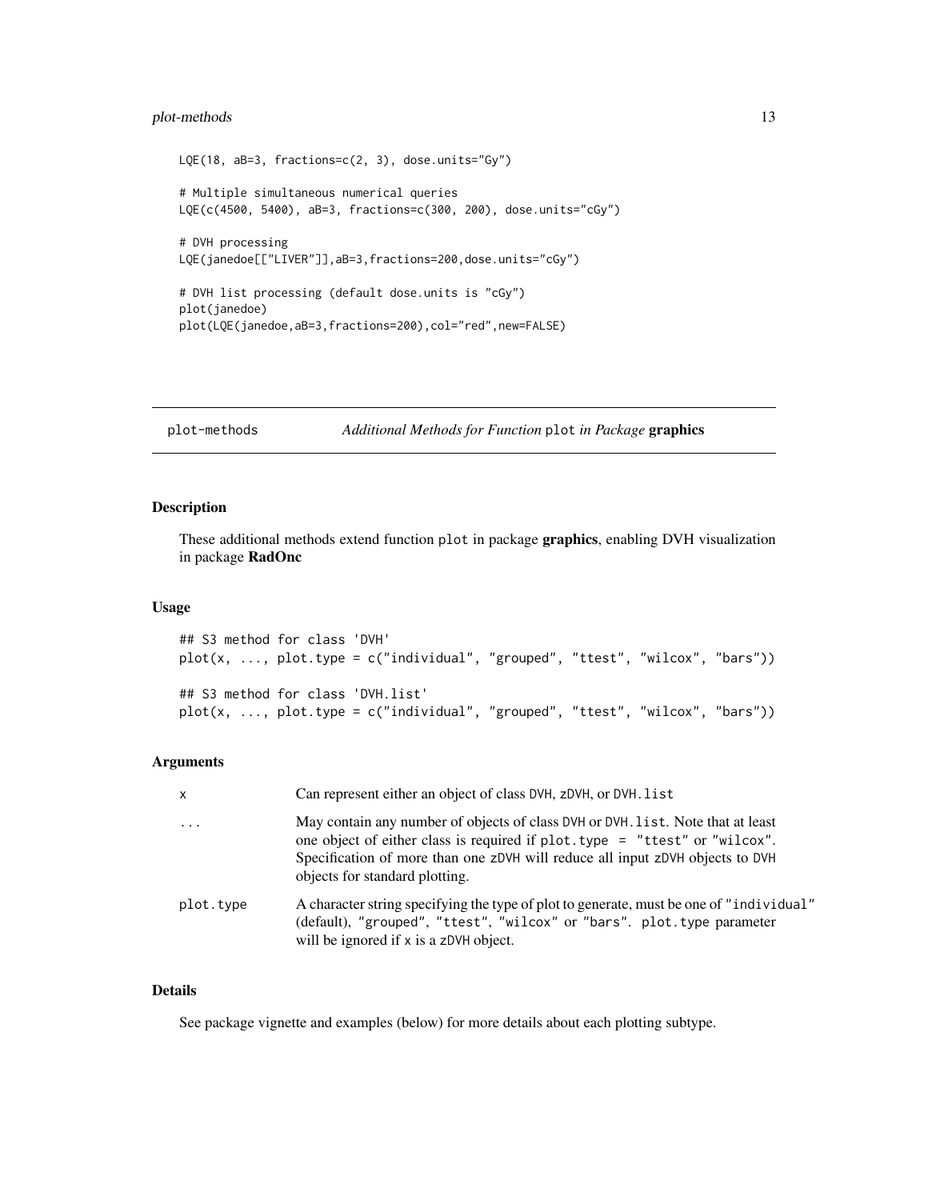```
LQE(18, aB=3, fractions=c(2, 3), dose.units="Gy")

# Multiple simultaneous numerical queries
LQE(c(4500, 5400), aB=3, fractions=c(300, 200), dose.units="cGy")

# DVH processing
LQE(janedoe[["LIVER"]],aB=3,fractions=200,dose.units="cGy")

# DVH list processing (default dose.units is "cGy")
plot(janedoe)
plot(LQE(janedoe,aB=3,fractions=200),col="red",new=FALSE)
```

---

## plot-methods — *Additional Methods for Function* `plot` *in Package* **graphics**

### Description

These additional methods extend function `plot` in package **graphics**, enabling DVH visualization in package **RadOnc**

### Usage

```
## S3 method for class 'DVH'
plot(x, ..., plot.type = c("individual", "grouped", "ttest", "wilcox", "bars"))

## S3 method for class 'DVH.list'
plot(x, ..., plot.type = c("individual", "grouped", "ttest", "wilcox", "bars"))
```

### Arguments

| | |
|---|---|
| `x` | Can represent either an object of class `DVH`, `zDVH`, or `DVH.list` |
| `...` | May contain any number of objects of class `DVH` or `DVH.list`. Note that at least one object of either class is required if `plot.type = "ttest"` or `"wilcox"`. Specification of more than one `zDVH` will reduce all input `zDVH` objects to `DVH` objects for standard plotting. |
| `plot.type` | A character string specifying the type of plot to generate, must be one of `"individual"` (default), `"grouped"`, `"ttest"`, `"wilcox"` or `"bars"`. `plot.type` parameter will be ignored if `x` is a `zDVH` object. |

### Details

See package vignette and examples (below) for more details about each plotting subtype.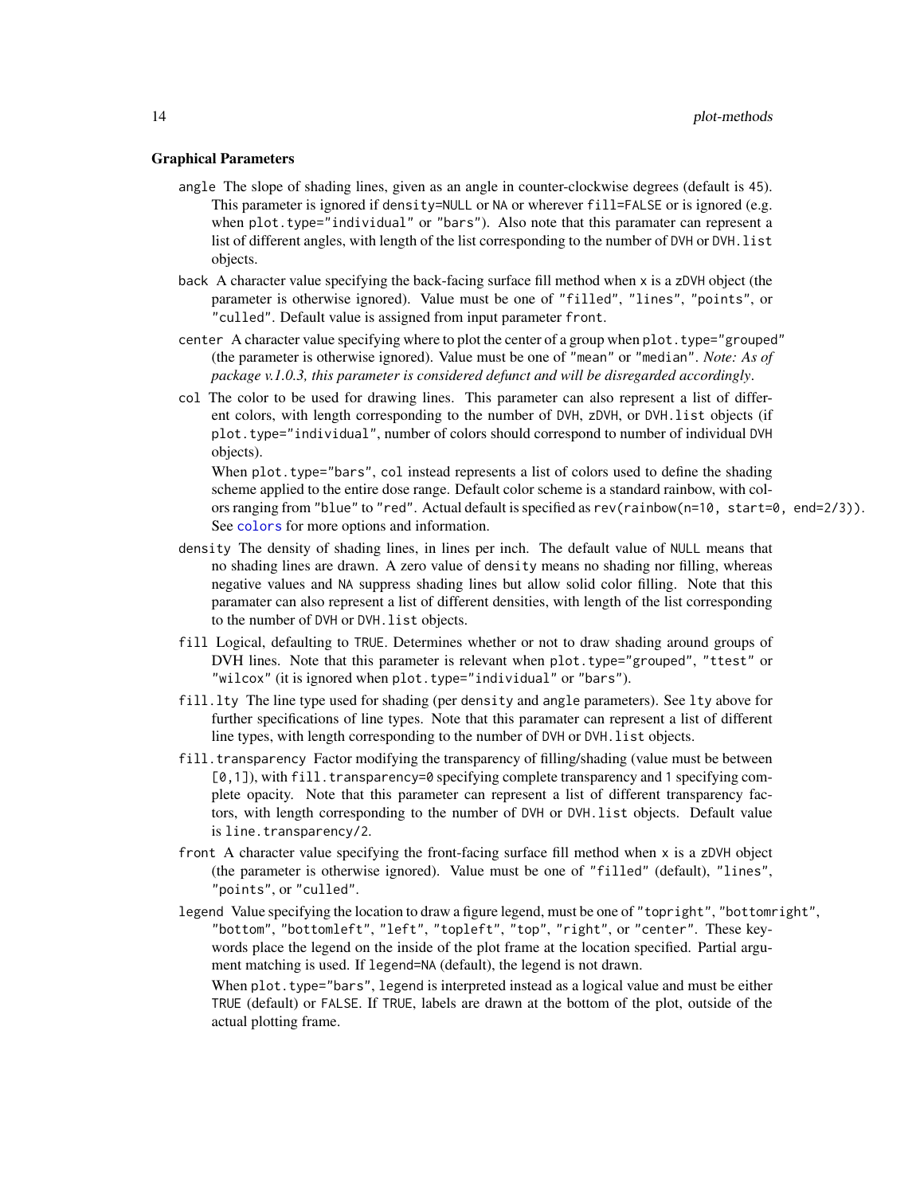### Graphical Parameters

`angle` The slope of shading lines, given as an angle in counter-clockwise degrees (default is `45`). This parameter is ignored if `density=NULL` or `NA` or wherever `fill=FALSE` or is ignored (e.g. when `plot.type="individual"` or `"bars"`). Also note that this paramater can represent a list of different angles, with length of the list corresponding to the number of `DVH` or `DVH.list` objects.

`back` A character value specifying the back-facing surface fill method when `x` is a `zDVH` object (the parameter is otherwise ignored). Value must be one of `"filled"`, `"lines"`, `"points"`, or `"culled"`. Default value is assigned from input parameter `front`.

`center` A character value specifying where to plot the center of a group when `plot.type="grouped"` (the parameter is otherwise ignored). Value must be one of `"mean"` or `"median"`. *Note: As of package v.1.0.3, this parameter is considered defunct and will be disregarded accordingly.*

`col` The color to be used for drawing lines. This parameter can also represent a list of different colors, with length corresponding to the number of `DVH`, `zDVH`, or `DVH.list` objects (if `plot.type="individual"`, number of colors should correspond to number of individual `DVH` objects).

When `plot.type="bars"`, `col` instead represents a list of colors used to define the shading scheme applied to the entire dose range. Default color scheme is a standard rainbow, with colors ranging from `"blue"` to `"red"`. Actual default is specified as `rev(rainbow(n=10, start=0, end=2/3))`. See `colors` for more options and information.

`density` The density of shading lines, in lines per inch. The default value of `NULL` means that no shading lines are drawn. A zero value of `density` means no shading nor filling, whereas negative values and `NA` suppress shading lines but allow solid color filling. Note that this paramater can also represent a list of different densities, with length of the list corresponding to the number of `DVH` or `DVH.list` objects.

`fill` Logical, defaulting to `TRUE`. Determines whether or not to draw shading around groups of DVH lines. Note that this parameter is relevant when `plot.type="grouped"`, `"ttest"` or `"wilcox"` (it is ignored when `plot.type="individual"` or `"bars"`).

`fill.lty` The line type used for shading (per `density` and `angle` parameters). See `lty` above for further specifications of line types. Note that this paramater can represent a list of different line types, with length corresponding to the number of `DVH` or `DVH.list` objects.

`fill.transparency` Factor modifying the transparency of filling/shading (value must be between `[0,1]`), with `fill.transparency=0` specifying complete transparency and `1` specifying complete opacity. Note that this parameter can represent a list of different transparency factors, with length corresponding to the number of `DVH` or `DVH.list` objects. Default value is `line.transparency/2`.

`front` A character value specifying the front-facing surface fill method when `x` is a `zDVH` object (the parameter is otherwise ignored). Value must be one of `"filled"` (default), `"lines"`, `"points"`, or `"culled"`.

`legend` Value specifying the location to draw a figure legend, must be one of `"topright"`, `"bottomright"`, `"bottom"`, `"bottomleft"`, `"left"`, `"topleft"`, `"top"`, `"right"`, or `"center"`. These keywords place the legend on the inside of the plot frame at the location specified. Partial argument matching is used. If `legend=NA` (default), the legend is not drawn.

When `plot.type="bars"`, `legend` is interpreted instead as a logical value and must be either `TRUE` (default) or `FALSE`. If `TRUE`, labels are drawn at the bottom of the plot, outside of the actual plotting frame.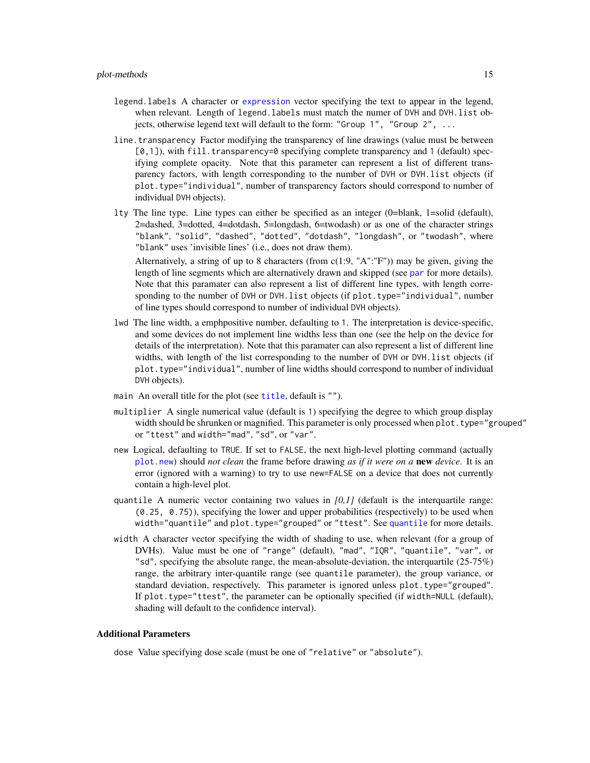legend.labels A character or expression vector specifying the text to appear in the legend, when relevant. Length of legend.labels must match the numer of DVH and DVH.list objects, otherwise legend text will default to the form: "Group 1", "Group 2", ...

line.transparency Factor modifying the transparency of line drawings (value must be between [0,1]), with fill.transparency=0 specifying complete transparency and 1 (default) specifying complete opacity. Note that this parameter can represent a list of different transparency factors, with length corresponding to the number of DVH or DVH.list objects (if plot.type="individual", number of transparency factors should correspond to number of individual DVH objects).

lty The line type. Line types can either be specified as an integer (0=blank, 1=solid (default), 2=dashed, 3=dotted, 4=dotdash, 5=longdash, 6=twodash) or as one of the character strings "blank", "solid", "dashed", "dotted", "dotdash", "longdash", or "twodash", where "blank" uses 'invisible lines' (i.e., does not draw them).

Alternatively, a string of up to 8 characters (from c(1:9, "A":"F")) may be given, giving the length of line segments which are alternatively drawn and skipped (see par for more details). Note that this paramater can also represent a list of different line types, with length corresponding to the number of DVH or DVH.list objects (if plot.type="individual", number of line types should correspond to number of individual DVH objects).

lwd The line width, a emphpositive number, defaulting to 1. The interpretation is device-specific, and some devices do not implement line widths less than one (see the help on the device for details of the interpretation). Note that this paramater can also represent a list of different line widths, with length of the list corresponding to the number of DVH or DVH.list objects (if plot.type="individual", number of line widths should correspond to number of individual DVH objects).

main An overall title for the plot (see title, default is "").

multiplier A single numerical value (default is 1) specifying the degree to which group display width should be shrunken or magnified. This parameter is only processed when plot.type="grouped" or "ttest" and width="mad", "sd", or "var".

new Logical, defaulting to TRUE. If set to FALSE, the next high-level plotting command (actually plot.new) should *not clean* the frame before drawing *as if it were on a* **new** *device*. It is an error (ignored with a warning) to try to use new=FALSE on a device that does not currently contain a high-level plot.

quantile A numeric vector containing two values in *[0,1]* (default is the interquartile range: (0.25, 0.75)), specifying the lower and upper probabilities (respectively) to be used when width="quantile" and plot.type="grouped" or "ttest". See quantile for more details.

width A character vector specifying the width of shading to use, when relevant (for a group of DVHs). Value must be one of "range" (default), "mad", "IQR", "quantile", "var", or "sd", specifying the absolute range, the mean-absolute-deviation, the interquartile (25-75%) range, the arbitrary inter-quantile range (see quantile parameter), the group variance, or standard deviation, respectively. This parameter is ignored unless plot.type="grouped". If plot.type="ttest", the parameter can be optionally specified (if width=NULL (default), shading will default to the confidence interval).

### Additional Parameters

dose Value specifying dose scale (must be one of "relative" or "absolute").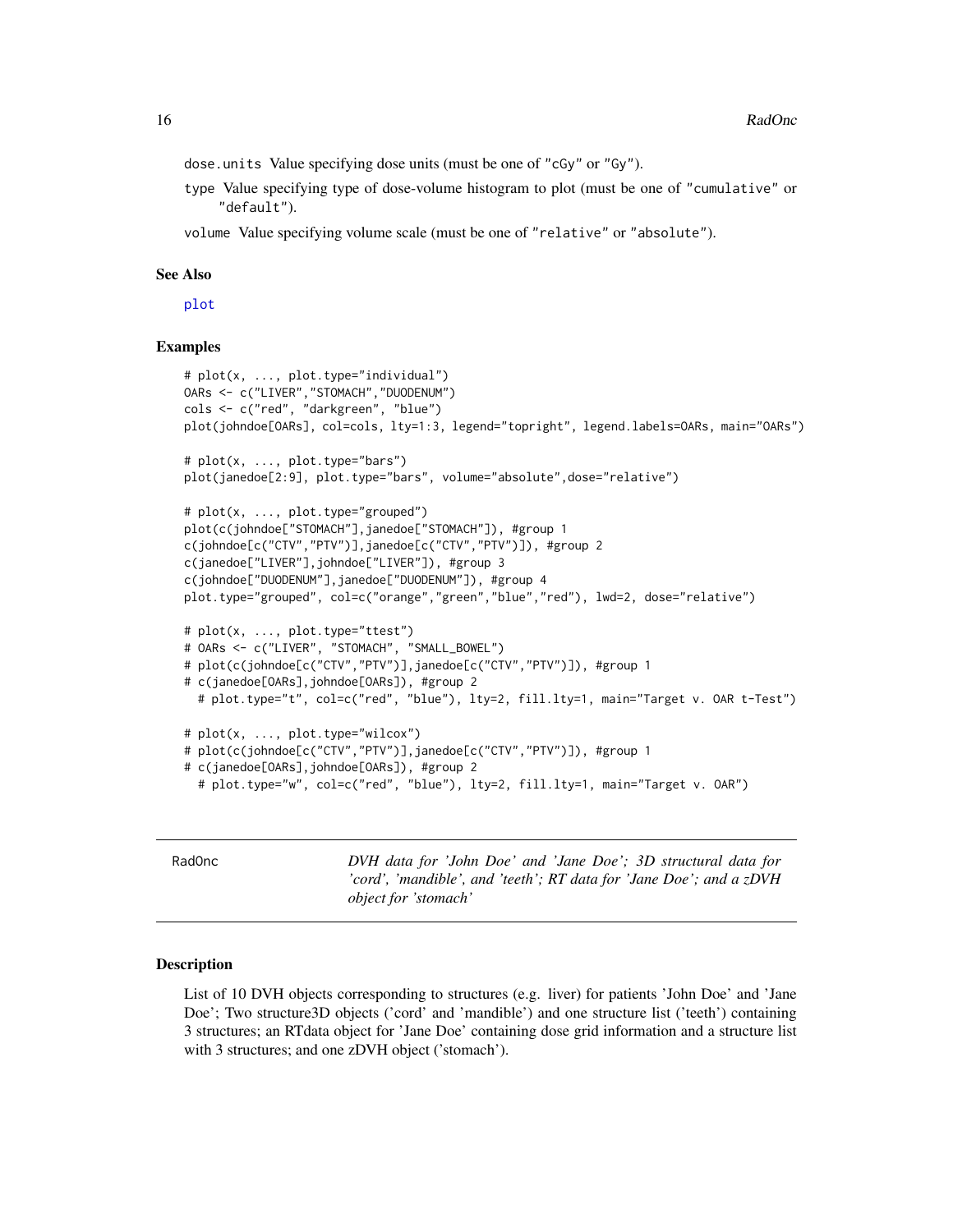dose.units Value specifying dose units (must be one of "cGy" or "Gy").

type Value specifying type of dose-volume histogram to plot (must be one of "cumulative" or "default").

volume Value specifying volume scale (must be one of "relative" or "absolute").

### See Also

plot

### Examples

```
# plot(x, ..., plot.type="individual")
OARs <- c("LIVER","STOMACH","DUODENUM")
cols <- c("red", "darkgreen", "blue")
plot(johndoe[OARs], col=cols, lty=1:3, legend="topright", legend.labels=OARs, main="OARs")

# plot(x, ..., plot.type="bars")
plot(janedoe[2:9], plot.type="bars", volume="absolute",dose="relative")

# plot(x, ..., plot.type="grouped")
plot(c(johndoe["STOMACH"],janedoe["STOMACH"]), #group 1
c(johndoe[c("CTV","PTV")],janedoe[c("CTV","PTV")]), #group 2
c(janedoe["LIVER"],johndoe["LIVER"]), #group 3
c(johndoe["DUODENUM"],janedoe["DUODENUM"]), #group 4
plot.type="grouped", col=c("orange","green","blue","red"), lwd=2, dose="relative")

# plot(x, ..., plot.type="ttest")
# OARs <- c("LIVER", "STOMACH", "SMALL_BOWEL")
# plot(c(johndoe[c("CTV","PTV")],janedoe[c("CTV","PTV")]), #group 1
# c(janedoe[OARs],johndoe[OARs]), #group 2
  # plot.type="t", col=c("red", "blue"), lty=2, fill.lty=1, main="Target v. OAR t-Test")

# plot(x, ..., plot.type="wilcox")
# plot(c(johndoe[c("CTV","PTV")],janedoe[c("CTV","PTV")]), #group 1
# c(janedoe[OARs],johndoe[OARs]), #group 2
  # plot.type="w", col=c("red", "blue"), lty=2, fill.lty=1, main="Target v. OAR")
```

---

RadOnc — *DVH data for 'John Doe' and 'Jane Doe'; 3D structural data for 'cord', 'mandible', and 'teeth'; RT data for 'Jane Doe'; and a zDVH object for 'stomach'*

---

### Description

List of 10 DVH objects corresponding to structures (e.g. liver) for patients 'John Doe' and 'Jane Doe'; Two structure3D objects ('cord' and 'mandible') and one structure list ('teeth') containing 3 structures; an RTdata object for 'Jane Doe' containing dose grid information and a structure list with 3 structures; and one zDVH object ('stomach').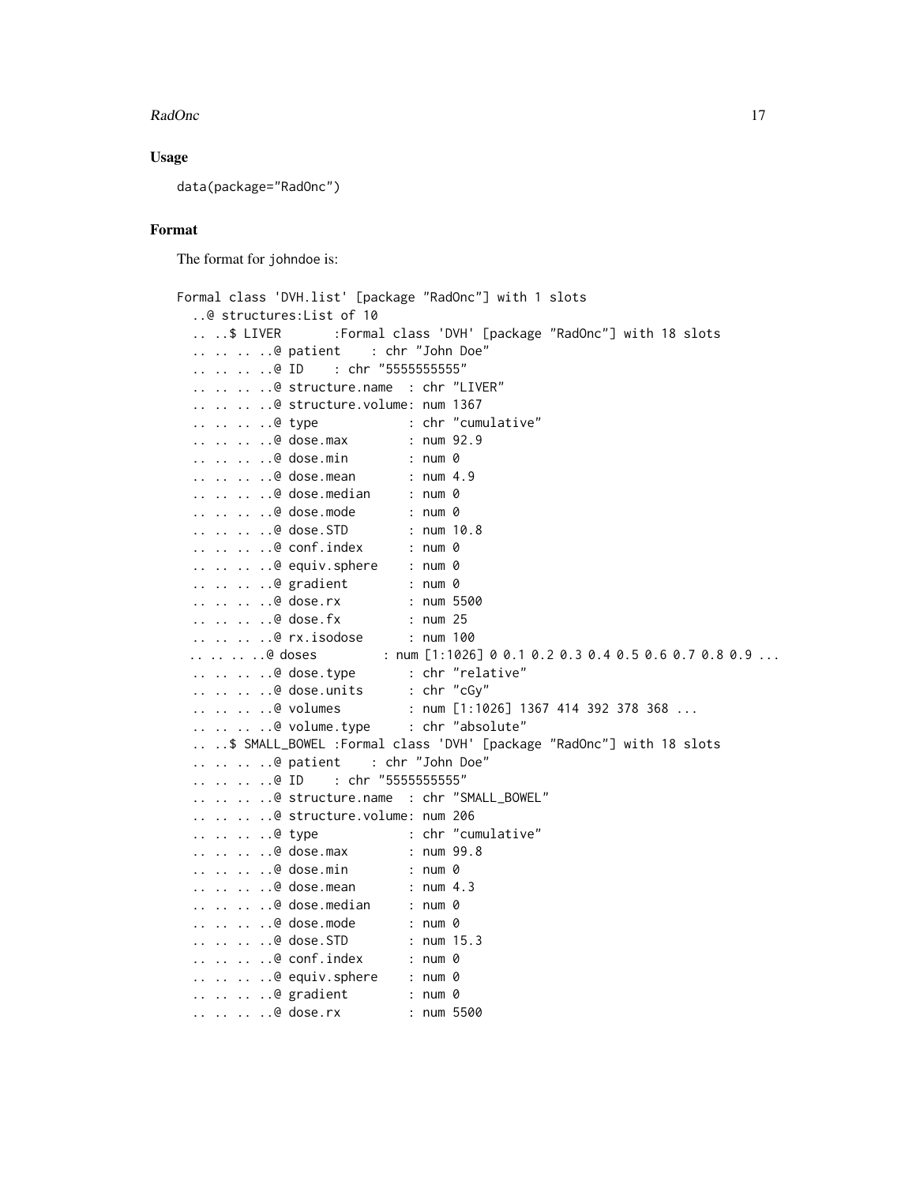### Usage

```
data(package="RadOnc")
```

### Format

The format for johndoe is:

```
Formal class 'DVH.list' [package "RadOnc"] with 1 slots
  ..@ structures:List of 10
  .. ..$ LIVER       :Formal class 'DVH' [package "RadOnc"] with 18 slots
  .. .. .. ..@ patient    : chr "John Doe"
  .. .. .. ..@ ID    : chr "5555555555"
  .. .. .. ..@ structure.name  : chr "LIVER"
  .. .. .. ..@ structure.volume: num 1367
  .. .. .. ..@ type            : chr "cumulative"
  .. .. .. ..@ dose.max        : num 92.9
  .. .. .. ..@ dose.min        : num 0
  .. .. .. ..@ dose.mean       : num 4.9
  .. .. .. ..@ dose.median     : num 0
  .. .. .. ..@ dose.mode       : num 0
  .. .. .. ..@ dose.STD        : num 10.8
  .. .. .. ..@ conf.index      : num 0
  .. .. .. ..@ equiv.sphere    : num 0
  .. .. .. ..@ gradient        : num 0
  .. .. .. ..@ dose.rx         : num 5500
  .. .. .. ..@ dose.fx         : num 25
  .. .. .. ..@ rx.isodose      : num 100
 .. .. .. ..@ doses         : num [1:1026] 0 0.1 0.2 0.3 0.4 0.5 0.6 0.7 0.8 0.9 ...
  .. .. .. ..@ dose.type       : chr "relative"
  .. .. .. ..@ dose.units      : chr "cGy"
  .. .. .. ..@ volumes         : num [1:1026] 1367 414 392 378 368 ...
  .. .. .. ..@ volume.type     : chr "absolute"
  .. ..$ SMALL_BOWEL :Formal class 'DVH' [package "RadOnc"] with 18 slots
  .. .. .. ..@ patient    : chr "John Doe"
  .. .. .. ..@ ID    : chr "5555555555"
  .. .. .. ..@ structure.name  : chr "SMALL_BOWEL"
  .. .. .. ..@ structure.volume: num 206
  .. .. .. ..@ type            : chr "cumulative"
  .. .. .. ..@ dose.max        : num 99.8
  .. .. .. ..@ dose.min        : num 0
  .. .. .. ..@ dose.mean       : num 4.3
  .. .. .. ..@ dose.median     : num 0
  .. .. .. ..@ dose.mode       : num 0
  .. .. .. ..@ dose.STD        : num 15.3
  .. .. .. ..@ conf.index      : num 0
  .. .. .. ..@ equiv.sphere    : num 0
  .. .. .. ..@ gradient        : num 0
  .. .. .. ..@ dose.rx         : num 5500
```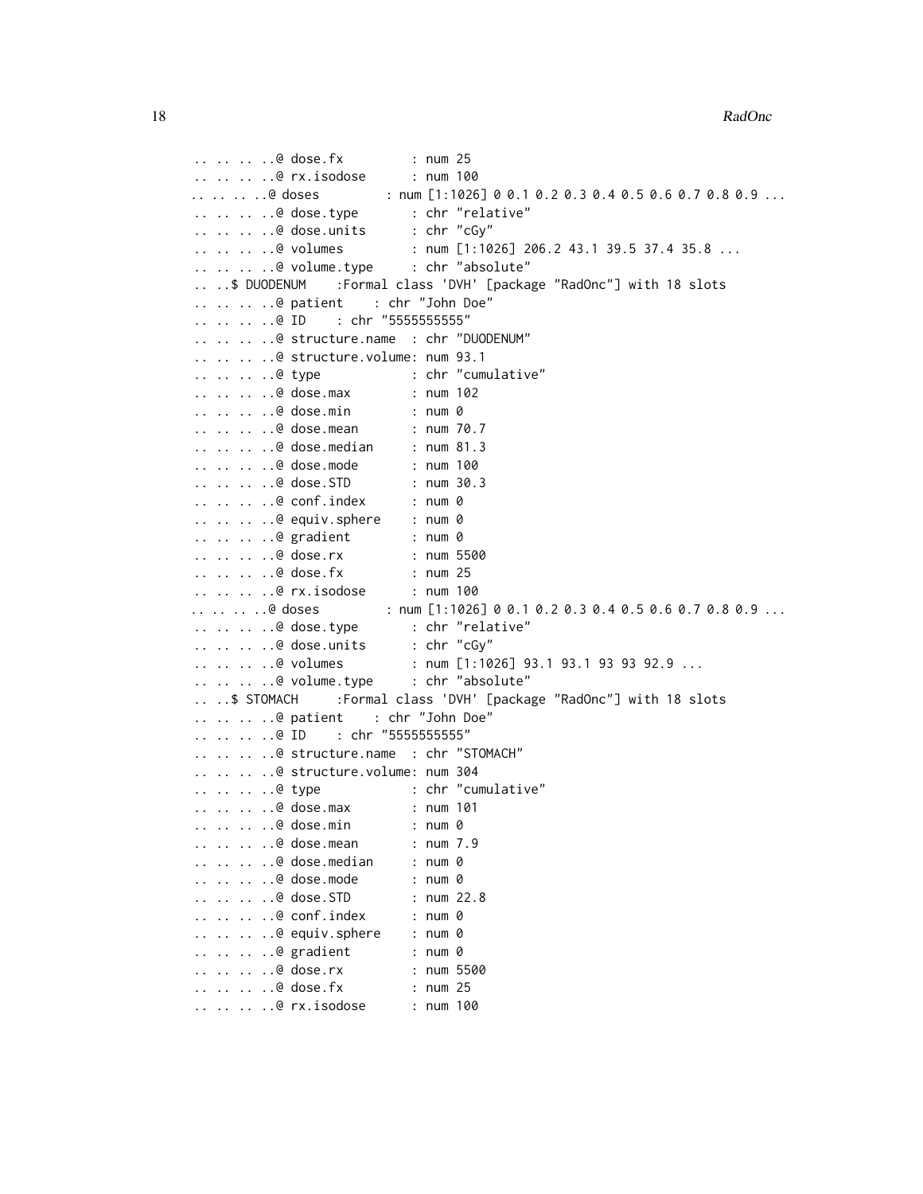```
.. .. .. ..@ dose.fx         : num 25
.. .. .. ..@ rx.isodose      : num 100
.. .. .. ..@ doses         : num [1:1026] 0 0.1 0.2 0.3 0.4 0.5 0.6 0.7 0.8 0.9 ...
.. .. .. ..@ dose.type       : chr "relative"
.. .. .. ..@ dose.units      : chr "cGy"
.. .. .. ..@ volumes         : num [1:1026] 206.2 43.1 39.5 37.4 35.8 ...
.. .. .. ..@ volume.type     : chr "absolute"
.. ..$ DUODENUM    :Formal class 'DVH' [package "RadOnc"] with 18 slots
.. .. .. ..@ patient    : chr "John Doe"
.. .. .. ..@ ID    : chr "5555555555"
.. .. .. ..@ structure.name  : chr "DUODENUM"
.. .. .. ..@ structure.volume: num 93.1
.. .. .. ..@ type            : chr "cumulative"
.. .. .. ..@ dose.max        : num 102
.. .. .. ..@ dose.min        : num 0
.. .. .. ..@ dose.mean       : num 70.7
.. .. .. ..@ dose.median     : num 81.3
.. .. .. ..@ dose.mode       : num 100
.. .. .. ..@ dose.STD        : num 30.3
.. .. .. ..@ conf.index      : num 0
.. .. .. ..@ equiv.sphere    : num 0
.. .. .. ..@ gradient        : num 0
.. .. .. ..@ dose.rx         : num 5500
.. .. .. ..@ dose.fx         : num 25
.. .. .. ..@ rx.isodose      : num 100
.. .. .. ..@ doses         : num [1:1026] 0 0.1 0.2 0.3 0.4 0.5 0.6 0.7 0.8 0.9 ...
.. .. .. ..@ dose.type       : chr "relative"
.. .. .. ..@ dose.units      : chr "cGy"
.. .. .. ..@ volumes         : num [1:1026] 93.1 93.1 93 93 92.9 ...
.. .. .. ..@ volume.type     : chr "absolute"
.. ..$ STOMACH     :Formal class 'DVH' [package "RadOnc"] with 18 slots
.. .. .. ..@ patient    : chr "John Doe"
.. .. .. ..@ ID    : chr "5555555555"
.. .. .. ..@ structure.name  : chr "STOMACH"
.. .. .. ..@ structure.volume: num 304
.. .. .. ..@ type            : chr "cumulative"
.. .. .. ..@ dose.max        : num 101
.. .. .. ..@ dose.min        : num 0
.. .. .. ..@ dose.mean       : num 7.9
.. .. .. ..@ dose.median     : num 0
.. .. .. ..@ dose.mode       : num 0
.. .. .. ..@ dose.STD        : num 22.8
.. .. .. ..@ conf.index      : num 0
.. .. .. ..@ equiv.sphere    : num 0
.. .. .. ..@ gradient        : num 0
.. .. .. ..@ dose.rx         : num 5500
.. .. .. ..@ dose.fx         : num 25
.. .. .. ..@ rx.isodose      : num 100
```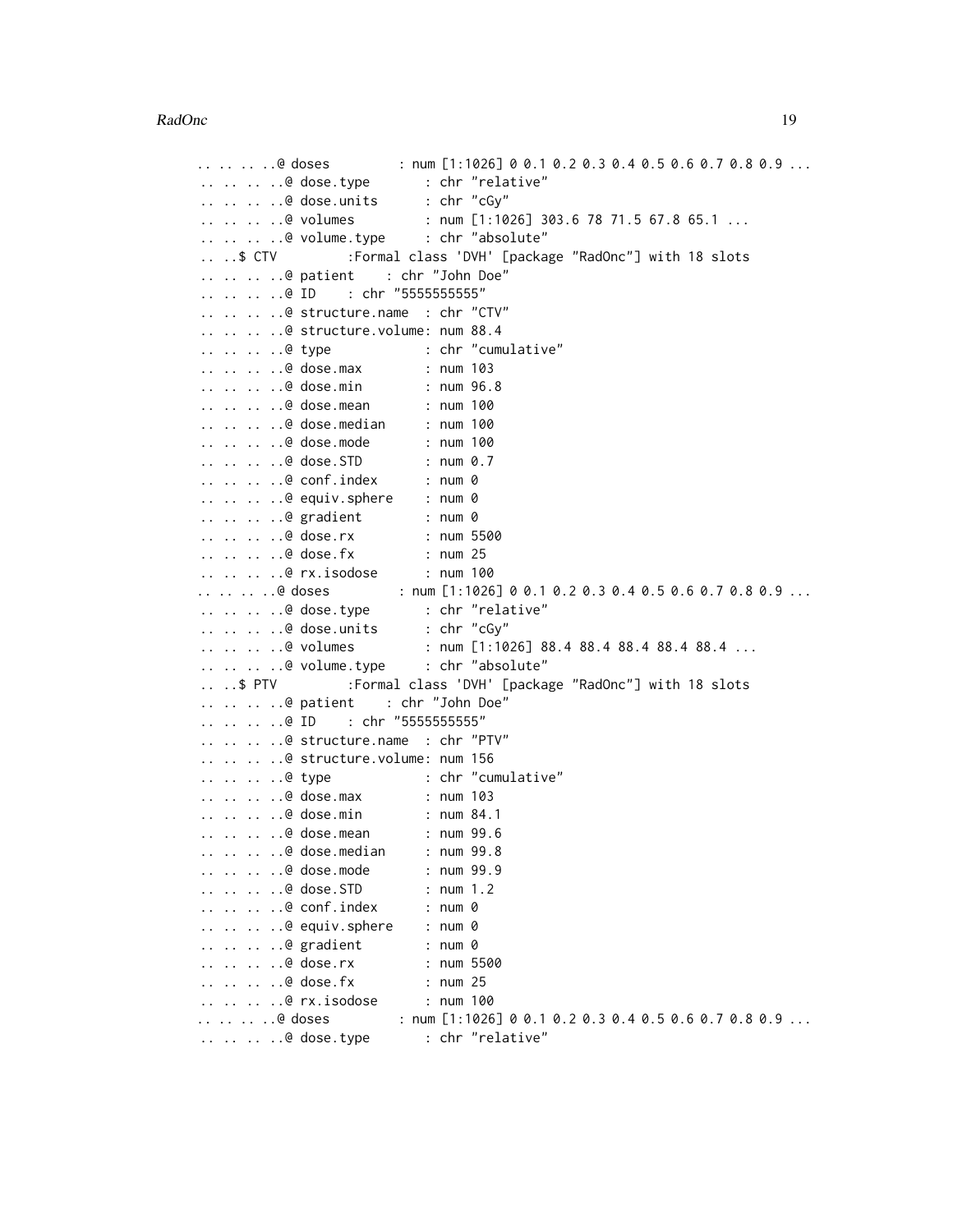```
.. .. .. ..@ doses         : num [1:1026] 0 0.1 0.2 0.3 0.4 0.5 0.6 0.7 0.8 0.9 ...
.. .. .. ..@ dose.type       : chr "relative"
.. .. .. ..@ dose.units      : chr "cGy"
.. .. .. ..@ volumes         : num [1:1026] 303.6 78 71.5 67.8 65.1 ...
.. .. .. ..@ volume.type     : chr "absolute"
.. ..$ CTV          :Formal class 'DVH' [package "RadOnc"] with 18 slots
.. .. .. ..@ patient    : chr "John Doe"
.. .. .. ..@ ID    : chr "5555555555"
.. .. .. ..@ structure.name  : chr "CTV"
.. .. .. ..@ structure.volume: num 88.4
.. .. .. ..@ type            : chr "cumulative"
.. .. .. ..@ dose.max        : num 103
.. .. .. ..@ dose.min        : num 96.8
.. .. .. ..@ dose.mean       : num 100
.. .. .. ..@ dose.median     : num 100
.. .. .. ..@ dose.mode       : num 100
.. .. .. ..@ dose.STD        : num 0.7
.. .. .. ..@ conf.index      : num 0
.. .. .. ..@ equiv.sphere    : num 0
.. .. .. ..@ gradient        : num 0
.. .. .. ..@ dose.rx         : num 5500
.. .. .. ..@ dose.fx         : num 25
.. .. .. ..@ rx.isodose      : num 100
.. .. .. ..@ doses         : num [1:1026] 0 0.1 0.2 0.3 0.4 0.5 0.6 0.7 0.8 0.9 ...
.. .. .. ..@ dose.type       : chr "relative"
.. .. .. ..@ dose.units      : chr "cGy"
.. .. .. ..@ volumes         : num [1:1026] 88.4 88.4 88.4 88.4 88.4 ...
.. .. .. ..@ volume.type     : chr "absolute"
.. ..$ PTV          :Formal class 'DVH' [package "RadOnc"] with 18 slots
.. .. .. ..@ patient    : chr "John Doe"
.. .. .. ..@ ID    : chr "5555555555"
.. .. .. ..@ structure.name  : chr "PTV"
.. .. .. ..@ structure.volume: num 156
.. .. .. ..@ type            : chr "cumulative"
.. .. .. ..@ dose.max        : num 103
.. .. .. ..@ dose.min        : num 84.1
.. .. .. ..@ dose.mean       : num 99.6
.. .. .. ..@ dose.median     : num 99.8
.. .. .. ..@ dose.mode       : num 99.9
.. .. .. ..@ dose.STD        : num 1.2
.. .. .. ..@ conf.index      : num 0
.. .. .. ..@ equiv.sphere    : num 0
.. .. .. ..@ gradient        : num 0
.. .. .. ..@ dose.rx         : num 5500
.. .. .. ..@ dose.fx         : num 25
.. .. .. ..@ rx.isodose      : num 100
.. .. .. ..@ doses         : num [1:1026] 0 0.1 0.2 0.3 0.4 0.5 0.6 0.7 0.8 0.9 ...
.. .. .. ..@ dose.type       : chr "relative"
```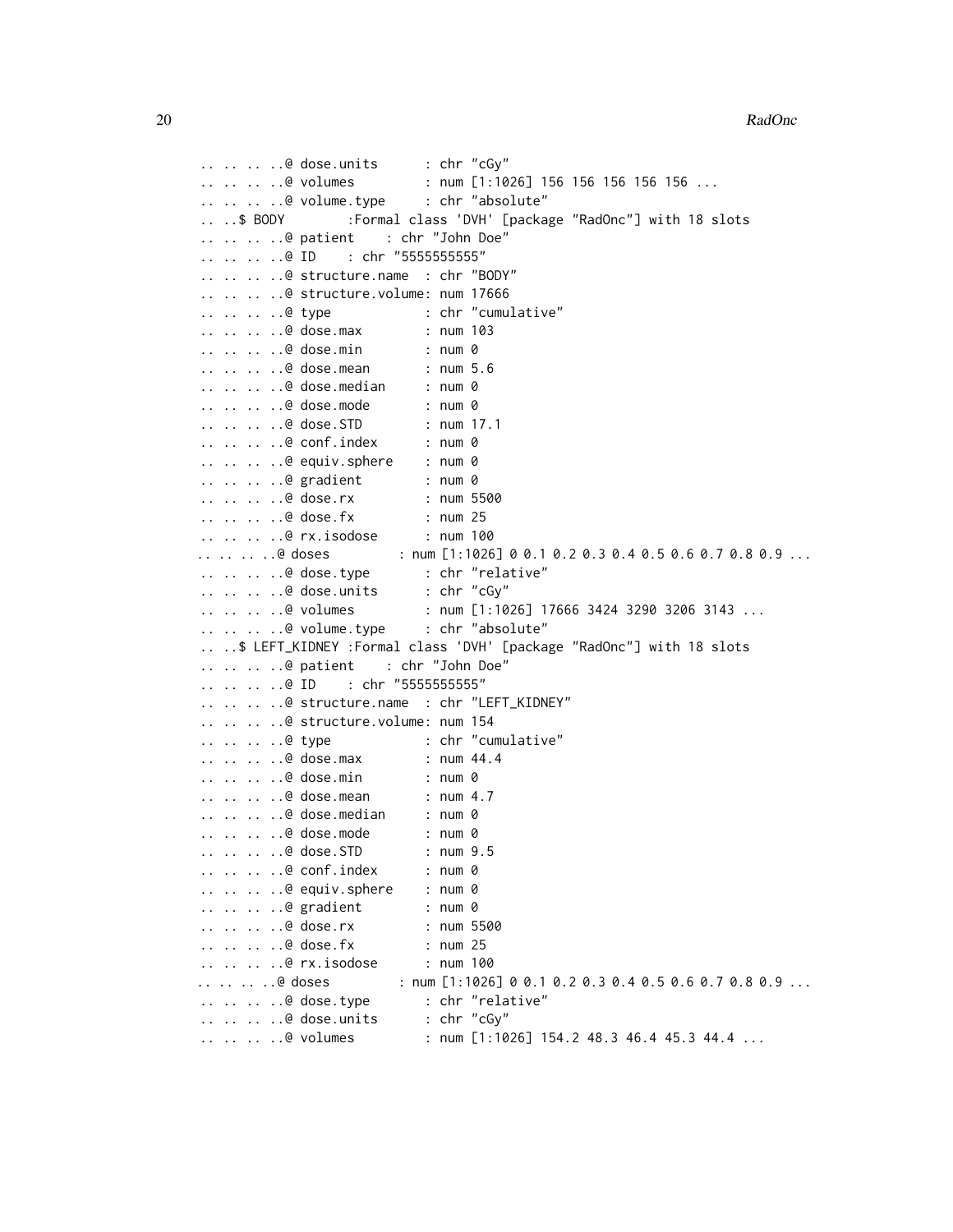```
.. .. .. ..@ dose.units      : chr "cGy"
.. .. .. ..@ volumes         : num [1:1026] 156 156 156 156 156 ...
.. .. .. ..@ volume.type     : chr "absolute"
.. ..$ BODY        :Formal class 'DVH' [package "RadOnc"] with 18 slots
.. .. .. ..@ patient    : chr "John Doe"
.. .. .. ..@ ID    : chr "5555555555"
.. .. .. ..@ structure.name  : chr "BODY"
.. .. .. ..@ structure.volume: num 17666
.. .. .. ..@ type            : chr "cumulative"
.. .. .. ..@ dose.max        : num 103
.. .. .. ..@ dose.min        : num 0
.. .. .. ..@ dose.mean       : num 5.6
.. .. .. ..@ dose.median     : num 0
.. .. .. ..@ dose.mode       : num 0
.. .. .. ..@ dose.STD        : num 17.1
.. .. .. ..@ conf.index      : num 0
.. .. .. ..@ equiv.sphere    : num 0
.. .. .. ..@ gradient        : num 0
.. .. .. ..@ dose.rx         : num 5500
.. .. .. ..@ dose.fx         : num 25
.. .. .. ..@ rx.isodose      : num 100
.. .. .. ..@ doses         : num [1:1026] 0 0.1 0.2 0.3 0.4 0.5 0.6 0.7 0.8 0.9 ...
.. .. .. ..@ dose.type       : chr "relative"
.. .. .. ..@ dose.units      : chr "cGy"
.. .. .. ..@ volumes         : num [1:1026] 17666 3424 3290 3206 3143 ...
.. .. .. ..@ volume.type     : chr "absolute"
.. ..$ LEFT_KIDNEY :Formal class 'DVH' [package "RadOnc"] with 18 slots
.. .. .. ..@ patient    : chr "John Doe"
.. .. .. ..@ ID    : chr "5555555555"
.. .. .. ..@ structure.name  : chr "LEFT_KIDNEY"
.. .. .. ..@ structure.volume: num 154
.. .. .. ..@ type            : chr "cumulative"
.. .. .. ..@ dose.max        : num 44.4
.. .. .. ..@ dose.min        : num 0
.. .. .. ..@ dose.mean       : num 4.7
.. .. .. ..@ dose.median     : num 0
.. .. .. ..@ dose.mode       : num 0
.. .. .. ..@ dose.STD        : num 9.5
.. .. .. ..@ conf.index      : num 0
.. .. .. ..@ equiv.sphere    : num 0
.. .. .. ..@ gradient        : num 0
.. .. .. ..@ dose.rx         : num 5500
.. .. .. ..@ dose.fx         : num 25
.. .. .. ..@ rx.isodose      : num 100
.. .. .. ..@ doses         : num [1:1026] 0 0.1 0.2 0.3 0.4 0.5 0.6 0.7 0.8 0.9 ...
.. .. .. ..@ dose.type       : chr "relative"
.. .. .. ..@ dose.units      : chr "cGy"
.. .. .. ..@ volumes         : num [1:1026] 154.2 48.3 46.4 45.3 44.4 ...
```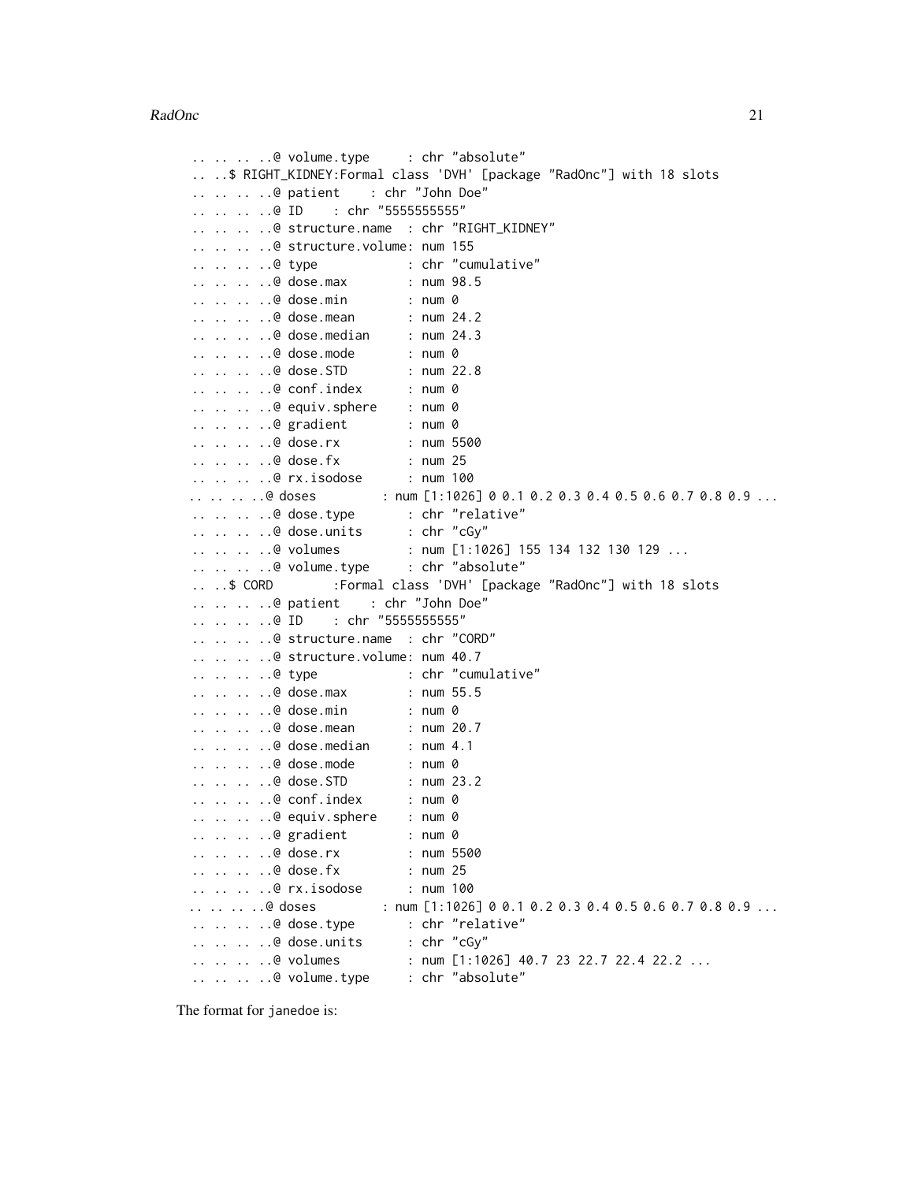```
.. .. .. ..@ volume.type     : chr "absolute"
.. ..$ RIGHT_KIDNEY:Formal class 'DVH' [package "RadOnc"] with 18 slots
.. .. .. ..@ patient    : chr "John Doe"
.. .. .. ..@ ID    : chr "5555555555"
.. .. .. ..@ structure.name  : chr "RIGHT_KIDNEY"
.. .. .. ..@ structure.volume: num 155
.. .. .. ..@ type            : chr "cumulative"
.. .. .. ..@ dose.max        : num 98.5
.. .. .. ..@ dose.min        : num 0
.. .. .. ..@ dose.mean       : num 24.2
.. .. .. ..@ dose.median     : num 24.3
.. .. .. ..@ dose.mode       : num 0
.. .. .. ..@ dose.STD        : num 22.8
.. .. .. ..@ conf.index      : num 0
.. .. .. ..@ equiv.sphere    : num 0
.. .. .. ..@ gradient        : num 0
.. .. .. ..@ dose.rx         : num 5500
.. .. .. ..@ dose.fx         : num 25
.. .. .. ..@ rx.isodose      : num 100
.. .. .. ..@ doses         : num [1:1026] 0 0.1 0.2 0.3 0.4 0.5 0.6 0.7 0.8 0.9 ...
.. .. .. ..@ dose.type       : chr "relative"
.. .. .. ..@ dose.units      : chr "cGy"
.. .. .. ..@ volumes         : num [1:1026] 155 134 132 130 129 ...
.. .. .. ..@ volume.type     : chr "absolute"
.. ..$ CORD        :Formal class 'DVH' [package "RadOnc"] with 18 slots
.. .. .. ..@ patient    : chr "John Doe"
.. .. .. ..@ ID    : chr "5555555555"
.. .. .. ..@ structure.name  : chr "CORD"
.. .. .. ..@ structure.volume: num 40.7
.. .. .. ..@ type            : chr "cumulative"
.. .. .. ..@ dose.max        : num 55.5
.. .. .. ..@ dose.min        : num 0
.. .. .. ..@ dose.mean       : num 20.7
.. .. .. ..@ dose.median     : num 4.1
.. .. .. ..@ dose.mode       : num 0
.. .. .. ..@ dose.STD        : num 23.2
.. .. .. ..@ conf.index      : num 0
.. .. .. ..@ equiv.sphere    : num 0
.. .. .. ..@ gradient        : num 0
.. .. .. ..@ dose.rx         : num 5500
.. .. .. ..@ dose.fx         : num 25
.. .. .. ..@ rx.isodose      : num 100
.. .. .. ..@ doses         : num [1:1026] 0 0.1 0.2 0.3 0.4 0.5 0.6 0.7 0.8 0.9 ...
.. .. .. ..@ dose.type       : chr "relative"
.. .. .. ..@ dose.units      : chr "cGy"
.. .. .. ..@ volumes         : num [1:1026] 40.7 23 22.7 22.4 22.2 ...
.. .. .. ..@ volume.type     : chr "absolute"
```

The format for janedoe is: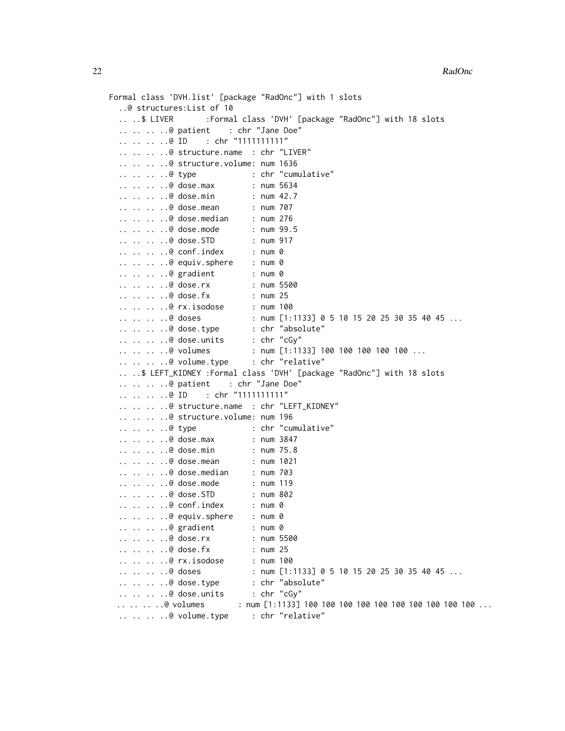```
Formal class 'DVH.list' [package "RadOnc"] with 1 slots
  ..@ structures:List of 10
  .. ..$ LIVER       :Formal class 'DVH' [package "RadOnc"] with 18 slots
  .. .. .. ..@ patient    : chr "Jane Doe"
  .. .. .. ..@ ID    : chr "1111111111"
  .. .. .. ..@ structure.name  : chr "LIVER"
  .. .. .. ..@ structure.volume: num 1636
  .. .. .. ..@ type            : chr "cumulative"
  .. .. .. ..@ dose.max        : num 5634
  .. .. .. ..@ dose.min        : num 42.7
  .. .. .. ..@ dose.mean       : num 707
  .. .. .. ..@ dose.median     : num 276
  .. .. .. ..@ dose.mode       : num 99.5
  .. .. .. ..@ dose.STD        : num 917
  .. .. .. ..@ conf.index      : num 0
  .. .. .. ..@ equiv.sphere    : num 0
  .. .. .. ..@ gradient        : num 0
  .. .. .. ..@ dose.rx         : num 5500
  .. .. .. ..@ dose.fx         : num 25
  .. .. .. ..@ rx.isodose      : num 100
  .. .. .. ..@ doses           : num [1:1133] 0 5 10 15 20 25 30 35 40 45 ...
  .. .. .. ..@ dose.type       : chr "absolute"
  .. .. .. ..@ dose.units      : chr "cGy"
  .. .. .. ..@ volumes         : num [1:1133] 100 100 100 100 100 ...
  .. .. .. ..@ volume.type     : chr "relative"
  .. ..$ LEFT_KIDNEY :Formal class 'DVH' [package "RadOnc"] with 18 slots
  .. .. .. ..@ patient    : chr "Jane Doe"
  .. .. .. ..@ ID    : chr "1111111111"
  .. .. .. ..@ structure.name  : chr "LEFT_KIDNEY"
  .. .. .. ..@ structure.volume: num 196
  .. .. .. ..@ type            : chr "cumulative"
  .. .. .. ..@ dose.max        : num 3847
  .. .. .. ..@ dose.min        : num 75.8
  .. .. .. ..@ dose.mean       : num 1021
  .. .. .. ..@ dose.median     : num 703
  .. .. .. ..@ dose.mode       : num 119
  .. .. .. ..@ dose.STD        : num 802
  .. .. .. ..@ conf.index      : num 0
  .. .. .. ..@ equiv.sphere    : num 0
  .. .. .. ..@ gradient        : num 0
  .. .. .. ..@ dose.rx         : num 5500
  .. .. .. ..@ dose.fx         : num 25
  .. .. .. ..@ rx.isodose      : num 100
  .. .. .. ..@ doses           : num [1:1133] 0 5 10 15 20 25 30 35 40 45 ...
  .. .. .. ..@ dose.type       : chr "absolute"
  .. .. .. ..@ dose.units      : chr "cGy"
 .. .. .. ..@ volumes       : num [1:1133] 100 100 100 100 100 100 100 100 100 100 ...
  .. .. .. ..@ volume.type     : chr "relative"
```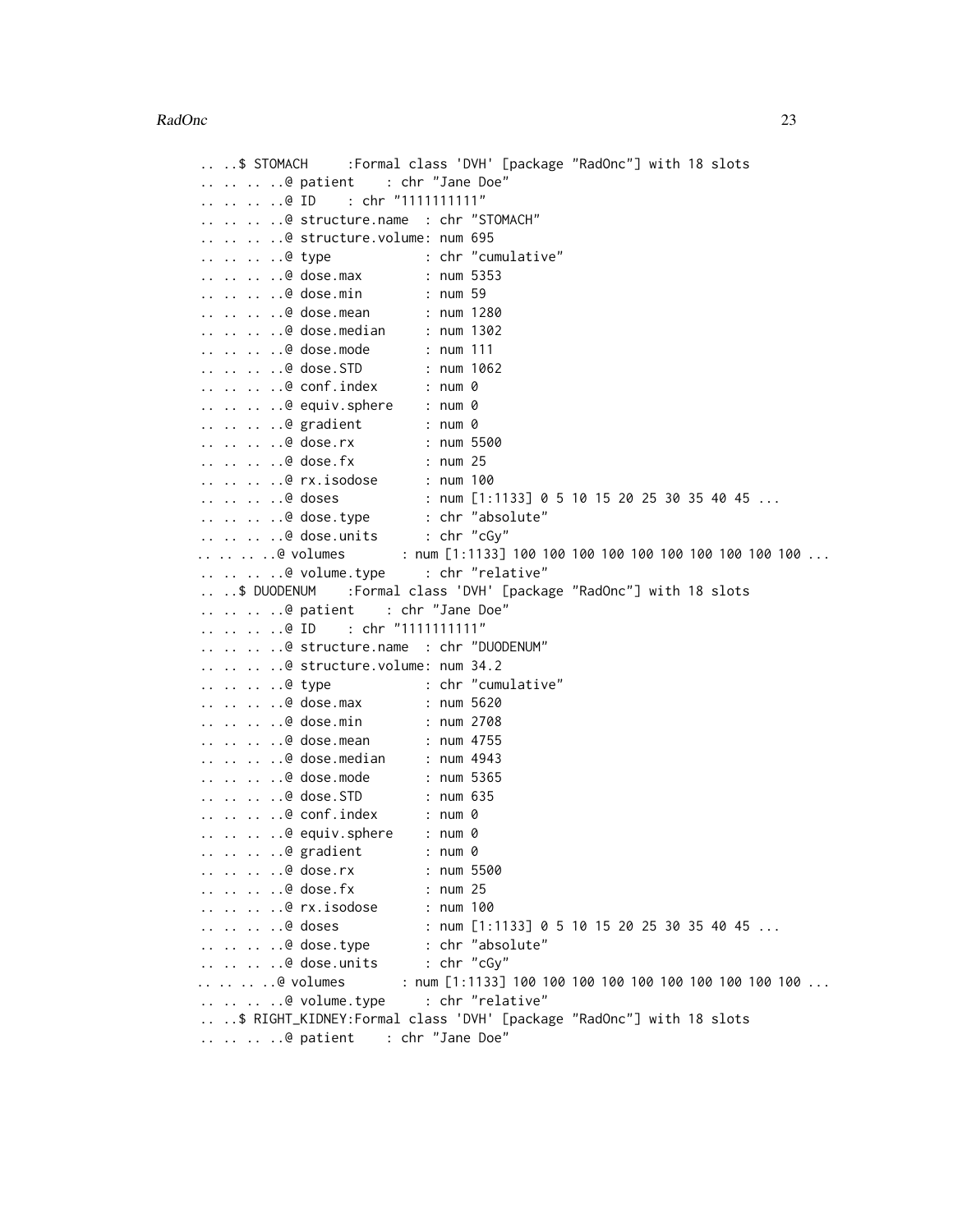```
.. ..$ STOMACH     :Formal class 'DVH' [package "RadOnc"] with 18 slots
.. .. .. ..@ patient    : chr "Jane Doe"
.. .. .. ..@ ID    : chr "1111111111"
.. .. .. ..@ structure.name  : chr "STOMACH"
.. .. .. ..@ structure.volume: num 695
.. .. .. ..@ type            : chr "cumulative"
.. .. .. ..@ dose.max        : num 5353
.. .. .. ..@ dose.min        : num 59
.. .. .. ..@ dose.mean       : num 1280
.. .. .. ..@ dose.median     : num 1302
.. .. .. ..@ dose.mode       : num 111
.. .. .. ..@ dose.STD        : num 1062
.. .. .. ..@ conf.index      : num 0
.. .. .. ..@ equiv.sphere    : num 0
.. .. .. ..@ gradient        : num 0
.. .. .. ..@ dose.rx         : num 5500
.. .. .. ..@ dose.fx         : num 25
.. .. .. ..@ rx.isodose      : num 100
.. .. .. ..@ doses           : num [1:1133] 0 5 10 15 20 25 30 35 40 45 ...
.. .. .. ..@ dose.type       : chr "absolute"
.. .. .. ..@ dose.units      : chr "cGy"
.. .. .. ..@ volumes       : num [1:1133] 100 100 100 100 100 100 100 100 100 100 ...
.. .. .. ..@ volume.type     : chr "relative"
.. ..$ DUODENUM    :Formal class 'DVH' [package "RadOnc"] with 18 slots
.. .. .. ..@ patient    : chr "Jane Doe"
.. .. .. ..@ ID    : chr "1111111111"
.. .. .. ..@ structure.name  : chr "DUODENUM"
.. .. .. ..@ structure.volume: num 34.2
.. .. .. ..@ type            : chr "cumulative"
.. .. .. ..@ dose.max        : num 5620
.. .. .. ..@ dose.min        : num 2708
.. .. .. ..@ dose.mean       : num 4755
.. .. .. ..@ dose.median     : num 4943
.. .. .. ..@ dose.mode       : num 5365
.. .. .. ..@ dose.STD        : num 635
.. .. .. ..@ conf.index      : num 0
.. .. .. ..@ equiv.sphere    : num 0
.. .. .. ..@ gradient        : num 0
.. .. .. ..@ dose.rx         : num 5500
.. .. .. ..@ dose.fx         : num 25
.. .. .. ..@ rx.isodose      : num 100
.. .. .. ..@ doses           : num [1:1133] 0 5 10 15 20 25 30 35 40 45 ...
.. .. .. ..@ dose.type       : chr "absolute"
.. .. .. ..@ dose.units      : chr "cGy"
.. .. .. ..@ volumes       : num [1:1133] 100 100 100 100 100 100 100 100 100 100 ...
.. .. .. ..@ volume.type     : chr "relative"
.. ..$ RIGHT_KIDNEY:Formal class 'DVH' [package "RadOnc"] with 18 slots
.. .. .. ..@ patient    : chr "Jane Doe"
```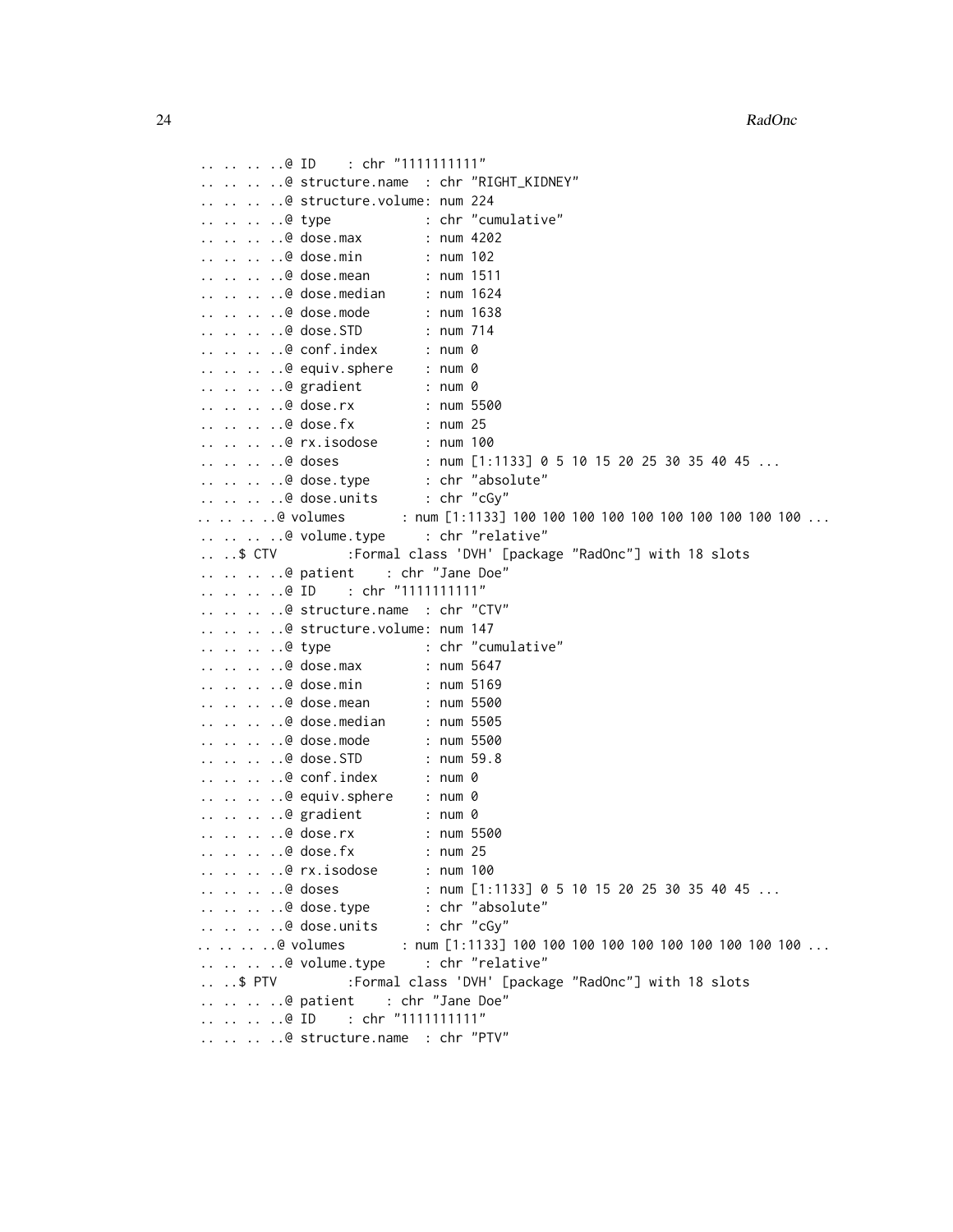```
  .. .. .. ..@ ID    : chr "1111111111"
  .. .. .. ..@ structure.name  : chr "RIGHT_KIDNEY"
  .. .. .. ..@ structure.volume: num 224
  .. .. .. ..@ type            : chr "cumulative"
  .. .. .. ..@ dose.max        : num 4202
  .. .. .. ..@ dose.min        : num 102
  .. .. .. ..@ dose.mean       : num 1511
  .. .. .. ..@ dose.median     : num 1624
  .. .. .. ..@ dose.mode       : num 1638
  .. .. .. ..@ dose.STD        : num 714
  .. .. .. ..@ conf.index      : num 0
  .. .. .. ..@ equiv.sphere    : num 0
  .. .. .. ..@ gradient        : num 0
  .. .. .. ..@ dose.rx         : num 5500
  .. .. .. ..@ dose.fx         : num 25
  .. .. .. ..@ rx.isodose      : num 100
  .. .. .. ..@ doses           : num [1:1133] 0 5 10 15 20 25 30 35 40 45 ...
  .. .. .. ..@ dose.type       : chr "absolute"
  .. .. .. ..@ dose.units      : chr "cGy"
 .. .. .. ..@ volumes       : num [1:1133] 100 100 100 100 100 100 100 100 100 100 ...
  .. .. .. ..@ volume.type     : chr "relative"
  .. ..$ CTV         :Formal class 'DVH' [package "RadOnc"] with 18 slots
  .. .. .. ..@ patient    : chr "Jane Doe"
  .. .. .. ..@ ID    : chr "1111111111"
  .. .. .. ..@ structure.name  : chr "CTV"
  .. .. .. ..@ structure.volume: num 147
  .. .. .. ..@ type            : chr "cumulative"
  .. .. .. ..@ dose.max        : num 5647
  .. .. .. ..@ dose.min        : num 5169
  .. .. .. ..@ dose.mean       : num 5500
  .. .. .. ..@ dose.median     : num 5505
  .. .. .. ..@ dose.mode       : num 5500
  .. .. .. ..@ dose.STD        : num 59.8
  .. .. .. ..@ conf.index      : num 0
  .. .. .. ..@ equiv.sphere    : num 0
  .. .. .. ..@ gradient        : num 0
  .. .. .. ..@ dose.rx         : num 5500
  .. .. .. ..@ dose.fx         : num 25
  .. .. .. ..@ rx.isodose      : num 100
  .. .. .. ..@ doses           : num [1:1133] 0 5 10 15 20 25 30 35 40 45 ...
  .. .. .. ..@ dose.type       : chr "absolute"
  .. .. .. ..@ dose.units      : chr "cGy"
 .. .. .. ..@ volumes       : num [1:1133] 100 100 100 100 100 100 100 100 100 100 ...
  .. .. .. ..@ volume.type     : chr "relative"
  .. ..$ PTV         :Formal class 'DVH' [package "RadOnc"] with 18 slots
  .. .. .. ..@ patient    : chr "Jane Doe"
  .. .. .. ..@ ID    : chr "1111111111"
  .. .. .. ..@ structure.name  : chr "PTV"
```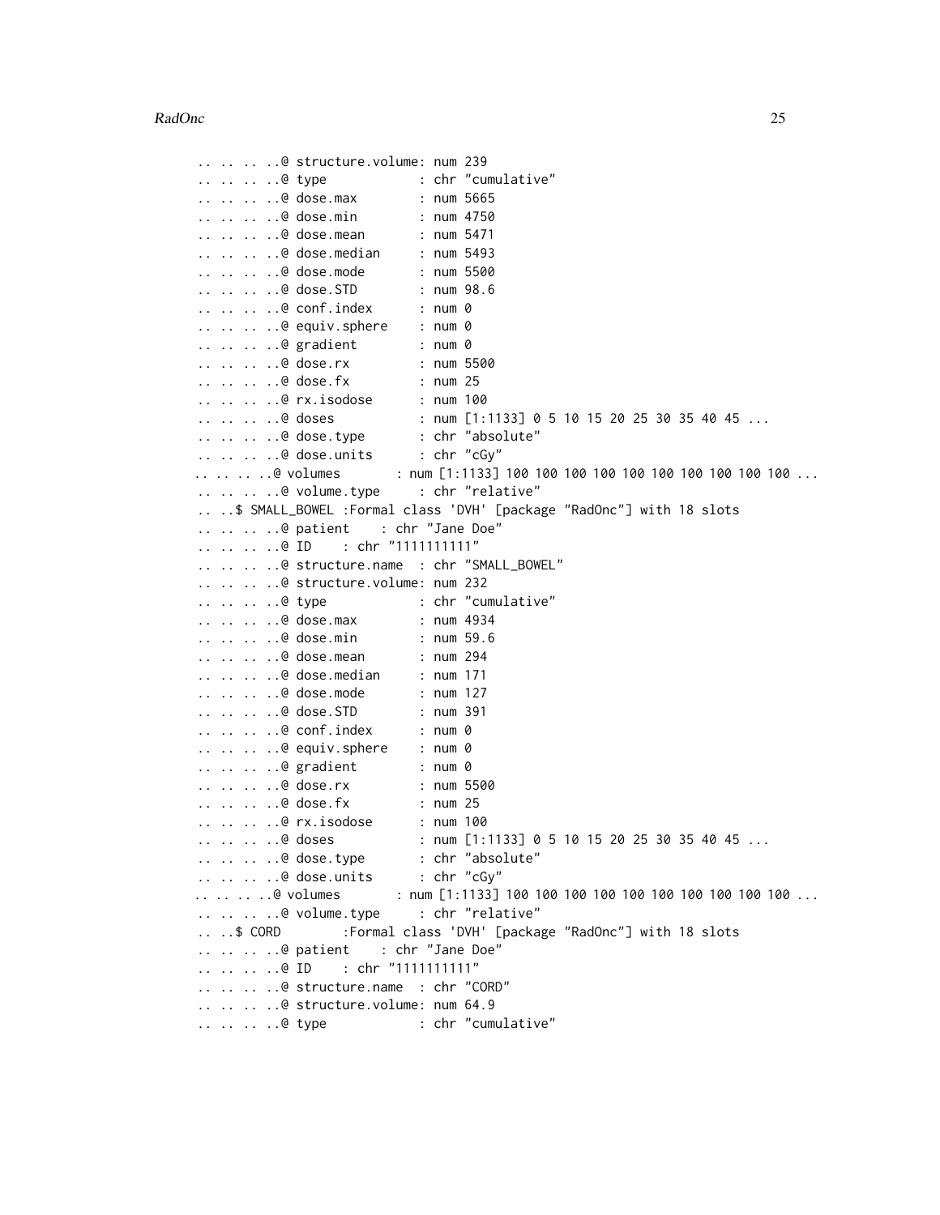```
.. .. .. ..@ structure.volume: num 239
.. .. .. ..@ type            : chr "cumulative"
.. .. .. ..@ dose.max        : num 5665
.. .. .. ..@ dose.min        : num 4750
.. .. .. ..@ dose.mean       : num 5471
.. .. .. ..@ dose.median     : num 5493
.. .. .. ..@ dose.mode       : num 5500
.. .. .. ..@ dose.STD        : num 98.6
.. .. .. ..@ conf.index      : num 0
.. .. .. ..@ equiv.sphere    : num 0
.. .. .. ..@ gradient        : num 0
.. .. .. ..@ dose.rx         : num 5500
.. .. .. ..@ dose.fx         : num 25
.. .. .. ..@ rx.isodose      : num 100
.. .. .. ..@ doses           : num [1:1133] 0 5 10 15 20 25 30 35 40 45 ...
.. .. .. ..@ dose.type       : chr "absolute"
.. .. .. ..@ dose.units      : chr "cGy"
.. .. .. ..@ volumes       : num [1:1133] 100 100 100 100 100 100 100 100 100 100 ...
.. .. .. ..@ volume.type     : chr "relative"
.. ..$ SMALL_BOWEL :Formal class 'DVH' [package "RadOnc"] with 18 slots
.. .. .. ..@ patient    : chr "Jane Doe"
.. .. .. ..@ ID    : chr "1111111111"
.. .. .. ..@ structure.name  : chr "SMALL_BOWEL"
.. .. .. ..@ structure.volume: num 232
.. .. .. ..@ type            : chr "cumulative"
.. .. .. ..@ dose.max        : num 4934
.. .. .. ..@ dose.min        : num 59.6
.. .. .. ..@ dose.mean       : num 294
.. .. .. ..@ dose.median     : num 171
.. .. .. ..@ dose.mode       : num 127
.. .. .. ..@ dose.STD        : num 391
.. .. .. ..@ conf.index      : num 0
.. .. .. ..@ equiv.sphere    : num 0
.. .. .. ..@ gradient        : num 0
.. .. .. ..@ dose.rx         : num 5500
.. .. .. ..@ dose.fx         : num 25
.. .. .. ..@ rx.isodose      : num 100
.. .. .. ..@ doses           : num [1:1133] 0 5 10 15 20 25 30 35 40 45 ...
.. .. .. ..@ dose.type       : chr "absolute"
.. .. .. ..@ dose.units      : chr "cGy"
.. .. .. ..@ volumes       : num [1:1133] 100 100 100 100 100 100 100 100 100 100 ...
.. .. .. ..@ volume.type     : chr "relative"
.. ..$ CORD        :Formal class 'DVH' [package "RadOnc"] with 18 slots
.. .. .. ..@ patient    : chr "Jane Doe"
.. .. .. ..@ ID    : chr "1111111111"
.. .. .. ..@ structure.name  : chr "CORD"
.. .. .. ..@ structure.volume: num 64.9
.. .. .. ..@ type            : chr "cumulative"
```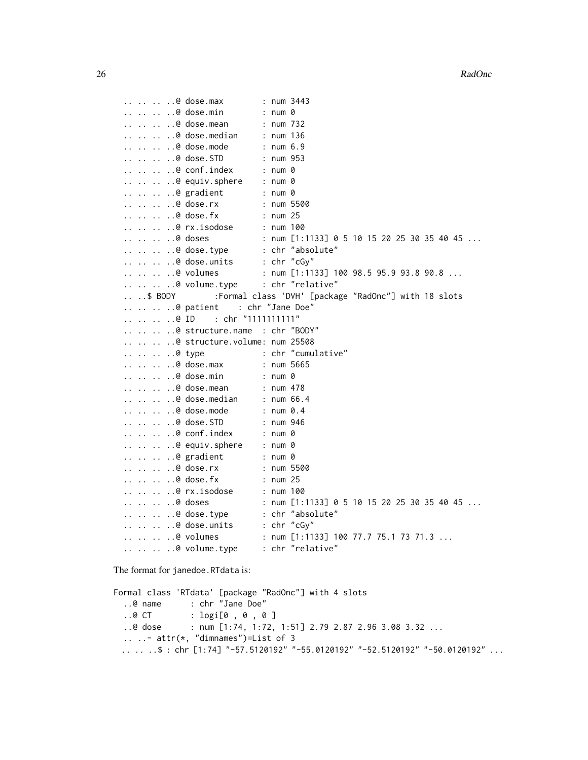```
.. .. .. ..@ dose.max        : num 3443
.. .. .. ..@ dose.min        : num 0
.. .. .. ..@ dose.mean       : num 732
.. .. .. ..@ dose.median     : num 136
.. .. .. ..@ dose.mode       : num 6.9
.. .. .. ..@ dose.STD        : num 953
.. .. .. ..@ conf.index      : num 0
.. .. .. ..@ equiv.sphere    : num 0
.. .. .. ..@ gradient        : num 0
.. .. .. ..@ dose.rx         : num 5500
.. .. .. ..@ dose.fx         : num 25
.. .. .. ..@ rx.isodose      : num 100
.. .. .. ..@ doses           : num [1:1133] 0 5 10 15 20 25 30 35 40 45 ...
.. .. .. ..@ dose.type       : chr "absolute"
.. .. .. ..@ dose.units      : chr "cGy"
.. .. .. ..@ volumes         : num [1:1133] 100 98.5 95.9 93.8 90.8 ...
.. .. .. ..@ volume.type     : chr "relative"
.. ..$ BODY        :Formal class 'DVH' [package "RadOnc"] with 18 slots
.. .. .. ..@ patient    : chr "Jane Doe"
.. .. .. ..@ ID    : chr "1111111111"
.. .. .. ..@ structure.name  : chr "BODY"
.. .. .. ..@ structure.volume: num 25508
.. .. .. ..@ type            : chr "cumulative"
.. .. .. ..@ dose.max        : num 5665
.. .. .. ..@ dose.min        : num 0
.. .. .. ..@ dose.mean       : num 478
.. .. .. ..@ dose.median     : num 66.4
.. .. .. ..@ dose.mode       : num 0.4
.. .. .. ..@ dose.STD        : num 946
.. .. .. ..@ conf.index      : num 0
.. .. .. ..@ equiv.sphere    : num 0
.. .. .. ..@ gradient        : num 0
.. .. .. ..@ dose.rx         : num 5500
.. .. .. ..@ dose.fx         : num 25
.. .. .. ..@ rx.isodose      : num 100
.. .. .. ..@ doses           : num [1:1133] 0 5 10 15 20 25 30 35 40 45 ...
.. .. .. ..@ dose.type       : chr "absolute"
.. .. .. ..@ dose.units      : chr "cGy"
.. .. .. ..@ volumes         : num [1:1133] 100 77.7 75.1 73 71.3 ...
.. .. .. ..@ volume.type     : chr "relative"
```

The format for `janedoe.RTdata` is:

```
Formal class 'RTdata' [package "RadOnc"] with 4 slots
  ..@ name      : chr "Jane Doe"
  ..@ CT        : logi[0 , 0 , 0 ]
  ..@ dose      : num [1:74, 1:72, 1:51] 2.79 2.87 2.96 3.08 3.32 ...
  .. ..- attr(*, "dimnames")=List of 3
  .. .. ..$ : chr [1:74] "-57.5120192" "-55.0120192" "-52.5120192" "-50.0120192" ...
```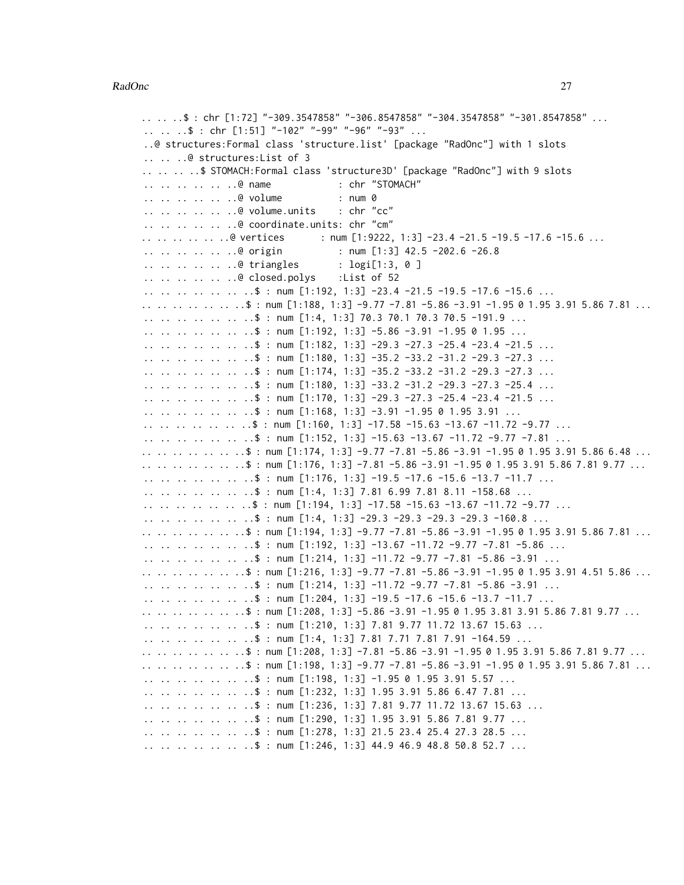```
.. .. ..$ : chr [1:72] "-309.3547858" "-306.8547858" "-304.3547858" "-301.8547858" ...
.. .. ..$ : chr [1:51] "-102" "-99" "-96" "-93" ...
..@ structures:Formal class 'structure.list' [package "RadOnc"] with 1 slots
.. .. ..@ structures:List of 3
.. .. .. ..$ STOMACH:Formal class 'structure3D' [package "RadOnc"] with 9 slots
.. .. .. .. .. ..@ name            : chr "STOMACH"
.. .. .. .. .. ..@ volume          : num 0
.. .. .. .. .. ..@ volume.units    : chr "cc"
.. .. .. .. .. ..@ coordinate.units: chr "cm"
.. .. .. .. .. ..@ vertices       : num [1:9222, 1:3] -23.4 -21.5 -19.5 -17.6 -15.6 ...
.. .. .. .. .. ..@ origin          : num [1:3] 42.5 -202.6 -26.8
.. .. .. .. .. ..@ triangles       : logi[1:3, 0 ]
.. .. .. .. .. ..@ closed.polys    :List of 52
.. .. .. .. .. .. ..$ : num [1:192, 1:3] -23.4 -21.5 -19.5 -17.6 -15.6 ...
.. .. .. .. .. .. ..$ : num [1:188, 1:3] -9.77 -7.81 -5.86 -3.91 -1.95 0 1.95 3.91 5.86 7.81 ...
.. .. .. .. .. .. ..$ : num [1:4, 1:3] 70.3 70.1 70.3 70.5 -191.9 ...
.. .. .. .. .. .. ..$ : num [1:192, 1:3] -5.86 -3.91 -1.95 0 1.95 ...
.. .. .. .. .. .. ..$ : num [1:182, 1:3] -29.3 -27.3 -25.4 -23.4 -21.5 ...
.. .. .. .. .. .. ..$ : num [1:180, 1:3] -35.2 -33.2 -31.2 -29.3 -27.3 ...
.. .. .. .. .. .. ..$ : num [1:174, 1:3] -35.2 -33.2 -31.2 -29.3 -27.3 ...
.. .. .. .. .. .. ..$ : num [1:180, 1:3] -33.2 -31.2 -29.3 -27.3 -25.4 ...
.. .. .. .. .. .. ..$ : num [1:170, 1:3] -29.3 -27.3 -25.4 -23.4 -21.5 ...
.. .. .. .. .. .. ..$ : num [1:168, 1:3] -3.91 -1.95 0 1.95 3.91 ...
.. .. .. .. .. .. ..$ : num [1:160, 1:3] -17.58 -15.63 -13.67 -11.72 -9.77 ...
.. .. .. .. .. .. ..$ : num [1:152, 1:3] -15.63 -13.67 -11.72 -9.77 -7.81 ...
.. .. .. .. .. .. ..$ : num [1:174, 1:3] -9.77 -7.81 -5.86 -3.91 -1.95 0 1.95 3.91 5.86 6.48 ...
.. .. .. .. .. .. ..$ : num [1:176, 1:3] -7.81 -5.86 -3.91 -1.95 0 1.95 3.91 5.86 7.81 9.77 ...
.. .. .. .. .. .. ..$ : num [1:176, 1:3] -19.5 -17.6 -15.6 -13.7 -11.7 ...
.. .. .. .. .. .. ..$ : num [1:4, 1:3] 7.81 6.99 7.81 8.11 -158.68 ...
.. .. .. .. .. .. ..$ : num [1:194, 1:3] -17.58 -15.63 -13.67 -11.72 -9.77 ...
.. .. .. .. .. .. ..$ : num [1:4, 1:3] -29.3 -29.3 -29.3 -29.3 -160.8 ...
.. .. .. .. .. .. ..$ : num [1:194, 1:3] -9.77 -7.81 -5.86 -3.91 -1.95 0 1.95 3.91 5.86 7.81 ...
.. .. .. .. .. .. ..$ : num [1:192, 1:3] -13.67 -11.72 -9.77 -7.81 -5.86 ...
.. .. .. .. .. .. ..$ : num [1:214, 1:3] -11.72 -9.77 -7.81 -5.86 -3.91 ...
.. .. .. .. .. .. ..$ : num [1:216, 1:3] -9.77 -7.81 -5.86 -3.91 -1.95 0 1.95 3.91 4.51 5.86 ...
.. .. .. .. .. .. ..$ : num [1:214, 1:3] -11.72 -9.77 -7.81 -5.86 -3.91 ...
.. .. .. .. .. .. ..$ : num [1:204, 1:3] -19.5 -17.6 -15.6 -13.7 -11.7 ...
.. .. .. .. .. .. ..$ : num [1:208, 1:3] -5.86 -3.91 -1.95 0 1.95 3.81 3.91 5.86 7.81 9.77 ...
.. .. .. .. .. .. ..$ : num [1:210, 1:3] 7.81 9.77 11.72 13.67 15.63 ...
.. .. .. .. .. .. ..$ : num [1:4, 1:3] 7.81 7.71 7.81 7.91 -164.59 ...
.. .. .. .. .. .. ..$ : num [1:208, 1:3] -7.81 -5.86 -3.91 -1.95 0 1.95 3.91 5.86 7.81 9.77 ...
.. .. .. .. .. .. ..$ : num [1:198, 1:3] -9.77 -7.81 -5.86 -3.91 -1.95 0 1.95 3.91 5.86 7.81 ...
.. .. .. .. .. .. ..$ : num [1:198, 1:3] -1.95 0 1.95 3.91 5.57 ...
.. .. .. .. .. .. ..$ : num [1:232, 1:3] 1.95 3.91 5.86 6.47 7.81 ...
.. .. .. .. .. .. ..$ : num [1:236, 1:3] 7.81 9.77 11.72 13.67 15.63 ...
.. .. .. .. .. .. ..$ : num [1:290, 1:3] 1.95 3.91 5.86 7.81 9.77 ...
.. .. .. .. .. .. ..$ : num [1:278, 1:3] 21.5 23.4 25.4 27.3 28.5 ...
.. .. .. .. .. .. ..$ : num [1:246, 1:3] 44.9 46.9 48.8 50.8 52.7 ...
```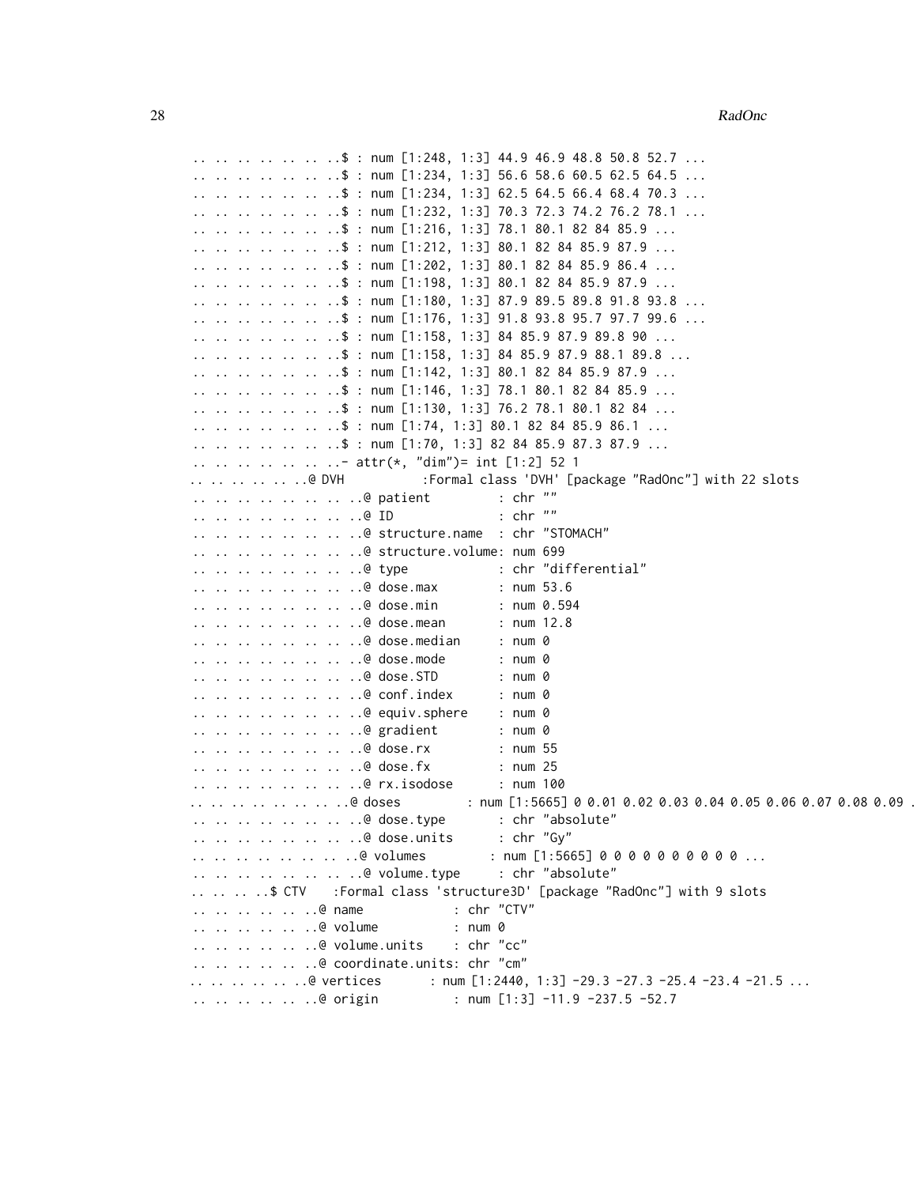```
.. .. .. .. .. .. ..$ : num [1:248, 1:3] 44.9 46.9 48.8 50.8 52.7 ...
.. .. .. .. .. .. ..$ : num [1:234, 1:3] 56.6 58.6 60.5 62.5 64.5 ...
.. .. .. .. .. .. ..$ : num [1:234, 1:3] 62.5 64.5 66.4 68.4 70.3 ...
.. .. .. .. .. .. ..$ : num [1:232, 1:3] 70.3 72.3 74.2 76.2 78.1 ...
.. .. .. .. .. .. ..$ : num [1:216, 1:3] 78.1 80.1 82 84 85.9 ...
.. .. .. .. .. .. ..$ : num [1:212, 1:3] 80.1 82 84 85.9 87.9 ...
.. .. .. .. .. .. ..$ : num [1:202, 1:3] 80.1 82 84 85.9 86.4 ...
.. .. .. .. .. .. ..$ : num [1:198, 1:3] 80.1 82 84 85.9 87.9 ...
.. .. .. .. .. .. ..$ : num [1:180, 1:3] 87.9 89.5 89.8 91.8 93.8 ...
.. .. .. .. .. .. ..$ : num [1:176, 1:3] 91.8 93.8 95.7 97.7 99.6 ...
.. .. .. .. .. .. ..$ : num [1:158, 1:3] 84 85.9 87.9 89.8 90 ...
.. .. .. .. .. .. ..$ : num [1:158, 1:3] 84 85.9 87.9 88.1 89.8 ...
.. .. .. .. .. .. ..$ : num [1:142, 1:3] 80.1 82 84 85.9 87.9 ...
.. .. .. .. .. .. ..$ : num [1:146, 1:3] 78.1 80.1 82 84 85.9 ...
.. .. .. .. .. .. ..$ : num [1:130, 1:3] 76.2 78.1 80.1 82 84 ...
.. .. .. .. .. .. ..$ : num [1:74, 1:3] 80.1 82 84 85.9 86.1 ...
.. .. .. .. .. .. ..$ : num [1:70, 1:3] 82 84 85.9 87.3 87.9 ...
.. .. .. .. .. .. ..- attr(*, "dim")= int [1:2] 52 1
.. .. .. .. .. ..@ DVH          :Formal class 'DVH' [package "RadOnc"] with 22 slots
.. .. .. .. .. .. .. ..@ patient         : chr ""
.. .. .. .. .. .. .. ..@ ID              : chr ""
.. .. .. .. .. .. .. ..@ structure.name  : chr "STOMACH"
.. .. .. .. .. .. .. ..@ structure.volume: num 699
.. .. .. .. .. .. .. ..@ type            : chr "differential"
.. .. .. .. .. .. .. ..@ dose.max        : num 53.6
.. .. .. .. .. .. .. ..@ dose.min        : num 0.594
.. .. .. .. .. .. .. ..@ dose.mean       : num 12.8
.. .. .. .. .. .. .. ..@ dose.median     : num 0
.. .. .. .. .. .. .. ..@ dose.mode       : num 0
.. .. .. .. .. .. .. ..@ dose.STD        : num 0
.. .. .. .. .. .. .. ..@ conf.index      : num 0
.. .. .. .. .. .. .. ..@ equiv.sphere    : num 0
.. .. .. .. .. .. .. ..@ gradient        : num 0
.. .. .. .. .. .. .. ..@ dose.rx         : num 55
.. .. .. .. .. .. .. ..@ dose.fx         : num 25
.. .. .. .. .. .. .. ..@ rx.isodose      : num 100
.. .. .. .. .. .. .. ..@ doses           : num [1:5665] 0 0.01 0.02 0.03 0.04 0.05 0.06 0.07 0.08 0.09 .
.. .. .. .. .. .. .. ..@ dose.type       : chr "absolute"
.. .. .. .. .. .. .. ..@ dose.units      : chr "Gy"
.. .. .. .. .. .. .. ..@ volumes         : num [1:5665] 0 0 0 0 0 0 0 0 0 0 ...
.. .. .. .. .. .. .. ..@ volume.type     : chr "absolute"
.. .. .. ..$ CTV    :Formal class 'structure3D' [package "RadOnc"] with 9 slots
.. .. .. .. .. ..@ name            : chr "CTV"
.. .. .. .. .. ..@ volume          : num 0
.. .. .. .. .. ..@ volume.units    : chr "cc"
.. .. .. .. .. ..@ coordinate.units: chr "cm"
.. .. .. .. .. ..@ vertices        : num [1:2440, 1:3] -29.3 -27.3 -25.4 -23.4 -21.5 ...
.. .. .. .. .. ..@ origin          : num [1:3] -11.9 -237.5 -52.7
```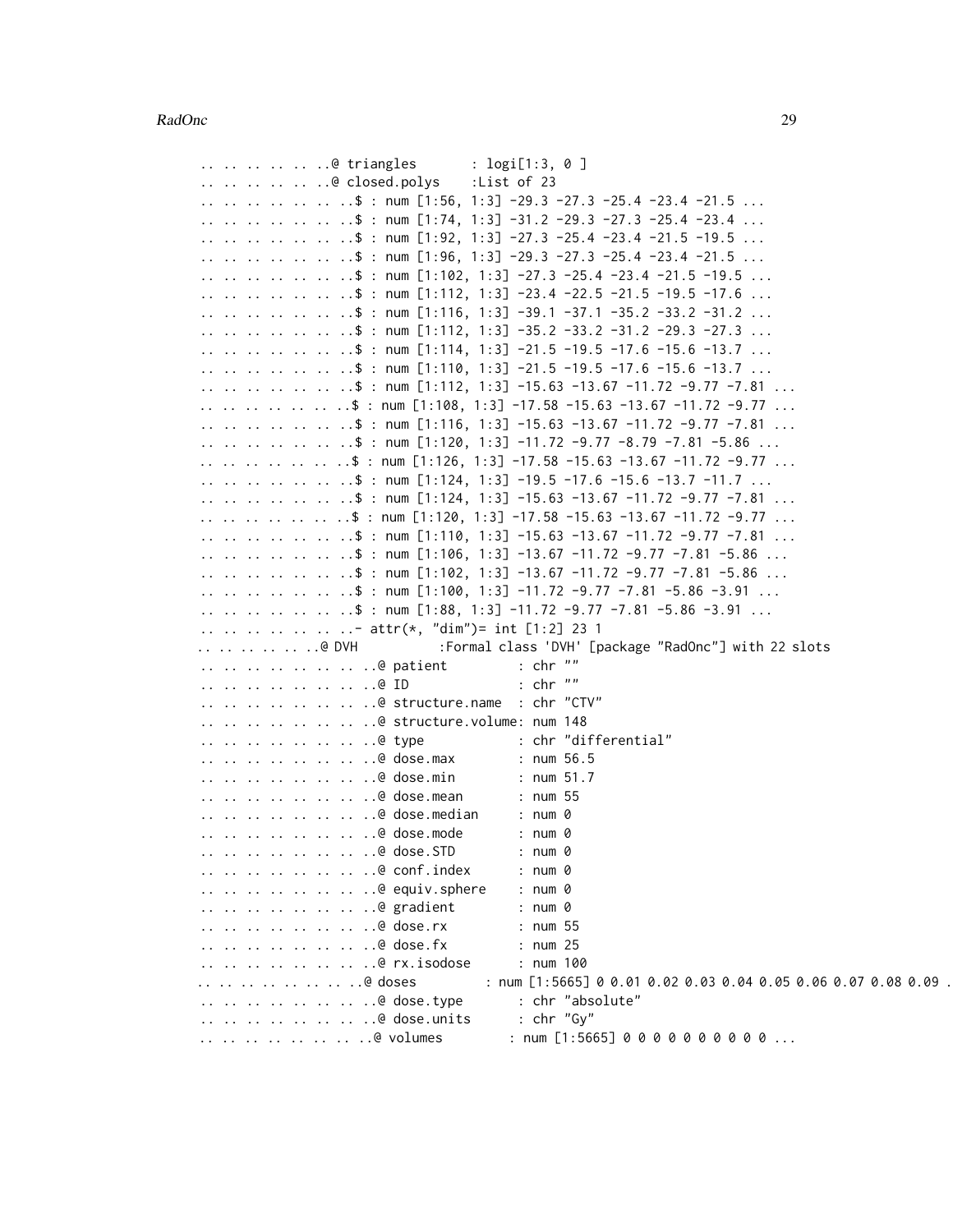```
.. .. .. .. .. ..@ triangles       : logi[1:3, 0 ]
.. .. .. .. .. ..@ closed.polys    :List of 23
.. .. .. .. .. .. ..$ : num [1:56, 1:3] -29.3 -27.3 -25.4 -23.4 -21.5 ...
.. .. .. .. .. .. ..$ : num [1:74, 1:3] -31.2 -29.3 -27.3 -25.4 -23.4 ...
.. .. .. .. .. .. ..$ : num [1:92, 1:3] -27.3 -25.4 -23.4 -21.5 -19.5 ...
.. .. .. .. .. .. ..$ : num [1:96, 1:3] -29.3 -27.3 -25.4 -23.4 -21.5 ...
.. .. .. .. .. .. ..$ : num [1:102, 1:3] -27.3 -25.4 -23.4 -21.5 -19.5 ...
.. .. .. .. .. .. ..$ : num [1:112, 1:3] -23.4 -22.5 -21.5 -19.5 -17.6 ...
.. .. .. .. .. .. ..$ : num [1:116, 1:3] -39.1 -37.1 -35.2 -33.2 -31.2 ...
.. .. .. .. .. .. ..$ : num [1:112, 1:3] -35.2 -33.2 -31.2 -29.3 -27.3 ...
.. .. .. .. .. .. ..$ : num [1:114, 1:3] -21.5 -19.5 -17.6 -15.6 -13.7 ...
.. .. .. .. .. .. ..$ : num [1:110, 1:3] -21.5 -19.5 -17.6 -15.6 -13.7 ...
.. .. .. .. .. .. ..$ : num [1:112, 1:3] -15.63 -13.67 -11.72 -9.77 -7.81 ...
.. .. .. .. .. .. ..$ : num [1:108, 1:3] -17.58 -15.63 -13.67 -11.72 -9.77 ...
.. .. .. .. .. .. ..$ : num [1:116, 1:3] -15.63 -13.67 -11.72 -9.77 -7.81 ...
.. .. .. .. .. .. ..$ : num [1:120, 1:3] -11.72 -9.77 -8.79 -7.81 -5.86 ...
.. .. .. .. .. .. ..$ : num [1:126, 1:3] -17.58 -15.63 -13.67 -11.72 -9.77 ...
.. .. .. .. .. .. ..$ : num [1:124, 1:3] -19.5 -17.6 -15.6 -13.7 -11.7 ...
.. .. .. .. .. .. ..$ : num [1:124, 1:3] -15.63 -13.67 -11.72 -9.77 -7.81 ...
.. .. .. .. .. .. ..$ : num [1:120, 1:3] -17.58 -15.63 -13.67 -11.72 -9.77 ...
.. .. .. .. .. .. ..$ : num [1:110, 1:3] -15.63 -13.67 -11.72 -9.77 -7.81 ...
.. .. .. .. .. .. ..$ : num [1:106, 1:3] -13.67 -11.72 -9.77 -7.81 -5.86 ...
.. .. .. .. .. .. ..$ : num [1:102, 1:3] -13.67 -11.72 -9.77 -7.81 -5.86 ...
.. .. .. .. .. .. ..$ : num [1:100, 1:3] -11.72 -9.77 -7.81 -5.86 -3.91 ...
.. .. .. .. .. .. ..$ : num [1:88, 1:3] -11.72 -9.77 -7.81 -5.86 -3.91 ...
.. .. .. .. .. .. ..- attr(*, "dim")= int [1:2] 23 1
.. .. .. .. .. ..@ DVH           :Formal class 'DVH' [package "RadOnc"] with 22 slots
.. .. .. .. .. .. .. ..@ patient         : chr ""
.. .. .. .. .. .. .. ..@ ID              : chr ""
.. .. .. .. .. .. .. ..@ structure.name  : chr "CTV"
.. .. .. .. .. .. .. ..@ structure.volume: num 148
.. .. .. .. .. .. .. ..@ type            : chr "differential"
.. .. .. .. .. .. .. ..@ dose.max        : num 56.5
.. .. .. .. .. .. .. ..@ dose.min        : num 51.7
.. .. .. .. .. .. .. ..@ dose.mean       : num 55
.. .. .. .. .. .. .. ..@ dose.median     : num 0
.. .. .. .. .. .. .. ..@ dose.mode       : num 0
.. .. .. .. .. .. .. ..@ dose.STD        : num 0
.. .. .. .. .. .. .. ..@ conf.index      : num 0
.. .. .. .. .. .. .. ..@ equiv.sphere    : num 0
.. .. .. .. .. .. .. ..@ gradient        : num 0
.. .. .. .. .. .. .. ..@ dose.rx         : num 55
.. .. .. .. .. .. .. ..@ dose.fx         : num 25
.. .. .. .. .. .. .. ..@ rx.isodose      : num 100
.. .. .. .. .. .. .. ..@ doses           : num [1:5665] 0 0.01 0.02 0.03 0.04 0.05 0.06 0.07 0.08 0.09 .
.. .. .. .. .. .. .. ..@ dose.type       : chr "absolute"
.. .. .. .. .. .. .. ..@ dose.units      : chr "Gy"
.. .. .. .. .. .. .. ..@ volumes         : num [1:5665] 0 0 0 0 0 0 0 0 0 0 ...
```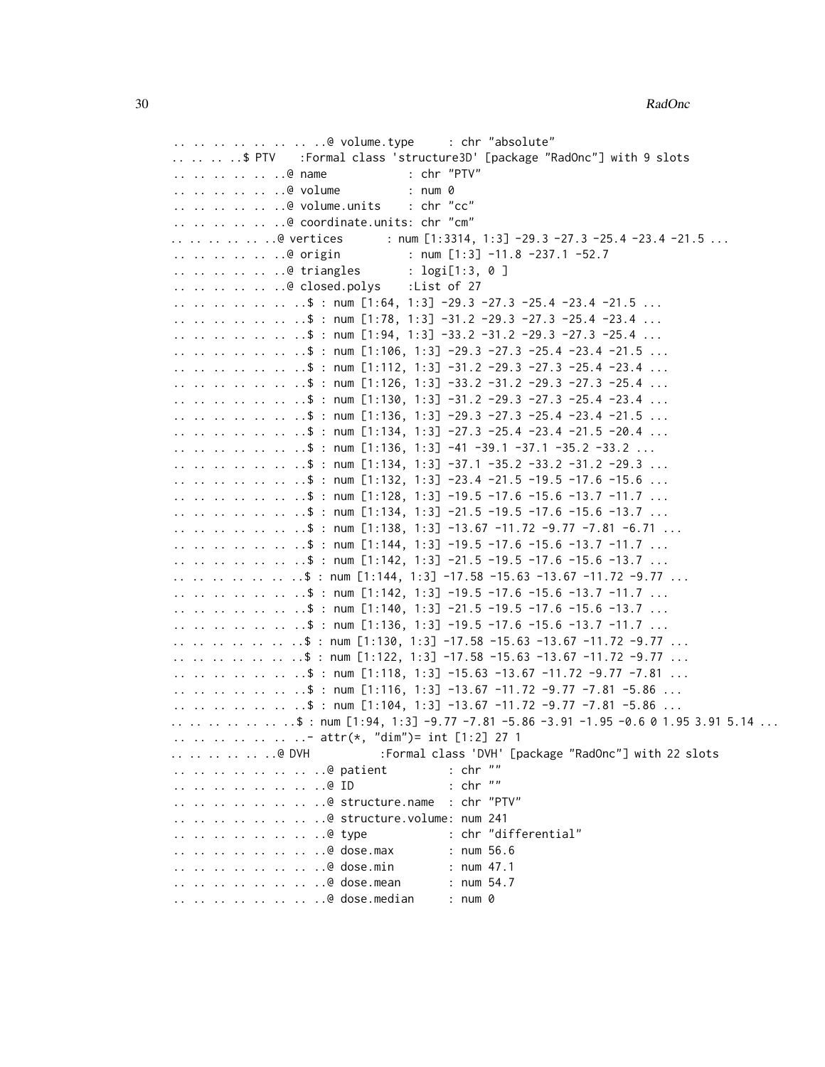```
  .. .. .. .. .. .. .. ..@ volume.type     : chr "absolute"
  .. .. .. ..$ PTV    :Formal class 'structure3D' [package "RadOnc"] with 9 slots
  .. .. .. .. .. ..@ name            : chr "PTV"
  .. .. .. .. .. ..@ volume          : num 0
  .. .. .. .. .. ..@ volume.units    : chr "cc"
  .. .. .. .. .. ..@ coordinate.units: chr "cm"
  .. .. .. .. .. ..@ vertices        : num [1:3314, 1:3] -29.3 -27.3 -25.4 -23.4 -21.5 ...
  .. .. .. .. .. ..@ origin          : num [1:3] -11.8 -237.1 -52.7
  .. .. .. .. .. ..@ triangles       : logi[1:3, 0 ]
  .. .. .. .. .. ..@ closed.polys    :List of 27
  .. .. .. .. .. .. ..$ : num [1:64, 1:3] -29.3 -27.3 -25.4 -23.4 -21.5 ...
  .. .. .. .. .. .. ..$ : num [1:78, 1:3] -31.2 -29.3 -27.3 -25.4 -23.4 ...
  .. .. .. .. .. .. ..$ : num [1:94, 1:3] -33.2 -31.2 -29.3 -27.3 -25.4 ...
  .. .. .. .. .. .. ..$ : num [1:106, 1:3] -29.3 -27.3 -25.4 -23.4 -21.5 ...
  .. .. .. .. .. .. ..$ : num [1:112, 1:3] -31.2 -29.3 -27.3 -25.4 -23.4 ...
  .. .. .. .. .. .. ..$ : num [1:126, 1:3] -33.2 -31.2 -29.3 -27.3 -25.4 ...
  .. .. .. .. .. .. ..$ : num [1:130, 1:3] -31.2 -29.3 -27.3 -25.4 -23.4 ...
  .. .. .. .. .. .. ..$ : num [1:136, 1:3] -29.3 -27.3 -25.4 -23.4 -21.5 ...
  .. .. .. .. .. .. ..$ : num [1:134, 1:3] -27.3 -25.4 -23.4 -21.5 -20.4 ...
  .. .. .. .. .. .. ..$ : num [1:136, 1:3] -41 -39.1 -37.1 -35.2 -33.2 ...
  .. .. .. .. .. .. ..$ : num [1:134, 1:3] -37.1 -35.2 -33.2 -31.2 -29.3 ...
  .. .. .. .. .. .. ..$ : num [1:132, 1:3] -23.4 -21.5 -19.5 -17.6 -15.6 ...
  .. .. .. .. .. .. ..$ : num [1:128, 1:3] -19.5 -17.6 -15.6 -13.7 -11.7 ...
  .. .. .. .. .. .. ..$ : num [1:134, 1:3] -21.5 -19.5 -17.6 -15.6 -13.7 ...
  .. .. .. .. .. .. ..$ : num [1:138, 1:3] -13.67 -11.72 -9.77 -7.81 -6.71 ...
  .. .. .. .. .. .. ..$ : num [1:144, 1:3] -19.5 -17.6 -15.6 -13.7 -11.7 ...
  .. .. .. .. .. .. ..$ : num [1:142, 1:3] -21.5 -19.5 -17.6 -15.6 -13.7 ...
  .. .. .. .. .. .. ..$ : num [1:144, 1:3] -17.58 -15.63 -13.67 -11.72 -9.77 ...
  .. .. .. .. .. .. ..$ : num [1:142, 1:3] -19.5 -17.6 -15.6 -13.7 -11.7 ...
  .. .. .. .. .. .. ..$ : num [1:140, 1:3] -21.5 -19.5 -17.6 -15.6 -13.7 ...
  .. .. .. .. .. .. ..$ : num [1:136, 1:3] -19.5 -17.6 -15.6 -13.7 -11.7 ...
  .. .. .. .. .. .. ..$ : num [1:130, 1:3] -17.58 -15.63 -13.67 -11.72 -9.77 ...
  .. .. .. .. .. .. ..$ : num [1:122, 1:3] -17.58 -15.63 -13.67 -11.72 -9.77 ...
  .. .. .. .. .. .. ..$ : num [1:118, 1:3] -15.63 -13.67 -11.72 -9.77 -7.81 ...
  .. .. .. .. .. .. ..$ : num [1:116, 1:3] -13.67 -11.72 -9.77 -7.81 -5.86 ...
  .. .. .. .. .. .. ..$ : num [1:104, 1:3] -13.67 -11.72 -9.77 -7.81 -5.86 ...
  .. .. .. .. .. .. ..$ : num [1:94, 1:3] -9.77 -7.81 -5.86 -3.91 -1.95 -0.6 0 1.95 3.91 5.14 ...
  .. .. .. .. .. .. ..- attr(*, "dim")= int [1:2] 27 1
  .. .. .. .. .. ..@ DVH           :Formal class 'DVH' [package "RadOnc"] with 22 slots
  .. .. .. .. .. .. .. ..@ patient         : chr ""
  .. .. .. .. .. .. .. ..@ ID              : chr ""
  .. .. .. .. .. .. .. ..@ structure.name  : chr "PTV"
  .. .. .. .. .. .. .. ..@ structure.volume: num 241
  .. .. .. .. .. .. .. ..@ type            : chr "differential"
  .. .. .. .. .. .. .. ..@ dose.max        : num 56.6
  .. .. .. .. .. .. .. ..@ dose.min        : num 47.1
  .. .. .. .. .. .. .. ..@ dose.mean       : num 54.7
  .. .. .. .. .. .. .. ..@ dose.median     : num 0
```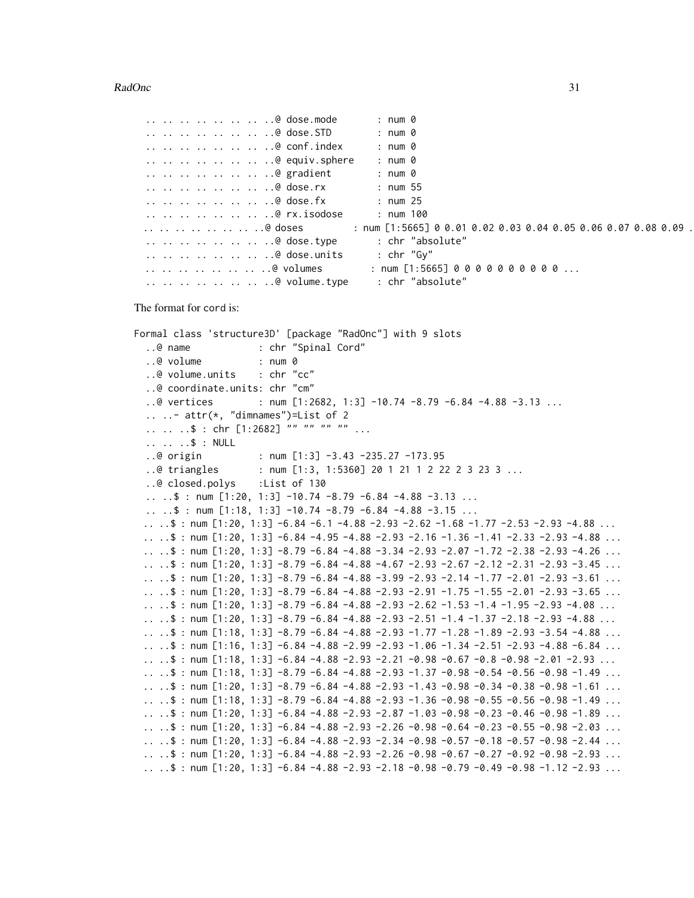```
  .. .. .. .. .. .. .. ..@ dose.mode       : num 0
  .. .. .. .. .. .. .. ..@ dose.STD        : num 0
  .. .. .. .. .. .. .. ..@ conf.index      : num 0
  .. .. .. .. .. .. .. ..@ equiv.sphere    : num 0
  .. .. .. .. .. .. .. ..@ gradient        : num 0
  .. .. .. .. .. .. .. ..@ dose.rx         : num 55
  .. .. .. .. .. .. .. ..@ dose.fx         : num 25
  .. .. .. .. .. .. .. ..@ rx.isodose      : num 100
  .. .. .. .. .. .. .. ..@ doses         : num [1:5665] 0 0.01 0.02 0.03 0.04 0.05 0.06 0.07 0.08 0.09 .
  .. .. .. .. .. .. .. ..@ dose.type       : chr "absolute"
  .. .. .. .. .. .. .. ..@ dose.units      : chr "Gy"
  .. .. .. .. .. .. .. ..@ volumes        : num [1:5665] 0 0 0 0 0 0 0 0 0 0 ...
  .. .. .. .. .. .. .. ..@ volume.type     : chr "absolute"
```

The format for cord is:

```
Formal class 'structure3D' [package "RadOnc"] with 9 slots
  ..@ name            : chr "Spinal Cord"
  ..@ volume          : num 0
  ..@ volume.units    : chr "cc"
  ..@ coordinate.units: chr "cm"
  ..@ vertices        : num [1:2682, 1:3] -10.74 -8.79 -6.84 -4.88 -3.13 ...
  .. ..- attr(*, "dimnames")=List of 2
  .. .. ..$ : chr [1:2682] "" "" "" "" ...
  .. .. ..$ : NULL
  ..@ origin          : num [1:3] -3.43 -235.27 -173.95
  ..@ triangles       : num [1:3, 1:5360] 20 1 21 1 2 22 2 3 23 3 ...
  ..@ closed.polys    :List of 130
  .. ..$ : num [1:20, 1:3] -10.74 -8.79 -6.84 -4.88 -3.13 ...
  .. ..$ : num [1:18, 1:3] -10.74 -8.79 -6.84 -4.88 -3.15 ...
  .. ..$ : num [1:20, 1:3] -6.84 -6.1 -4.88 -2.93 -2.62 -1.68 -1.77 -2.53 -2.93 -4.88 ...
  .. ..$ : num [1:20, 1:3] -6.84 -4.95 -4.88 -2.93 -2.16 -1.36 -1.41 -2.33 -2.93 -4.88 ...
  .. ..$ : num [1:20, 1:3] -8.79 -6.84 -4.88 -3.34 -2.93 -2.07 -1.72 -2.38 -2.93 -4.26 ...
  .. ..$ : num [1:20, 1:3] -8.79 -6.84 -4.88 -4.67 -2.93 -2.67 -2.12 -2.31 -2.93 -3.45 ...
  .. ..$ : num [1:20, 1:3] -8.79 -6.84 -4.88 -3.99 -2.93 -2.14 -1.77 -2.01 -2.93 -3.61 ...
  .. ..$ : num [1:20, 1:3] -8.79 -6.84 -4.88 -2.93 -2.91 -1.75 -1.55 -2.01 -2.93 -3.65 ...
  .. ..$ : num [1:20, 1:3] -8.79 -6.84 -4.88 -2.93 -2.62 -1.53 -1.4 -1.95 -2.93 -4.08 ...
  .. ..$ : num [1:20, 1:3] -8.79 -6.84 -4.88 -2.93 -2.51 -1.4 -1.37 -2.18 -2.93 -4.88 ...
  .. ..$ : num [1:18, 1:3] -8.79 -6.84 -4.88 -2.93 -1.77 -1.28 -1.89 -2.93 -3.54 -4.88 ...
  .. ..$ : num [1:16, 1:3] -6.84 -4.88 -2.99 -2.93 -1.06 -1.34 -2.51 -2.93 -4.88 -6.84 ...
  .. ..$ : num [1:18, 1:3] -6.84 -4.88 -2.93 -2.21 -0.98 -0.67 -0.8 -0.98 -2.01 -2.93 ...
  .. ..$ : num [1:18, 1:3] -8.79 -6.84 -4.88 -2.93 -1.37 -0.98 -0.54 -0.56 -0.98 -1.49 ...
  .. ..$ : num [1:20, 1:3] -8.79 -6.84 -4.88 -2.93 -1.43 -0.98 -0.34 -0.38 -0.98 -1.61 ...
  .. ..$ : num [1:18, 1:3] -8.79 -6.84 -4.88 -2.93 -1.36 -0.98 -0.55 -0.56 -0.98 -1.49 ...
  .. ..$ : num [1:20, 1:3] -6.84 -4.88 -2.93 -2.87 -1.03 -0.98 -0.23 -0.46 -0.98 -1.89 ...
  .. ..$ : num [1:20, 1:3] -6.84 -4.88 -2.93 -2.26 -0.98 -0.64 -0.23 -0.55 -0.98 -2.03 ...
  .. ..$ : num [1:20, 1:3] -6.84 -4.88 -2.93 -2.34 -0.98 -0.57 -0.18 -0.57 -0.98 -2.44 ...
  .. ..$ : num [1:20, 1:3] -6.84 -4.88 -2.93 -2.26 -0.98 -0.67 -0.27 -0.92 -0.98 -2.93 ...
  .. ..$ : num [1:20, 1:3] -6.84 -4.88 -2.93 -2.18 -0.98 -0.79 -0.49 -0.98 -1.12 -2.93 ...
```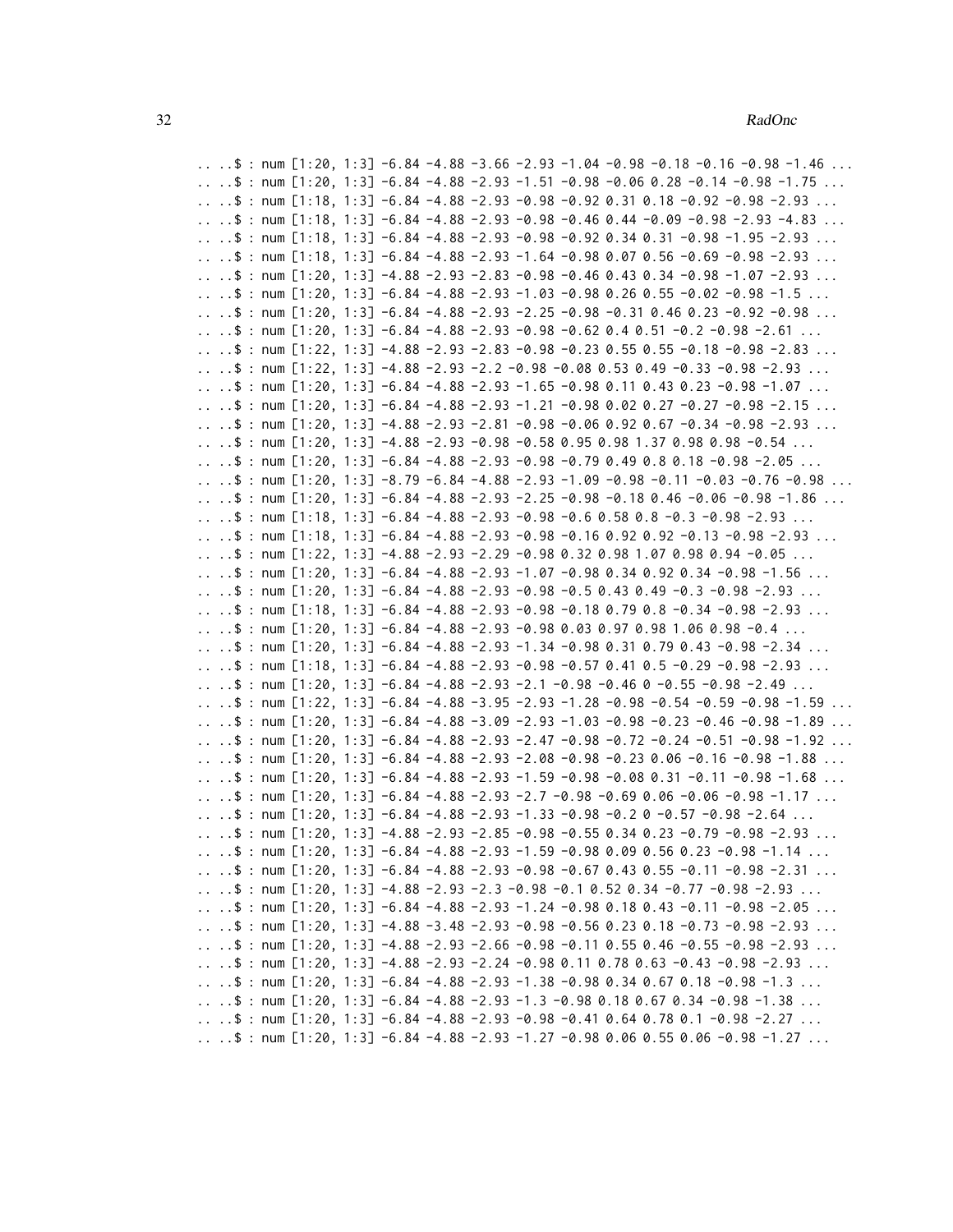```
.. ..$ : num [1:20, 1:3] -6.84 -4.88 -3.66 -2.93 -1.04 -0.98 -0.18 -0.16 -0.98 -1.46 ...
.. ..$ : num [1:20, 1:3] -6.84 -4.88 -2.93 -1.51 -0.98 -0.06 0.28 -0.14 -0.98 -1.75 ...
.. ..$ : num [1:18, 1:3] -6.84 -4.88 -2.93 -0.98 -0.92 0.31 0.18 -0.92 -0.98 -2.93 ...
.. ..$ : num [1:18, 1:3] -6.84 -4.88 -2.93 -0.98 -0.46 0.44 -0.09 -0.98 -2.93 -4.83 ...
.. ..$ : num [1:18, 1:3] -6.84 -4.88 -2.93 -0.98 -0.92 0.34 0.31 -0.98 -1.95 -2.93 ...
.. ..$ : num [1:18, 1:3] -6.84 -4.88 -2.93 -1.64 -0.98 0.07 0.56 -0.69 -0.98 -2.93 ...
.. ..$ : num [1:20, 1:3] -4.88 -2.93 -2.83 -0.98 -0.46 0.43 0.34 -0.98 -1.07 -2.93 ...
.. ..$ : num [1:20, 1:3] -6.84 -4.88 -2.93 -1.03 -0.98 0.26 0.55 -0.02 -0.98 -1.5 ...
.. ..$ : num [1:20, 1:3] -6.84 -4.88 -2.93 -2.25 -0.98 -0.31 0.46 0.23 -0.92 -0.98 ...
.. ..$ : num [1:20, 1:3] -6.84 -4.88 -2.93 -0.98 -0.62 0.4 0.51 -0.2 -0.98 -2.61 ...
.. ..$ : num [1:22, 1:3] -4.88 -2.93 -2.83 -0.98 -0.23 0.55 0.55 -0.18 -0.98 -2.83 ...
.. ..$ : num [1:22, 1:3] -4.88 -2.93 -2.2 -0.98 -0.08 0.53 0.49 -0.33 -0.98 -2.93 ...
.. ..$ : num [1:20, 1:3] -6.84 -4.88 -2.93 -1.65 -0.98 0.11 0.43 0.23 -0.98 -1.07 ...
.. ..$ : num [1:20, 1:3] -6.84 -4.88 -2.93 -1.21 -0.98 0.02 0.27 -0.27 -0.98 -2.15 ...
.. ..$ : num [1:20, 1:3] -4.88 -2.93 -2.81 -0.98 -0.06 0.92 0.67 -0.34 -0.98 -2.93 ...
.. ..$ : num [1:20, 1:3] -4.88 -2.93 -0.98 -0.58 0.95 0.98 1.37 0.98 0.98 -0.54 ...
.. ..$ : num [1:20, 1:3] -6.84 -4.88 -2.93 -0.98 -0.79 0.49 0.8 0.18 -0.98 -2.05 ...
.. ..$ : num [1:20, 1:3] -8.79 -6.84 -4.88 -2.93 -1.09 -0.98 -0.11 -0.03 -0.76 -0.98 ...
.. ..$ : num [1:20, 1:3] -6.84 -4.88 -2.93 -2.25 -0.98 -0.18 0.46 -0.06 -0.98 -1.86 ...
.. ..$ : num [1:18, 1:3] -6.84 -4.88 -2.93 -0.98 -0.6 0.58 0.8 -0.3 -0.98 -2.93 ...
.. ..$ : num [1:18, 1:3] -6.84 -4.88 -2.93 -0.98 -0.16 0.92 0.92 -0.13 -0.98 -2.93 ...
.. ..$ : num [1:22, 1:3] -4.88 -2.93 -2.29 -0.98 0.32 0.98 1.07 0.98 0.94 -0.05 ...
.. ..$ : num [1:20, 1:3] -6.84 -4.88 -2.93 -1.07 -0.98 0.34 0.92 0.34 -0.98 -1.56 ...
.. ..$ : num [1:20, 1:3] -6.84 -4.88 -2.93 -0.98 -0.5 0.43 0.49 -0.3 -0.98 -2.93 ...
.. ..$ : num [1:18, 1:3] -6.84 -4.88 -2.93 -0.98 -0.18 0.79 0.8 -0.34 -0.98 -2.93 ...
.. ..$ : num [1:20, 1:3] -6.84 -4.88 -2.93 -0.98 0.03 0.97 0.98 1.06 0.98 -0.4 ...
.. ..$ : num [1:20, 1:3] -6.84 -4.88 -2.93 -1.34 -0.98 0.31 0.79 0.43 -0.98 -2.34 ...
.. ..$ : num [1:18, 1:3] -6.84 -4.88 -2.93 -0.98 -0.57 0.41 0.5 -0.29 -0.98 -2.93 ...
.. ..$ : num [1:20, 1:3] -6.84 -4.88 -2.93 -2.1 -0.98 -0.46 0 -0.55 -0.98 -2.49 ...
.. ..$ : num [1:22, 1:3] -6.84 -4.88 -3.95 -2.93 -1.28 -0.98 -0.54 -0.59 -0.98 -1.59 ...
.. ..$ : num [1:20, 1:3] -6.84 -4.88 -3.09 -2.93 -1.03 -0.98 -0.23 -0.46 -0.98 -1.89 ...
.. ..$ : num [1:20, 1:3] -6.84 -4.88 -2.93 -2.47 -0.98 -0.72 -0.24 -0.51 -0.98 -1.92 ...
.. ..$ : num [1:20, 1:3] -6.84 -4.88 -2.93 -2.08 -0.98 -0.23 0.06 -0.16 -0.98 -1.88 ...
.. ..$ : num [1:20, 1:3] -6.84 -4.88 -2.93 -1.59 -0.98 -0.08 0.31 -0.11 -0.98 -1.68 ...
.. ..$ : num [1:20, 1:3] -6.84 -4.88 -2.93 -2.7 -0.98 -0.69 0.06 -0.06 -0.98 -1.17 ...
.. ..$ : num [1:20, 1:3] -6.84 -4.88 -2.93 -1.33 -0.98 -0.2 0 -0.57 -0.98 -2.64 ...
.. ..$ : num [1:20, 1:3] -4.88 -2.93 -2.85 -0.98 -0.55 0.34 0.23 -0.79 -0.98 -2.93 ...
.. ..$ : num [1:20, 1:3] -6.84 -4.88 -2.93 -1.59 -0.98 0.09 0.56 0.23 -0.98 -1.14 ...
.. ..$ : num [1:20, 1:3] -6.84 -4.88 -2.93 -0.98 -0.67 0.43 0.55 -0.11 -0.98 -2.31 ...
.. ..$ : num [1:20, 1:3] -4.88 -2.93 -2.3 -0.98 -0.1 0.52 0.34 -0.77 -0.98 -2.93 ...
.. ..$ : num [1:20, 1:3] -6.84 -4.88 -2.93 -1.24 -0.98 0.18 0.43 -0.11 -0.98 -2.05 ...
.. ..$ : num [1:20, 1:3] -4.88 -3.48 -2.93 -0.98 -0.56 0.23 0.18 -0.73 -0.98 -2.93 ...
.. ..$ : num [1:20, 1:3] -4.88 -2.93 -2.66 -0.98 -0.11 0.55 0.46 -0.55 -0.98 -2.93 ...
.. ..$ : num [1:20, 1:3] -4.88 -2.93 -2.24 -0.98 0.11 0.78 0.63 -0.43 -0.98 -2.93 ...
.. ..$ : num [1:20, 1:3] -6.84 -4.88 -2.93 -1.38 -0.98 0.34 0.67 0.18 -0.98 -1.3 ...
.. ..$ : num [1:20, 1:3] -6.84 -4.88 -2.93 -1.3 -0.98 0.18 0.67 0.34 -0.98 -1.38 ...
.. ..$ : num [1:20, 1:3] -6.84 -4.88 -2.93 -0.98 -0.41 0.64 0.78 0.1 -0.98 -2.27 ...
.. ..$ : num [1:20, 1:3] -6.84 -4.88 -2.93 -1.27 -0.98 0.06 0.55 0.06 -0.98 -1.27 ...
```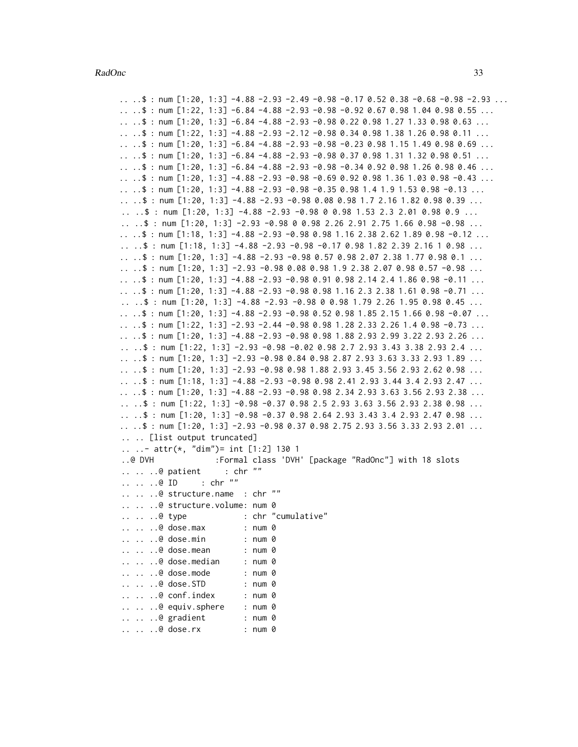```
.. ..$ : num [1:20, 1:3] -4.88 -2.93 -2.49 -0.98 -0.17 0.52 0.38 -0.68 -0.98 -2.93 ...
.. ..$ : num [1:22, 1:3] -6.84 -4.88 -2.93 -0.98 -0.92 0.67 0.98 1.04 0.98 0.55 ...
.. ..$ : num [1:20, 1:3] -6.84 -4.88 -2.93 -0.98 0.22 0.98 1.27 1.33 0.98 0.63 ...
.. ..$ : num [1:22, 1:3] -4.88 -2.93 -2.12 -0.98 0.34 0.98 1.38 1.26 0.98 0.11 ...
.. ..$ : num [1:20, 1:3] -6.84 -4.88 -2.93 -0.98 -0.23 0.98 1.15 1.49 0.98 0.69 ...
.. ..$ : num [1:20, 1:3] -6.84 -4.88 -2.93 -0.98 0.37 0.98 1.31 1.32 0.98 0.51 ...
.. ..$ : num [1:20, 1:3] -6.84 -4.88 -2.93 -0.98 -0.34 0.92 0.98 1.26 0.98 0.46 ...
.. ..$ : num [1:20, 1:3] -4.88 -2.93 -0.98 -0.69 0.92 0.98 1.36 1.03 0.98 -0.43 ...
.. ..$ : num [1:20, 1:3] -4.88 -2.93 -0.98 -0.35 0.98 1.4 1.9 1.53 0.98 -0.13 ...
.. ..$ : num [1:20, 1:3] -4.88 -2.93 -0.98 0.08 0.98 1.7 2.16 1.82 0.98 0.39 ...
.. ..$ : num [1:20, 1:3] -4.88 -2.93 -0.98 0 0.98 1.53 2.3 2.01 0.98 0.9 ...
.. ..$ : num [1:20, 1:3] -2.93 -0.98 0 0.98 2.26 2.91 2.75 1.66 0.98 -0.98 ...
.. ..$ : num [1:18, 1:3] -4.88 -2.93 -0.98 0.98 1.16 2.38 2.62 1.89 0.98 -0.12 ...
.. ..$ : num [1:18, 1:3] -4.88 -2.93 -0.98 -0.17 0.98 1.82 2.39 2.16 1 0.98 ...
.. ..$ : num [1:20, 1:3] -4.88 -2.93 -0.98 0.57 0.98 2.07 2.38 1.77 0.98 0.1 ...
.. ..$ : num [1:20, 1:3] -2.93 -0.98 0.08 0.98 1.9 2.38 2.07 0.98 0.57 -0.98 ...
.. ..$ : num [1:20, 1:3] -4.88 -2.93 -0.98 0.91 0.98 2.14 2.4 1.86 0.98 -0.11 ...
.. ..$ : num [1:20, 1:3] -4.88 -2.93 -0.98 0.98 1.16 2.3 2.38 1.61 0.98 -0.71 ...
.. ..$ : num [1:20, 1:3] -4.88 -2.93 -0.98 0 0.98 1.79 2.26 1.95 0.98 0.45 ...
.. ..$ : num [1:20, 1:3] -4.88 -2.93 -0.98 0.52 0.98 1.85 2.15 1.66 0.98 -0.07 ...
.. ..$ : num [1:22, 1:3] -2.93 -2.44 -0.98 0.98 1.28 2.33 2.26 1.4 0.98 -0.73 ...
.. ..$ : num [1:20, 1:3] -4.88 -2.93 -0.98 0.98 1.88 2.93 2.99 3.22 2.93 2.26 ...
.. ..$ : num [1:22, 1:3] -2.93 -0.98 -0.02 0.98 2.7 2.93 3.43 3.38 2.93 2.4 ...
.. ..$ : num [1:20, 1:3] -2.93 -0.98 0.84 0.98 2.87 2.93 3.63 3.33 2.93 1.89 ...
.. ..$ : num [1:20, 1:3] -2.93 -0.98 0.98 1.88 2.93 3.45 3.56 2.93 2.62 0.98 ...
.. ..$ : num [1:18, 1:3] -4.88 -2.93 -0.98 0.98 2.41 2.93 3.44 3.4 2.93 2.47 ...
.. ..$ : num [1:20, 1:3] -4.88 -2.93 -0.98 0.98 2.34 2.93 3.63 3.56 2.93 2.38 ...
.. ..$ : num [1:22, 1:3] -0.98 -0.37 0.98 2.5 2.93 3.63 3.56 2.93 2.38 0.98 ...
.. ..$ : num [1:20, 1:3] -0.98 -0.37 0.98 2.64 2.93 3.43 3.4 2.93 2.47 0.98 ...
.. ..$ : num [1:20, 1:3] -2.93 -0.98 0.37 0.98 2.75 2.93 3.56 3.33 2.93 2.01 ...
.. .. [list output truncated]
.. ..- attr(*, "dim")= int [1:2] 130 1
..@ DVH            :Formal class 'DVH' [package "RadOnc"] with 18 slots
.. .. ..@ patient     : chr ""
.. .. ..@ ID     : chr ""
.. .. ..@ structure.name  : chr ""
.. .. ..@ structure.volume: num 0
.. .. ..@ type            : chr "cumulative"
.. .. ..@ dose.max        : num 0
.. .. ..@ dose.min        : num 0
.. .. ..@ dose.mean       : num 0
.. .. ..@ dose.median     : num 0
.. .. ..@ dose.mode       : num 0
.. .. ..@ dose.STD        : num 0
.. .. ..@ conf.index      : num 0
.. .. ..@ equiv.sphere    : num 0
.. .. ..@ gradient        : num 0
.. .. ..@ dose.rx         : num 0
```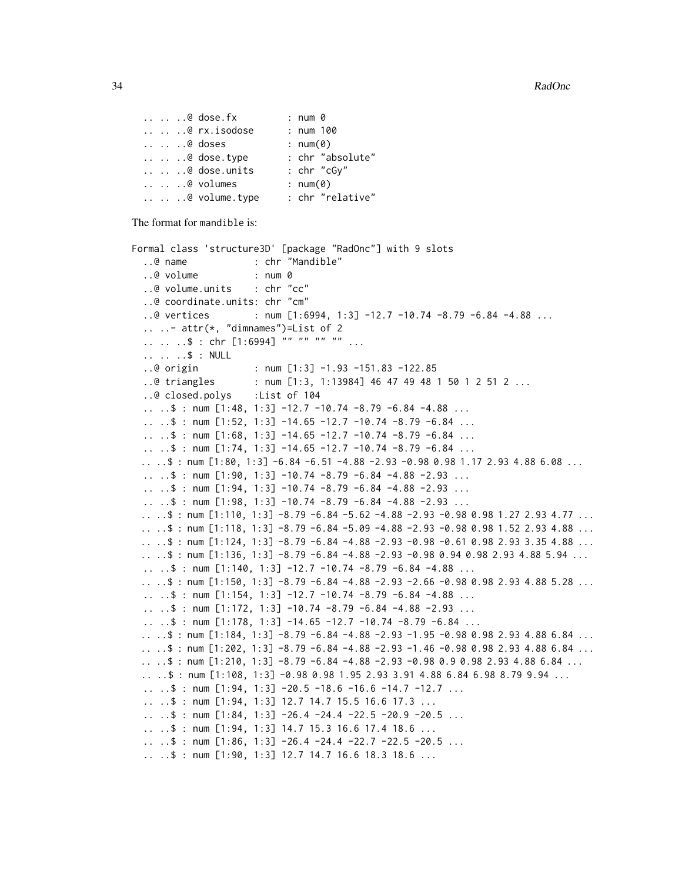```
.. .. ..@ dose.fx         : num 0
.. .. ..@ rx.isodose      : num 100
.. .. ..@ doses           : num(0)
.. .. ..@ dose.type       : chr "absolute"
.. .. ..@ dose.units      : chr "cGy"
.. .. ..@ volumes         : num(0)
.. .. ..@ volume.type     : chr "relative"
```

The format for mandible is:

```
Formal class 'structure3D' [package "RadOnc"] with 9 slots
  ..@ name            : chr "Mandible"
  ..@ volume          : num 0
  ..@ volume.units    : chr "cc"
  ..@ coordinate.units: chr "cm"
  ..@ vertices        : num [1:6994, 1:3] -12.7 -10.74 -8.79 -6.84 -4.88 ...
  .. ..- attr(*, "dimnames")=List of 2
  .. .. ..$ : chr [1:6994] "" "" "" "" ...
  .. .. ..$ : NULL
  ..@ origin          : num [1:3] -1.93 -151.83 -122.85
  ..@ triangles       : num [1:3, 1:13984] 46 47 49 48 1 50 1 2 51 2 ...
  ..@ closed.polys    :List of 104
  .. ..$ : num [1:48, 1:3] -12.7 -10.74 -8.79 -6.84 -4.88 ...
  .. ..$ : num [1:52, 1:3] -14.65 -12.7 -10.74 -8.79 -6.84 ...
  .. ..$ : num [1:68, 1:3] -14.65 -12.7 -10.74 -8.79 -6.84 ...
  .. ..$ : num [1:74, 1:3] -14.65 -12.7 -10.74 -8.79 -6.84 ...
  .. ..$ : num [1:80, 1:3] -6.84 -6.51 -4.88 -2.93 -0.98 0.98 1.17 2.93 4.88 6.08 ...
  .. ..$ : num [1:90, 1:3] -10.74 -8.79 -6.84 -4.88 -2.93 ...
  .. ..$ : num [1:94, 1:3] -10.74 -8.79 -6.84 -4.88 -2.93 ...
  .. ..$ : num [1:98, 1:3] -10.74 -8.79 -6.84 -4.88 -2.93 ...
  .. ..$ : num [1:110, 1:3] -8.79 -6.84 -5.62 -4.88 -2.93 -0.98 0.98 1.27 2.93 4.77 ...
  .. ..$ : num [1:118, 1:3] -8.79 -6.84 -5.09 -4.88 -2.93 -0.98 0.98 1.52 2.93 4.88 ...
  .. ..$ : num [1:124, 1:3] -8.79 -6.84 -4.88 -2.93 -0.98 -0.61 0.98 2.93 3.35 4.88 ...
  .. ..$ : num [1:136, 1:3] -8.79 -6.84 -4.88 -2.93 -0.98 0.94 0.98 2.93 4.88 5.94 ...
  .. ..$ : num [1:140, 1:3] -12.7 -10.74 -8.79 -6.84 -4.88 ...
  .. ..$ : num [1:150, 1:3] -8.79 -6.84 -4.88 -2.93 -2.66 -0.98 0.98 2.93 4.88 5.28 ...
  .. ..$ : num [1:154, 1:3] -12.7 -10.74 -8.79 -6.84 -4.88 ...
  .. ..$ : num [1:172, 1:3] -10.74 -8.79 -6.84 -4.88 -2.93 ...
  .. ..$ : num [1:178, 1:3] -14.65 -12.7 -10.74 -8.79 -6.84 ...
  .. ..$ : num [1:184, 1:3] -8.79 -6.84 -4.88 -2.93 -1.95 -0.98 0.98 2.93 4.88 6.84 ...
  .. ..$ : num [1:202, 1:3] -8.79 -6.84 -4.88 -2.93 -1.46 -0.98 0.98 2.93 4.88 6.84 ...
  .. ..$ : num [1:210, 1:3] -8.79 -6.84 -4.88 -2.93 -0.98 0.9 0.98 2.93 4.88 6.84 ...
  .. ..$ : num [1:108, 1:3] -0.98 0.98 1.95 2.93 3.91 4.88 6.84 6.98 8.79 9.94 ...
  .. ..$ : num [1:94, 1:3] -20.5 -18.6 -16.6 -14.7 -12.7 ...
  .. ..$ : num [1:94, 1:3] 12.7 14.7 15.5 16.6 17.3 ...
  .. ..$ : num [1:84, 1:3] -26.4 -24.4 -22.5 -20.9 -20.5 ...
  .. ..$ : num [1:94, 1:3] 14.7 15.3 16.6 17.4 18.6 ...
  .. ..$ : num [1:86, 1:3] -26.4 -24.4 -22.7 -22.5 -20.5 ...
  .. ..$ : num [1:90, 1:3] 12.7 14.7 16.6 18.3 18.6 ...
```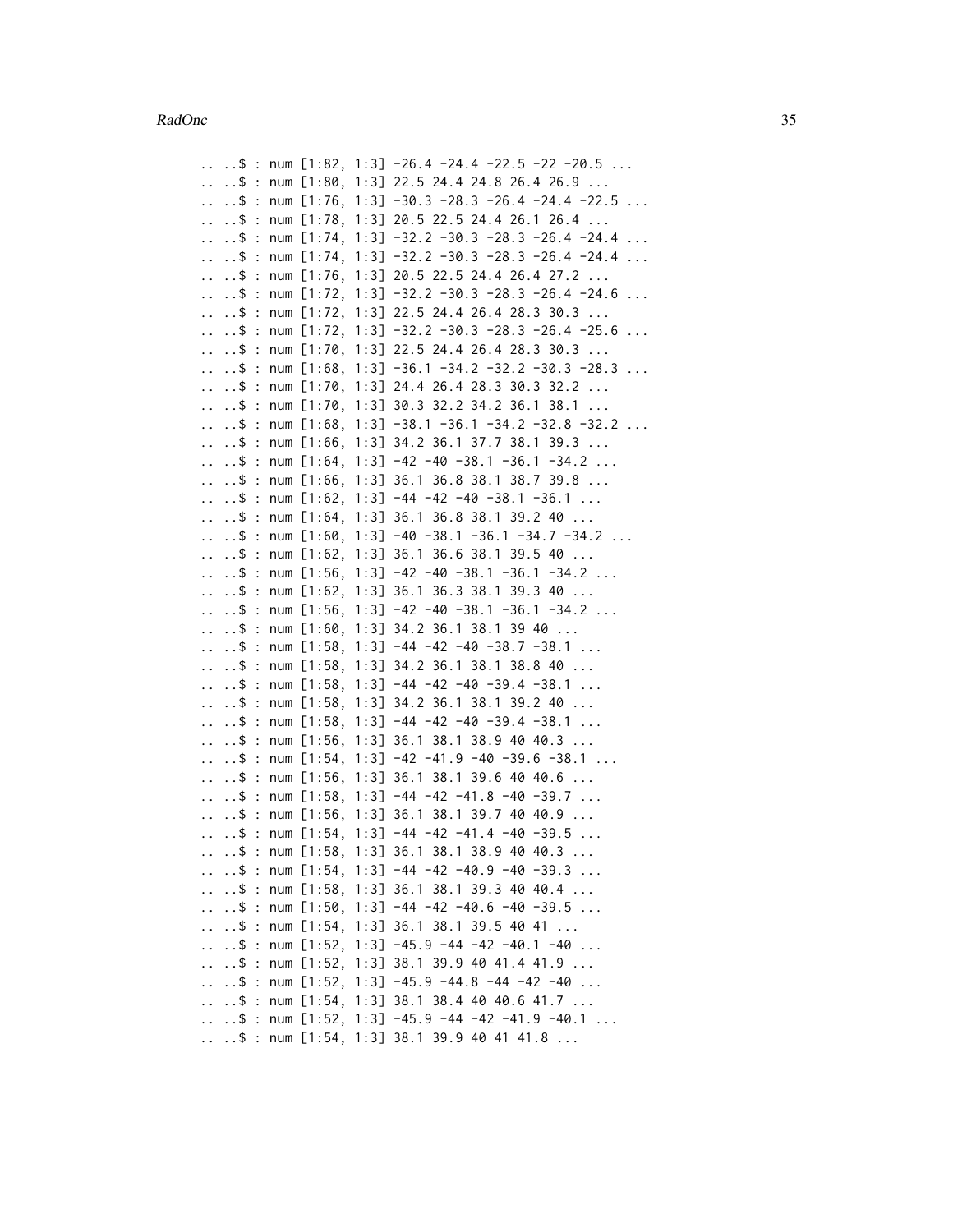```
.. ..$ : num [1:82, 1:3] -26.4 -24.4 -22.5 -22 -20.5 ...
.. ..$ : num [1:80, 1:3] 22.5 24.4 24.8 26.4 26.9 ...
.. ..$ : num [1:76, 1:3] -30.3 -28.3 -26.4 -24.4 -22.5 ...
.. ..$ : num [1:78, 1:3] 20.5 22.5 24.4 26.1 26.4 ...
.. ..$ : num [1:74, 1:3] -32.2 -30.3 -28.3 -26.4 -24.4 ...
.. ..$ : num [1:74, 1:3] -32.2 -30.3 -28.3 -26.4 -24.4 ...
.. ..$ : num [1:76, 1:3] 20.5 22.5 24.4 26.4 27.2 ...
.. ..$ : num [1:72, 1:3] -32.2 -30.3 -28.3 -26.4 -24.6 ...
.. ..$ : num [1:72, 1:3] 22.5 24.4 26.4 28.3 30.3 ...
.. ..$ : num [1:72, 1:3] -32.2 -30.3 -28.3 -26.4 -25.6 ...
.. ..$ : num [1:70, 1:3] 22.5 24.4 26.4 28.3 30.3 ...
.. ..$ : num [1:68, 1:3] -36.1 -34.2 -32.2 -30.3 -28.3 ...
.. ..$ : num [1:70, 1:3] 24.4 26.4 28.3 30.3 32.2 ...
.. ..$ : num [1:70, 1:3] 30.3 32.2 34.2 36.1 38.1 ...
.. ..$ : num [1:68, 1:3] -38.1 -36.1 -34.2 -32.8 -32.2 ...
.. ..$ : num [1:66, 1:3] 34.2 36.1 37.7 38.1 39.3 ...
.. ..$ : num [1:64, 1:3] -42 -40 -38.1 -36.1 -34.2 ...
.. ..$ : num [1:66, 1:3] 36.1 36.8 38.1 38.7 39.8 ...
.. ..$ : num [1:62, 1:3] -44 -42 -40 -38.1 -36.1 ...
.. ..$ : num [1:64, 1:3] 36.1 36.8 38.1 39.2 40 ...
.. ..$ : num [1:60, 1:3] -40 -38.1 -36.1 -34.7 -34.2 ...
.. ..$ : num [1:62, 1:3] 36.1 36.6 38.1 39.5 40 ...
.. ..$ : num [1:56, 1:3] -42 -40 -38.1 -36.1 -34.2 ...
.. ..$ : num [1:62, 1:3] 36.1 36.3 38.1 39.3 40 ...
.. ..$ : num [1:56, 1:3] -42 -40 -38.1 -36.1 -34.2 ...
.. ..$ : num [1:60, 1:3] 34.2 36.1 38.1 39 40 ...
.. ..$ : num [1:58, 1:3] -44 -42 -40 -38.7 -38.1 ...
.. ..$ : num [1:58, 1:3] 34.2 36.1 38.1 38.8 40 ...
.. ..$ : num [1:58, 1:3] -44 -42 -40 -39.4 -38.1 ...
.. ..$ : num [1:58, 1:3] 34.2 36.1 38.1 39.2 40 ...
.. ..$ : num [1:58, 1:3] -44 -42 -40 -39.4 -38.1 ...
.. ..$ : num [1:56, 1:3] 36.1 38.1 38.9 40 40.3 ...
.. ..$ : num [1:54, 1:3] -42 -41.9 -40 -39.6 -38.1 ...
.. ..$ : num [1:56, 1:3] 36.1 38.1 39.6 40 40.6 ...
.. ..$ : num [1:58, 1:3] -44 -42 -41.8 -40 -39.7 ...
.. ..$ : num [1:56, 1:3] 36.1 38.1 39.7 40 40.9 ...
.. ..$ : num [1:54, 1:3] -44 -42 -41.4 -40 -39.5 ...
.. ..$ : num [1:58, 1:3] 36.1 38.1 38.9 40 40.3 ...
.. ..$ : num [1:54, 1:3] -44 -42 -40.9 -40 -39.3 ...
.. ..$ : num [1:58, 1:3] 36.1 38.1 39.3 40 40.4 ...
.. ..$ : num [1:50, 1:3] -44 -42 -40.6 -40 -39.5 ...
.. ..$ : num [1:54, 1:3] 36.1 38.1 39.5 40 41 ...
.. ..$ : num [1:52, 1:3] -45.9 -44 -42 -40.1 -40 ...
.. ..$ : num [1:52, 1:3] 38.1 39.9 40 41.4 41.9 ...
.. ..$ : num [1:52, 1:3] -45.9 -44.8 -44 -42 -40 ...
.. ..$ : num [1:54, 1:3] 38.1 38.4 40 40.6 41.7 ...
.. ..$ : num [1:52, 1:3] -45.9 -44 -42 -41.9 -40.1 ...
.. ..$ : num [1:54, 1:3] 38.1 39.9 40 41 41.8 ...
```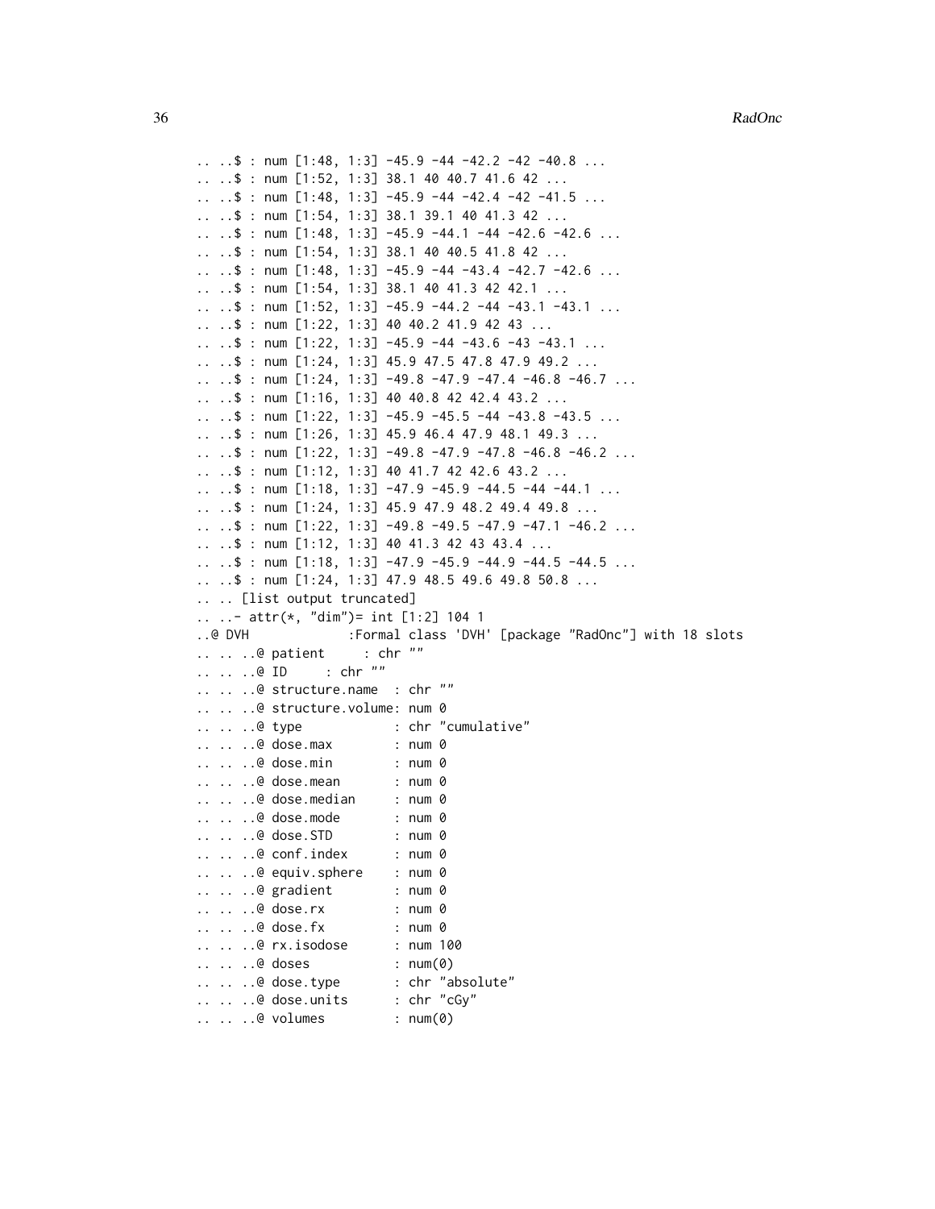```
.. ..$ : num [1:48, 1:3] -45.9 -44 -42.2 -42 -40.8 ...
.. ..$ : num [1:52, 1:3] 38.1 40 40.7 41.6 42 ...
.. ..$ : num [1:48, 1:3] -45.9 -44 -42.4 -42 -41.5 ...
.. ..$ : num [1:54, 1:3] 38.1 39.1 40 41.3 42 ...
.. ..$ : num [1:48, 1:3] -45.9 -44.1 -44 -42.6 -42.6 ...
.. ..$ : num [1:54, 1:3] 38.1 40 40.5 41.8 42 ...
.. ..$ : num [1:48, 1:3] -45.9 -44 -43.4 -42.7 -42.6 ...
.. ..$ : num [1:54, 1:3] 38.1 40 41.3 42 42.1 ...
.. ..$ : num [1:52, 1:3] -45.9 -44.2 -44 -43.1 -43.1 ...
.. ..$ : num [1:22, 1:3] 40 40.2 41.9 42 43 ...
.. ..$ : num [1:22, 1:3] -45.9 -44 -43.6 -43 -43.1 ...
.. ..$ : num [1:24, 1:3] 45.9 47.5 47.8 47.9 49.2 ...
.. ..$ : num [1:24, 1:3] -49.8 -47.9 -47.4 -46.8 -46.7 ...
.. ..$ : num [1:16, 1:3] 40 40.8 42 42.4 43.2 ...
.. ..$ : num [1:22, 1:3] -45.9 -45.5 -44 -43.8 -43.5 ...
.. ..$ : num [1:26, 1:3] 45.9 46.4 47.9 48.1 49.3 ...
.. ..$ : num [1:22, 1:3] -49.8 -47.9 -47.8 -46.8 -46.2 ...
.. ..$ : num [1:12, 1:3] 40 41.7 42 42.6 43.2 ...
.. ..$ : num [1:18, 1:3] -47.9 -45.9 -44.5 -44 -44.1 ...
.. ..$ : num [1:24, 1:3] 45.9 47.9 48.2 49.4 49.8 ...
.. ..$ : num [1:22, 1:3] -49.8 -49.5 -47.9 -47.1 -46.2 ...
.. ..$ : num [1:12, 1:3] 40 41.3 42 43 43.4 ...
.. ..$ : num [1:18, 1:3] -47.9 -45.9 -44.9 -44.5 -44.5 ...
.. ..$ : num [1:24, 1:3] 47.9 48.5 49.6 49.8 50.8 ...
.. .. [list output truncated]
.. ..- attr(*, "dim")= int [1:2] 104 1
..@ DVH            :Formal class 'DVH' [package "RadOnc"] with 18 slots
.. .. ..@ patient      : chr ""
.. .. ..@ ID     : chr ""
.. .. ..@ structure.name  : chr ""
.. .. ..@ structure.volume: num 0
.. .. ..@ type            : chr "cumulative"
.. .. ..@ dose.max        : num 0
.. .. ..@ dose.min        : num 0
.. .. ..@ dose.mean       : num 0
.. .. ..@ dose.median     : num 0
.. .. ..@ dose.mode       : num 0
.. .. ..@ dose.STD        : num 0
.. .. ..@ conf.index      : num 0
.. .. ..@ equiv.sphere    : num 0
.. .. ..@ gradient        : num 0
.. .. ..@ dose.rx         : num 0
.. .. ..@ dose.fx         : num 0
.. .. ..@ rx.isodose      : num 100
.. .. ..@ doses           : num(0)
.. .. ..@ dose.type       : chr "absolute"
.. .. ..@ dose.units      : chr "cGy"
.. .. ..@ volumes         : num(0)
```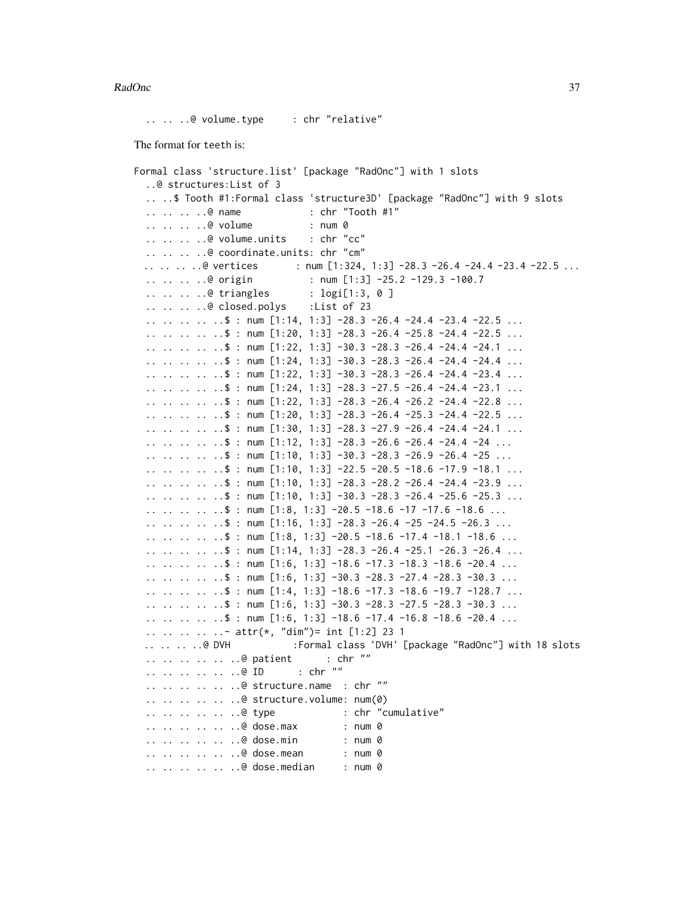```
.. .. ..@ volume.type     : chr "relative"
```

The format for teeth is:

```
Formal class 'structure.list' [package "RadOnc"] with 1 slots
  ..@ structures:List of 3
  .. ..$ Tooth #1:Formal class 'structure3D' [package "RadOnc"] with 9 slots
  .. .. .. ..@ name            : chr "Tooth #1"
  .. .. .. ..@ volume          : num 0
  .. .. .. ..@ volume.units    : chr "cc"
  .. .. .. ..@ coordinate.units: chr "cm"
  .. .. .. ..@ vertices       : num [1:324, 1:3] -28.3 -26.4 -24.4 -23.4 -22.5 ...
  .. .. .. ..@ origin          : num [1:3] -25.2 -129.3 -100.7
  .. .. .. ..@ triangles       : logi[1:3, 0 ]
  .. .. .. ..@ closed.polys    :List of 23
  .. .. .. .. ..$ : num [1:14, 1:3] -28.3 -26.4 -24.4 -23.4 -22.5 ...
  .. .. .. .. ..$ : num [1:20, 1:3] -28.3 -26.4 -25.8 -24.4 -22.5 ...
  .. .. .. .. ..$ : num [1:22, 1:3] -30.3 -28.3 -26.4 -24.4 -24.1 ...
  .. .. .. .. ..$ : num [1:24, 1:3] -30.3 -28.3 -26.4 -24.4 -24.4 ...
  .. .. .. .. ..$ : num [1:22, 1:3] -30.3 -28.3 -26.4 -24.4 -23.4 ...
  .. .. .. .. ..$ : num [1:24, 1:3] -28.3 -27.5 -26.4 -24.4 -23.1 ...
  .. .. .. .. ..$ : num [1:22, 1:3] -28.3 -26.4 -26.2 -24.4 -22.8 ...
  .. .. .. .. ..$ : num [1:20, 1:3] -28.3 -26.4 -25.3 -24.4 -22.5 ...
  .. .. .. .. ..$ : num [1:30, 1:3] -28.3 -27.9 -26.4 -24.4 -24.1 ...
  .. .. .. .. ..$ : num [1:12, 1:3] -28.3 -26.6 -26.4 -24.4 -24 ...
  .. .. .. .. ..$ : num [1:10, 1:3] -30.3 -28.3 -26.9 -26.4 -25 ...
  .. .. .. .. ..$ : num [1:10, 1:3] -22.5 -20.5 -18.6 -17.9 -18.1 ...
  .. .. .. .. ..$ : num [1:10, 1:3] -28.3 -28.2 -26.4 -24.4 -23.9 ...
  .. .. .. .. ..$ : num [1:10, 1:3] -30.3 -28.3 -26.4 -25.6 -25.3 ...
  .. .. .. .. ..$ : num [1:8, 1:3] -20.5 -18.6 -17 -17.6 -18.6 ...
  .. .. .. .. ..$ : num [1:16, 1:3] -28.3 -26.4 -25 -24.5 -26.3 ...
  .. .. .. .. ..$ : num [1:8, 1:3] -20.5 -18.6 -17.4 -18.1 -18.6 ...
  .. .. .. .. ..$ : num [1:14, 1:3] -28.3 -26.4 -25.1 -26.3 -26.4 ...
  .. .. .. .. ..$ : num [1:6, 1:3] -18.6 -17.3 -18.3 -18.6 -20.4 ...
  .. .. .. .. ..$ : num [1:6, 1:3] -30.3 -28.3 -27.4 -28.3 -30.3 ...
  .. .. .. .. ..$ : num [1:4, 1:3] -18.6 -17.3 -18.6 -19.7 -128.7 ...
  .. .. .. .. ..$ : num [1:6, 1:3] -30.3 -28.3 -27.5 -28.3 -30.3 ...
  .. .. .. .. ..$ : num [1:6, 1:3] -18.6 -17.4 -16.8 -18.6 -20.4 ...
  .. .. .. .. ..- attr(*, "dim")= int [1:2] 23 1
  .. .. .. ..@ DVH            :Formal class 'DVH' [package "RadOnc"] with 18 slots
  .. .. .. .. .. ..@ patient      : chr ""
  .. .. .. .. .. ..@ ID      : chr ""
  .. .. .. .. .. ..@ structure.name  : chr ""
  .. .. .. .. .. ..@ structure.volume: num(0)
  .. .. .. .. .. ..@ type            : chr "cumulative"
  .. .. .. .. .. ..@ dose.max        : num 0
  .. .. .. .. .. ..@ dose.min        : num 0
  .. .. .. .. .. ..@ dose.mean       : num 0
  .. .. .. .. .. ..@ dose.median     : num 0
```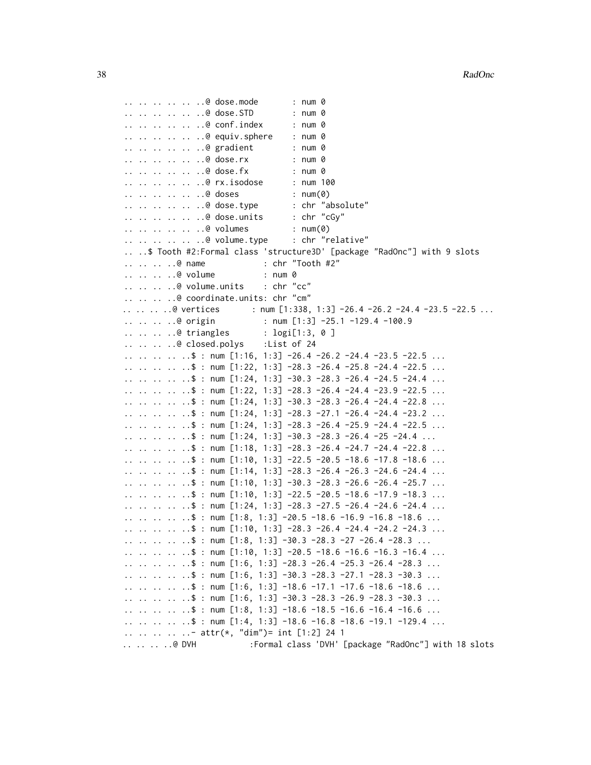```
.. .. .. .. .. ..@ dose.mode       : num 0
.. .. .. .. .. ..@ dose.STD        : num 0
.. .. .. .. .. ..@ conf.index      : num 0
.. .. .. .. .. ..@ equiv.sphere    : num 0
.. .. .. .. .. ..@ gradient        : num 0
.. .. .. .. .. ..@ dose.rx         : num 0
.. .. .. .. .. ..@ dose.fx         : num 0
.. .. .. .. .. ..@ rx.isodose      : num 100
.. .. .. .. .. ..@ doses           : num(0)
.. .. .. .. .. ..@ dose.type       : chr "absolute"
.. .. .. .. .. ..@ dose.units      : chr "cGy"
.. .. .. .. .. ..@ volumes         : num(0)
.. .. .. .. .. ..@ volume.type     : chr "relative"
.. ..$ Tooth #2:Formal class 'structure3D' [package "RadOnc"] with 9 slots
.. .. .. ..@ name            : chr "Tooth #2"
.. .. .. ..@ volume          : num 0
.. .. .. ..@ volume.units    : chr "cc"
.. .. .. ..@ coordinate.units: chr "cm"
.. .. .. ..@ vertices       : num [1:338, 1:3] -26.4 -26.2 -24.4 -23.5 -22.5 ...
.. .. .. ..@ origin          : num [1:3] -25.1 -129.4 -100.9
.. .. .. ..@ triangles       : logi[1:3, 0 ]
.. .. .. ..@ closed.polys    :List of 24
.. .. .. .. ..$ : num [1:16, 1:3] -26.4 -26.2 -24.4 -23.5 -22.5 ...
.. .. .. .. ..$ : num [1:22, 1:3] -28.3 -26.4 -25.8 -24.4 -22.5 ...
.. .. .. .. ..$ : num [1:24, 1:3] -30.3 -28.3 -26.4 -24.5 -24.4 ...
.. .. .. .. ..$ : num [1:22, 1:3] -28.3 -26.4 -24.4 -23.9 -22.5 ...
.. .. .. .. ..$ : num [1:24, 1:3] -30.3 -28.3 -26.4 -24.4 -22.8 ...
.. .. .. .. ..$ : num [1:24, 1:3] -28.3 -27.1 -26.4 -24.4 -23.2 ...
.. .. .. .. ..$ : num [1:24, 1:3] -28.3 -26.4 -25.9 -24.4 -22.5 ...
.. .. .. .. ..$ : num [1:24, 1:3] -30.3 -28.3 -26.4 -25 -24.4 ...
.. .. .. .. ..$ : num [1:18, 1:3] -28.3 -26.4 -24.7 -24.4 -22.8 ...
.. .. .. .. ..$ : num [1:10, 1:3] -22.5 -20.5 -18.6 -17.8 -18.6 ...
.. .. .. .. ..$ : num [1:14, 1:3] -28.3 -26.4 -26.3 -24.6 -24.4 ...
.. .. .. .. ..$ : num [1:10, 1:3] -30.3 -28.3 -26.6 -26.4 -25.7 ...
.. .. .. .. ..$ : num [1:10, 1:3] -22.5 -20.5 -18.6 -17.9 -18.3 ...
.. .. .. .. ..$ : num [1:24, 1:3] -28.3 -27.5 -26.4 -24.6 -24.4 ...
.. .. .. .. ..$ : num [1:8, 1:3] -20.5 -18.6 -16.9 -16.8 -18.6 ...
.. .. .. .. ..$ : num [1:10, 1:3] -28.3 -26.4 -24.4 -24.2 -24.3 ...
.. .. .. .. ..$ : num [1:8, 1:3] -30.3 -28.3 -27 -26.4 -28.3 ...
.. .. .. .. ..$ : num [1:10, 1:3] -20.5 -18.6 -16.6 -16.3 -16.4 ...
.. .. .. .. ..$ : num [1:6, 1:3] -28.3 -26.4 -25.3 -26.4 -28.3 ...
.. .. .. .. ..$ : num [1:6, 1:3] -30.3 -28.3 -27.1 -28.3 -30.3 ...
.. .. .. .. ..$ : num [1:6, 1:3] -18.6 -17.1 -17.6 -18.6 -18.6 ...
.. .. .. .. ..$ : num [1:6, 1:3] -30.3 -28.3 -26.9 -28.3 -30.3 ...
.. .. .. .. ..$ : num [1:8, 1:3] -18.6 -18.5 -16.6 -16.4 -16.6 ...
.. .. .. .. ..$ : num [1:4, 1:3] -18.6 -16.8 -18.6 -19.1 -129.4 ...
.. .. .. .. ..- attr(*, "dim")= int [1:2] 24 1
.. .. .. ..@ DVH           :Formal class 'DVH' [package "RadOnc"] with 18 slots
```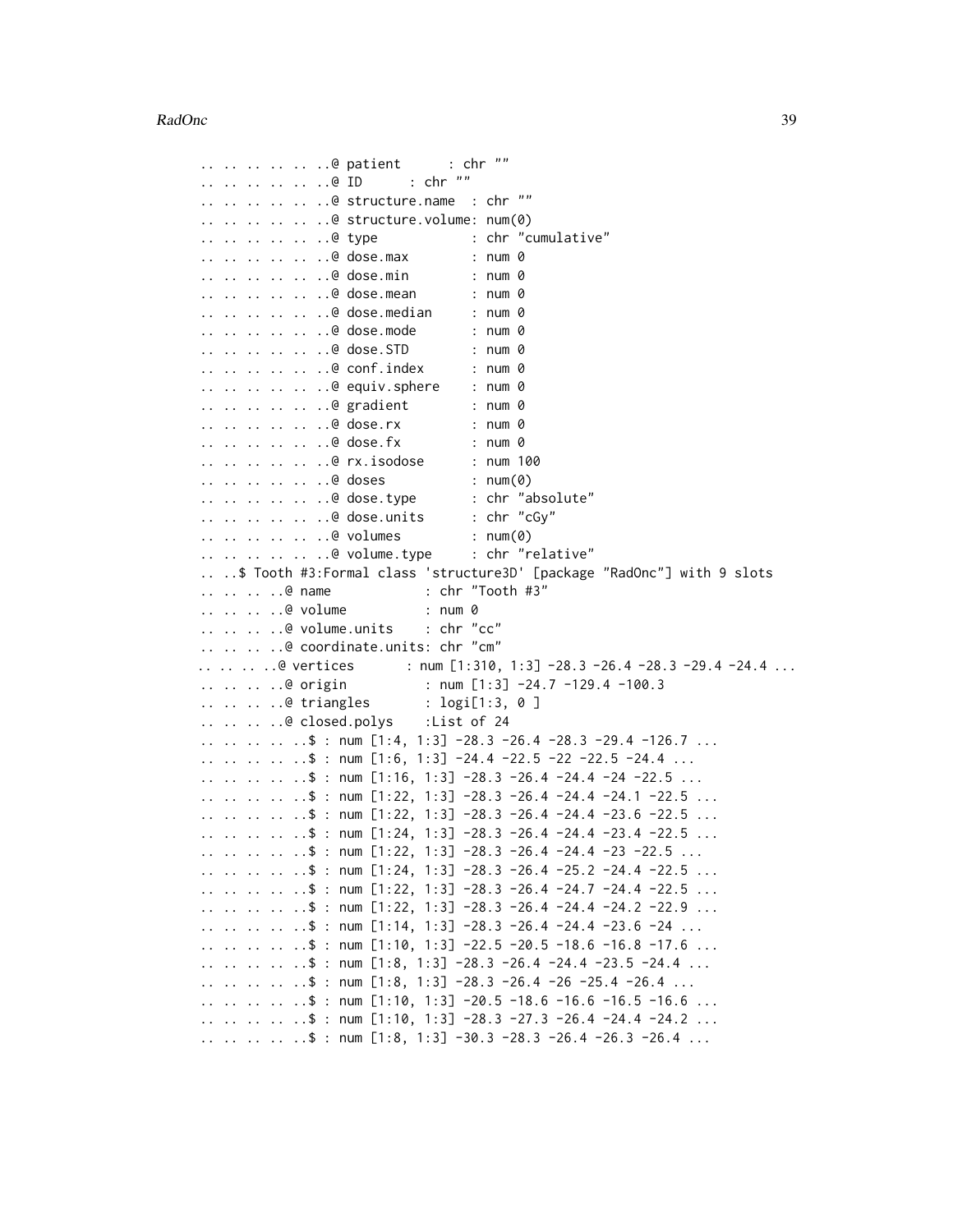```
.. .. .. .. .. ..@ patient      : chr ""
.. .. .. .. .. ..@ ID      : chr ""
.. .. .. .. .. ..@ structure.name  : chr ""
.. .. .. .. .. ..@ structure.volume: num(0)
.. .. .. .. .. ..@ type            : chr "cumulative"
.. .. .. .. .. ..@ dose.max        : num 0
.. .. .. .. .. ..@ dose.min        : num 0
.. .. .. .. .. ..@ dose.mean       : num 0
.. .. .. .. .. ..@ dose.median     : num 0
.. .. .. .. .. ..@ dose.mode       : num 0
.. .. .. .. .. ..@ dose.STD        : num 0
.. .. .. .. .. ..@ conf.index      : num 0
.. .. .. .. .. ..@ equiv.sphere    : num 0
.. .. .. .. .. ..@ gradient        : num 0
.. .. .. .. .. ..@ dose.rx         : num 0
.. .. .. .. .. ..@ dose.fx         : num 0
.. .. .. .. .. ..@ rx.isodose      : num 100
.. .. .. .. .. ..@ doses           : num(0)
.. .. .. .. .. ..@ dose.type       : chr "absolute"
.. .. .. .. .. ..@ dose.units      : chr "cGy"
.. .. .. .. .. ..@ volumes         : num(0)
.. .. .. .. .. ..@ volume.type     : chr "relative"
.. ..$ Tooth #3:Formal class 'structure3D' [package "RadOnc"] with 9 slots
.. .. .. ..@ name            : chr "Tooth #3"
.. .. .. ..@ volume          : num 0
.. .. .. ..@ volume.units    : chr "cc"
.. .. .. ..@ coordinate.units: chr "cm"
.. .. .. ..@ vertices        : num [1:310, 1:3] -28.3 -26.4 -28.3 -29.4 -24.4 ...
.. .. .. ..@ origin          : num [1:3] -24.7 -129.4 -100.3
.. .. .. ..@ triangles       : logi[1:3, 0 ]
.. .. .. ..@ closed.polys    :List of 24
.. .. .. .. ..$ : num [1:4, 1:3] -28.3 -26.4 -28.3 -29.4 -126.7 ...
.. .. .. .. ..$ : num [1:6, 1:3] -24.4 -22.5 -22 -22.5 -24.4 ...
.. .. .. .. ..$ : num [1:16, 1:3] -28.3 -26.4 -24.4 -24 -22.5 ...
.. .. .. .. ..$ : num [1:22, 1:3] -28.3 -26.4 -24.4 -24.1 -22.5 ...
.. .. .. .. ..$ : num [1:22, 1:3] -28.3 -26.4 -24.4 -23.6 -22.5 ...
.. .. .. .. ..$ : num [1:24, 1:3] -28.3 -26.4 -24.4 -23.4 -22.5 ...
.. .. .. .. ..$ : num [1:22, 1:3] -28.3 -26.4 -24.4 -23 -22.5 ...
.. .. .. .. ..$ : num [1:24, 1:3] -28.3 -26.4 -25.2 -24.4 -22.5 ...
.. .. .. .. ..$ : num [1:22, 1:3] -28.3 -26.4 -24.7 -24.4 -22.5 ...
.. .. .. .. ..$ : num [1:22, 1:3] -28.3 -26.4 -24.4 -24.2 -22.9 ...
.. .. .. .. ..$ : num [1:14, 1:3] -28.3 -26.4 -24.4 -23.6 -24 ...
.. .. .. .. ..$ : num [1:10, 1:3] -22.5 -20.5 -18.6 -16.8 -17.6 ...
.. .. .. .. ..$ : num [1:8, 1:3] -28.3 -26.4 -24.4 -23.5 -24.4 ...
.. .. .. .. ..$ : num [1:8, 1:3] -28.3 -26.4 -26 -25.4 -26.4 ...
.. .. .. .. ..$ : num [1:10, 1:3] -20.5 -18.6 -16.6 -16.5 -16.6 ...
.. .. .. .. ..$ : num [1:10, 1:3] -28.3 -27.3 -26.4 -24.4 -24.2 ...
.. .. .. .. ..$ : num [1:8, 1:3] -30.3 -28.3 -26.4 -26.3 -26.4 ...
```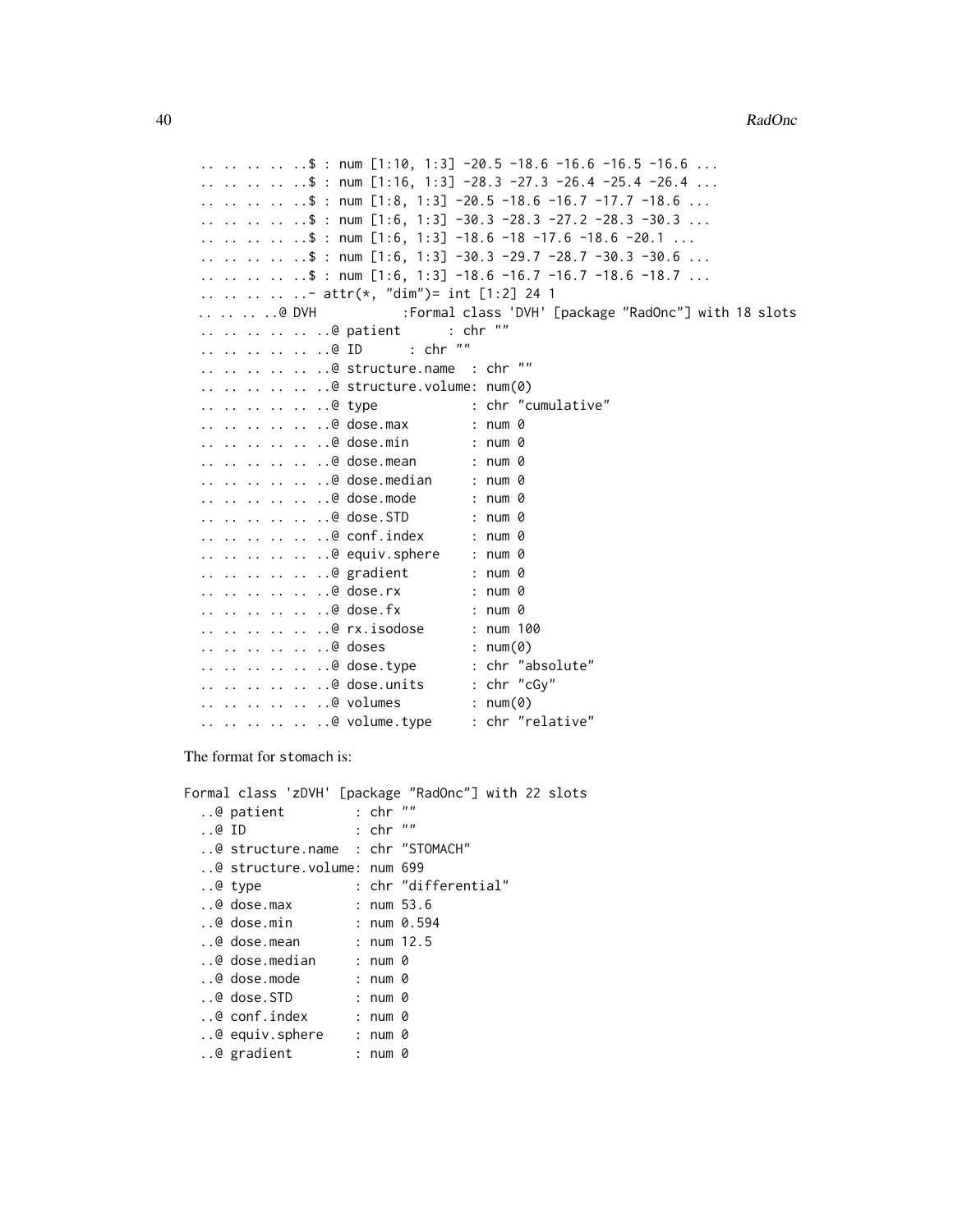```
  .. .. .. .. ..$ : num [1:10, 1:3] -20.5 -18.6 -16.6 -16.5 -16.6 ...
  .. .. .. .. ..$ : num [1:16, 1:3] -28.3 -27.3 -26.4 -25.4 -26.4 ...
  .. .. .. .. ..$ : num [1:8, 1:3] -20.5 -18.6 -16.7 -17.7 -18.6 ...
  .. .. .. .. ..$ : num [1:6, 1:3] -30.3 -28.3 -27.2 -28.3 -30.3 ...
  .. .. .. .. ..$ : num [1:6, 1:3] -18.6 -18 -17.6 -18.6 -20.1 ...
  .. .. .. .. ..$ : num [1:6, 1:3] -30.3 -29.7 -28.7 -30.3 -30.6 ...
  .. .. .. .. ..$ : num [1:6, 1:3] -18.6 -16.7 -16.7 -18.6 -18.7 ...
  .. .. .. .. ..- attr(*, "dim")= int [1:2] 24 1
 .. .. .. ..@ DVH           :Formal class 'DVH' [package "RadOnc"] with 18 slots
  .. .. .. .. .. ..@ patient      : chr ""
  .. .. .. .. .. ..@ ID      : chr ""
  .. .. .. .. .. ..@ structure.name  : chr ""
  .. .. .. .. .. ..@ structure.volume: num(0)
  .. .. .. .. .. ..@ type            : chr "cumulative"
  .. .. .. .. .. ..@ dose.max        : num 0
  .. .. .. .. .. ..@ dose.min        : num 0
  .. .. .. .. .. ..@ dose.mean       : num 0
  .. .. .. .. .. ..@ dose.median     : num 0
  .. .. .. .. .. ..@ dose.mode       : num 0
  .. .. .. .. .. ..@ dose.STD        : num 0
  .. .. .. .. .. ..@ conf.index      : num 0
  .. .. .. .. .. ..@ equiv.sphere    : num 0
  .. .. .. .. .. ..@ gradient        : num 0
  .. .. .. .. .. ..@ dose.rx         : num 0
  .. .. .. .. .. ..@ dose.fx         : num 0
  .. .. .. .. .. ..@ rx.isodose      : num 100
  .. .. .. .. .. ..@ doses           : num(0)
  .. .. .. .. .. ..@ dose.type       : chr "absolute"
  .. .. .. .. .. ..@ dose.units      : chr "cGy"
  .. .. .. .. .. ..@ volumes         : num(0)
  .. .. .. .. .. ..@ volume.type     : chr "relative"
```

The format for stomach is:

```
Formal class 'zDVH' [package "RadOnc"] with 22 slots
  ..@ patient         : chr ""
  ..@ ID              : chr ""
  ..@ structure.name  : chr "STOMACH"
  ..@ structure.volume: num 699
  ..@ type            : chr "differential"
  ..@ dose.max        : num 53.6
  ..@ dose.min        : num 0.594
  ..@ dose.mean       : num 12.5
  ..@ dose.median     : num 0
  ..@ dose.mode       : num 0
  ..@ dose.STD        : num 0
  ..@ conf.index      : num 0
  ..@ equiv.sphere    : num 0
  ..@ gradient        : num 0
```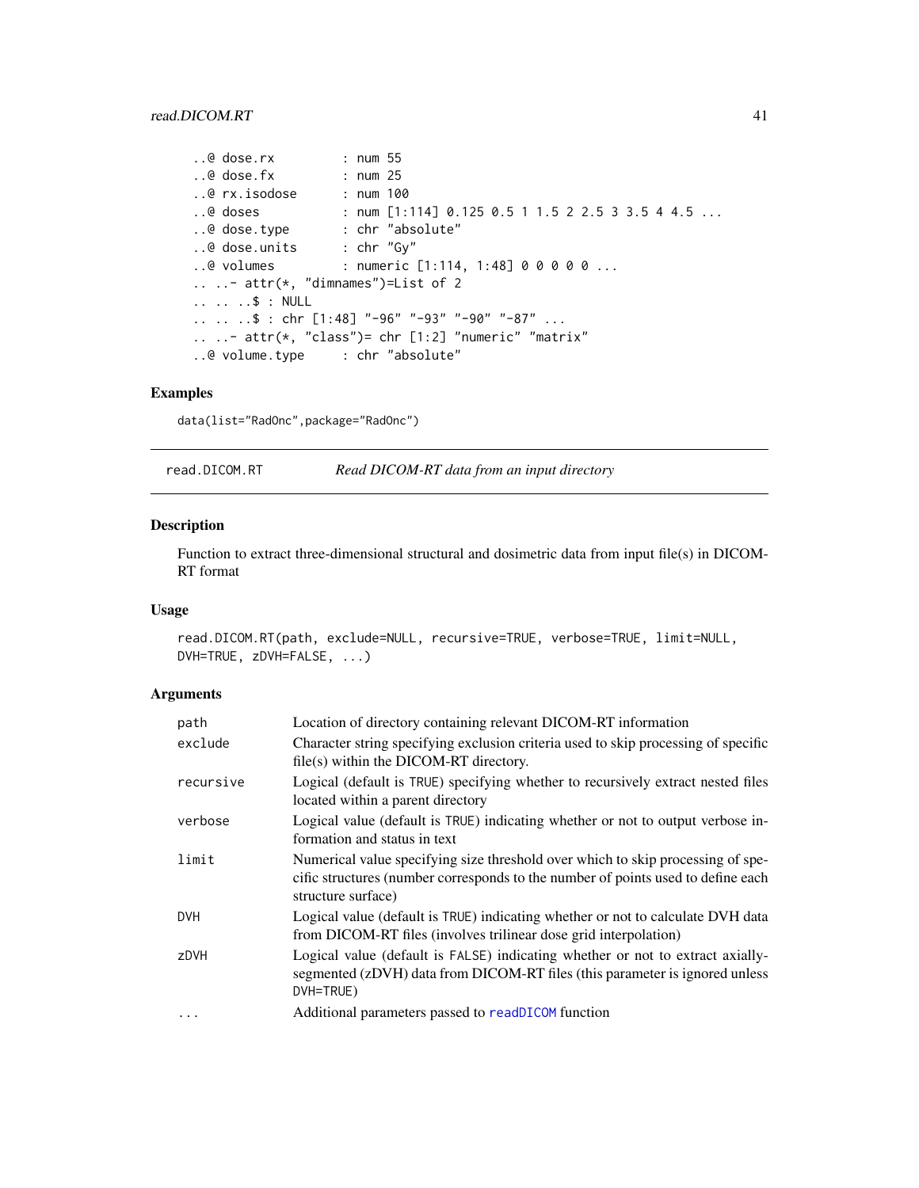```
  ..@ dose.rx         : num 55
  ..@ dose.fx         : num 25
  ..@ rx.isodose      : num 100
  ..@ doses           : num [1:114] 0.125 0.5 1 1.5 2 2.5 3 3.5 4 4.5 ...
  ..@ dose.type       : chr "absolute"
  ..@ dose.units      : chr "Gy"
  ..@ volumes         : numeric [1:114, 1:48] 0 0 0 0 0 ...
  .. ..- attr(*, "dimnames")=List of 2
  .. .. ..$ : NULL
  .. .. ..$ : chr [1:48] "-96" "-93" "-90" "-87" ...
  .. ..- attr(*, "class")= chr [1:2] "numeric" "matrix"
  ..@ volume.type     : chr "absolute"
```

## Examples

```
data(list="RadOnc",package="RadOnc")
```

---

## read.DICOM.RT — *Read DICOM-RT data from an input directory*

---

### Description

Function to extract three-dimensional structural and dosimetric data from input file(s) in DICOM-RT format

### Usage

```
read.DICOM.RT(path, exclude=NULL, recursive=TRUE, verbose=TRUE, limit=NULL,
DVH=TRUE, zDVH=FALSE, ...)
```

### Arguments

| Argument | Description |
|---|---|
| `path` | Location of directory containing relevant DICOM-RT information |
| `exclude` | Character string specifying exclusion criteria used to skip processing of specific file(s) within the DICOM-RT directory. |
| `recursive` | Logical (default is `TRUE`) specifying whether to recursively extract nested files located within a parent directory |
| `verbose` | Logical value (default is `TRUE`) indicating whether or not to output verbose information and status in text |
| `limit` | Numerical value specifying size threshold over which to skip processing of specific structures (number corresponds to the number of points used to define each structure surface) |
| `DVH` | Logical value (default is `TRUE`) indicating whether or not to calculate DVH data from DICOM-RT files (involves trilinear dose grid interpolation) |
| `zDVH` | Logical value (default is `FALSE`) indicating whether or not to extract axially-segmented (zDVH) data from DICOM-RT files (this parameter is ignored unless `DVH=TRUE`) |
| `...` | Additional parameters passed to `readDICOM` function |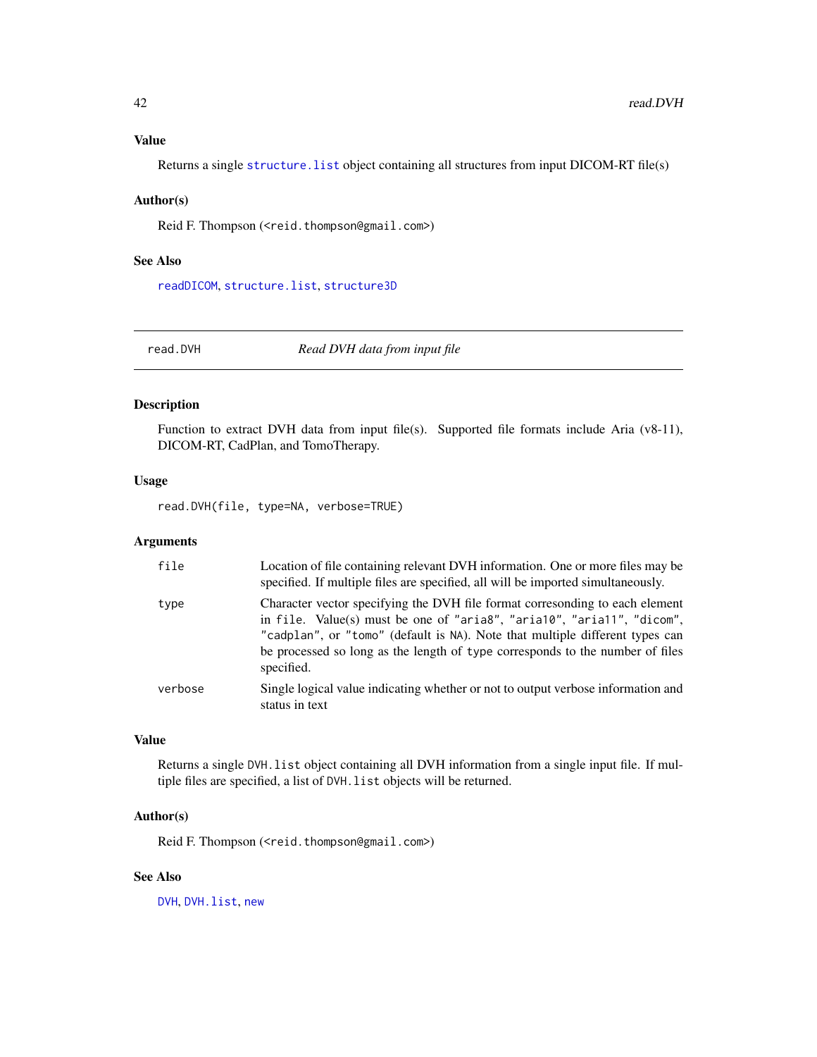### Value

Returns a single structure.list object containing all structures from input DICOM-RT file(s)

### Author(s)

Reid F. Thompson (<reid.thompson@gmail.com>)

### See Also

readDICOM, structure.list, structure3D

---

## read.DVH *Read DVH data from input file*

### Description

Function to extract DVH data from input file(s). Supported file formats include Aria (v8-11), DICOM-RT, CadPlan, and TomoTherapy.

### Usage

```
read.DVH(file, type=NA, verbose=TRUE)
```

### Arguments

| | |
|---|---|
| `file` | Location of file containing relevant DVH information. One or more files may be specified. If multiple files are specified, all will be imported simultaneously. |
| `type` | Character vector specifying the DVH file format corresonding to each element in `file`. Value(s) must be one of `"aria8"`, `"aria10"`, `"aria11"`, `"dicom"`, `"cadplan"`, or `"tomo"` (default is `NA`). Note that multiple different types can be processed so long as the length of `type` corresponds to the number of files specified. |
| `verbose` | Single logical value indicating whether or not to output verbose information and status in text |

### Value

Returns a single `DVH.list` object containing all DVH information from a single input file. If multiple files are specified, a list of `DVH.list` objects will be returned.

### Author(s)

Reid F. Thompson (<reid.thompson@gmail.com>)

### See Also

DVH, DVH.list, new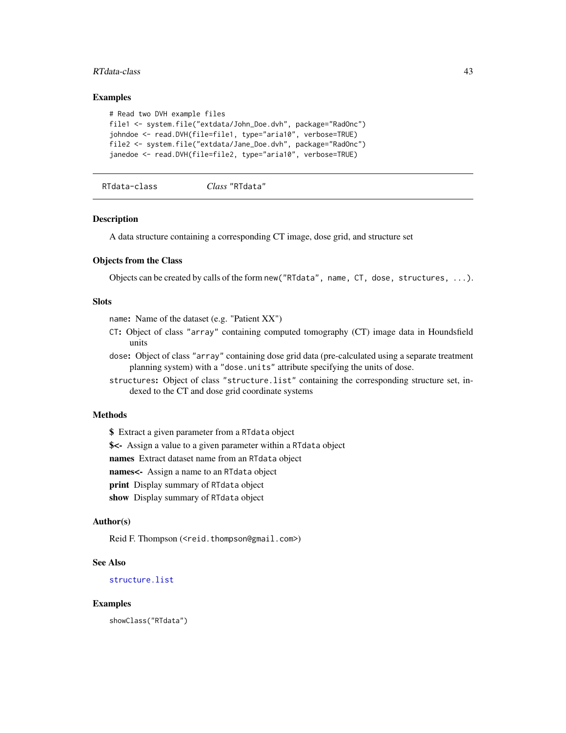### Examples

```
# Read two DVH example files
file1 <- system.file("extdata/John_Doe.dvh", package="RadOnc")
johndoe <- read.DVH(file=file1, type="aria10", verbose=TRUE)
file2 <- system.file("extdata/Jane_Doe.dvh", package="RadOnc")
janedoe <- read.DVH(file=file2, type="aria10", verbose=TRUE)
```

---

## RTdata-class    *Class* "RTdata"

---

### Description

A data structure containing a corresponding CT image, dose grid, and structure set

### Objects from the Class

Objects can be created by calls of the form `new("RTdata", name, CT, dose, structures, ...)`.

### Slots

`name`**:** Name of the dataset (e.g. "Patient XX")

`CT`**:** Object of class `"array"` containing computed tomography (CT) image data in Houndsfield units

`dose`**:** Object of class `"array"` containing dose grid data (pre-calculated using a separate treatment planning system) with a `"dose.units"` attribute specifying the units of dose.

`structures`**:** Object of class `"structure.list"` containing the corresponding structure set, indexed to the CT and dose grid coordinate systems

### Methods

**$** Extract a given parameter from a `RTdata` object

**$<-** Assign a value to a given parameter within a `RTdata` object

**names** Extract dataset name from an `RTdata` object

**names<-** Assign a name to an `RTdata` object

**print** Display summary of `RTdata` object

**show** Display summary of `RTdata` object

### Author(s)

Reid F. Thompson (`<reid.thompson@gmail.com>`)

### See Also

`structure.list`

### Examples

```
showClass("RTdata")
```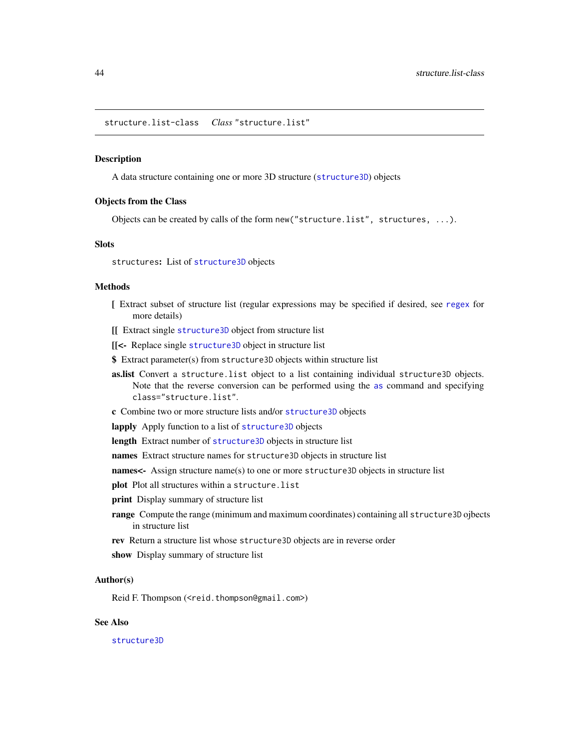structure.list-class    *Class* "structure.list"

## Description

A data structure containing one or more 3D structure (`structure3D`) objects

## Objects from the Class

Objects can be created by calls of the form `new("structure.list", structures, ...)`.

## Slots

`structures`: List of `structure3D` objects

## Methods

**[** Extract subset of structure list (regular expressions may be specified if desired, see `regex` for more details)

**[[** Extract single `structure3D` object from structure list

**[[<-** Replace single `structure3D` object in structure list

**$** Extract parameter(s) from `structure3D` objects within structure list

**as.list** Convert a `structure.list` object to a list containing individual `structure3D` objects. Note that the reverse conversion can be performed using the `as` command and specifying `class="structure.list"`.

**c** Combine two or more structure lists and/or `structure3D` objects

**lapply** Apply function to a list of `structure3D` objects

**length** Extract number of `structure3D` objects in structure list

**names** Extract structure names for `structure3D` objects in structure list

**names<-** Assign structure name(s) to one or more `structure3D` objects in structure list

**plot** Plot all structures within a `structure.list`

**print** Display summary of structure list

**range** Compute the range (minimum and maximum coordinates) containing all `structure3D` ojbects in structure list

**rev** Return a structure list whose `structure3D` objects are in reverse order

**show** Display summary of structure list

## Author(s)

Reid F. Thompson (`<reid.thompson@gmail.com>`)

## See Also

`structure3D`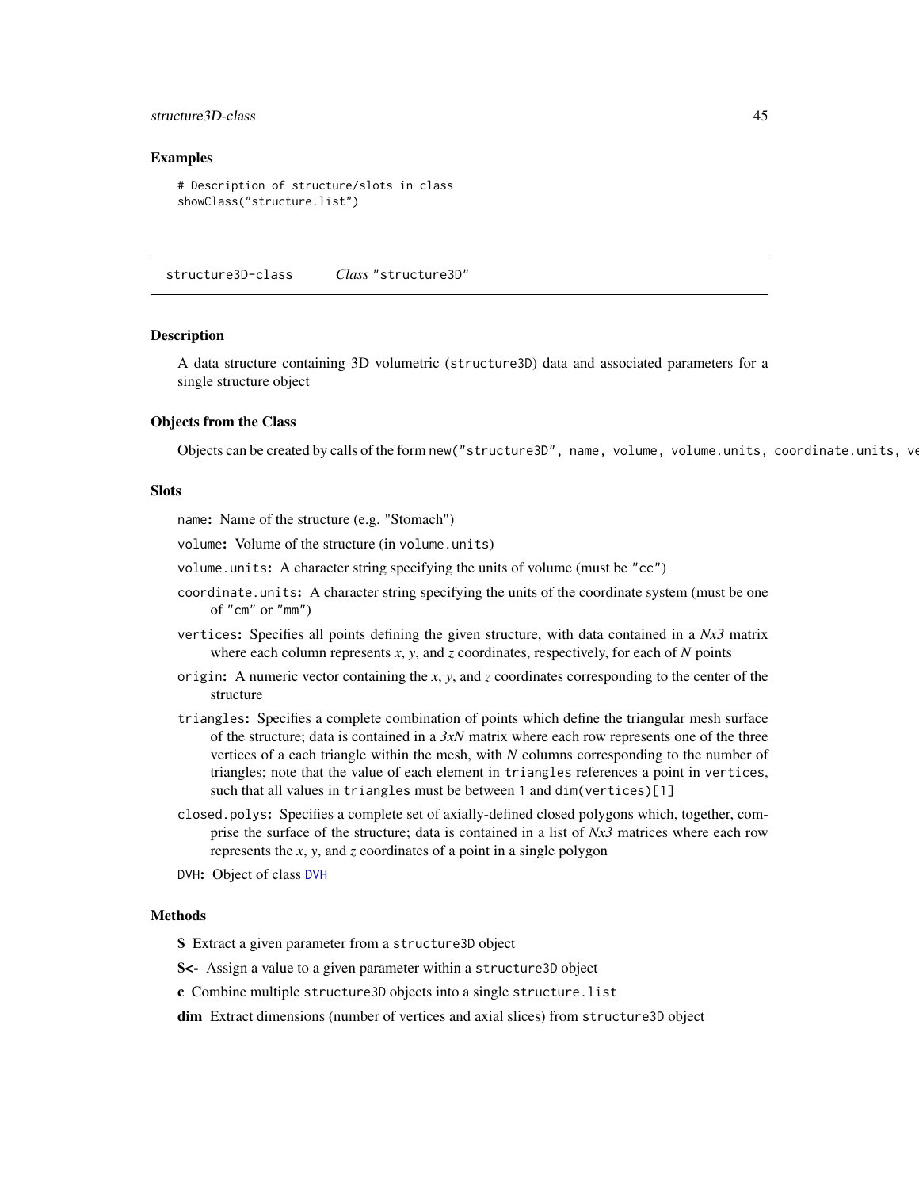## Examples

```
# Description of structure/slots in class
showClass("structure.list")
```

---

## structure3D-class    *Class* "structure3D"

### Description

A data structure containing 3D volumetric (`structure3D`) data and associated parameters for a single structure object

### Objects from the Class

Objects can be created by calls of the form `new("structure3D", name, volume, volume.units, coordinate.units, ve`

### Slots

`name`**:** Name of the structure (e.g. "Stomach")

`volume`**:** Volume of the structure (in `volume.units`)

`volume.units`**:** A character string specifying the units of volume (must be `"cc"`)

`coordinate.units`**:** A character string specifying the units of the coordinate system (must be one of `"cm"` or `"mm"`)

`vertices`**:** Specifies all points defining the given structure, with data contained in a *Nx3* matrix where each column represents *x*, *y*, and *z* coordinates, respectively, for each of *N* points

`origin`**:** A numeric vector containing the *x*, *y*, and *z* coordinates corresponding to the center of the structure

`triangles`**:** Specifies a complete combination of points which define the triangular mesh surface of the structure; data is contained in a *3xN* matrix where each row represents one of the three vertices of a each triangle within the mesh, with *N* columns corresponding to the number of triangles; note that the value of each element in `triangles` references a point in `vertices`, such that all values in `triangles` must be between `1` and `dim(vertices)[1]`

`closed.polys`**:** Specifies a complete set of axially-defined closed polygons which, together, comprise the surface of the structure; data is contained in a list of *Nx3* matrices where each row represents the *x*, *y*, and *z* coordinates of a point in a single polygon

`DVH`**:** Object of class `DVH`

### Methods

**$** Extract a given parameter from a `structure3D` object

**$<-** Assign a value to a given parameter within a `structure3D` object

**c** Combine multiple `structure3D` objects into a single `structure.list`

**dim** Extract dimensions (number of vertices and axial slices) from `structure3D` object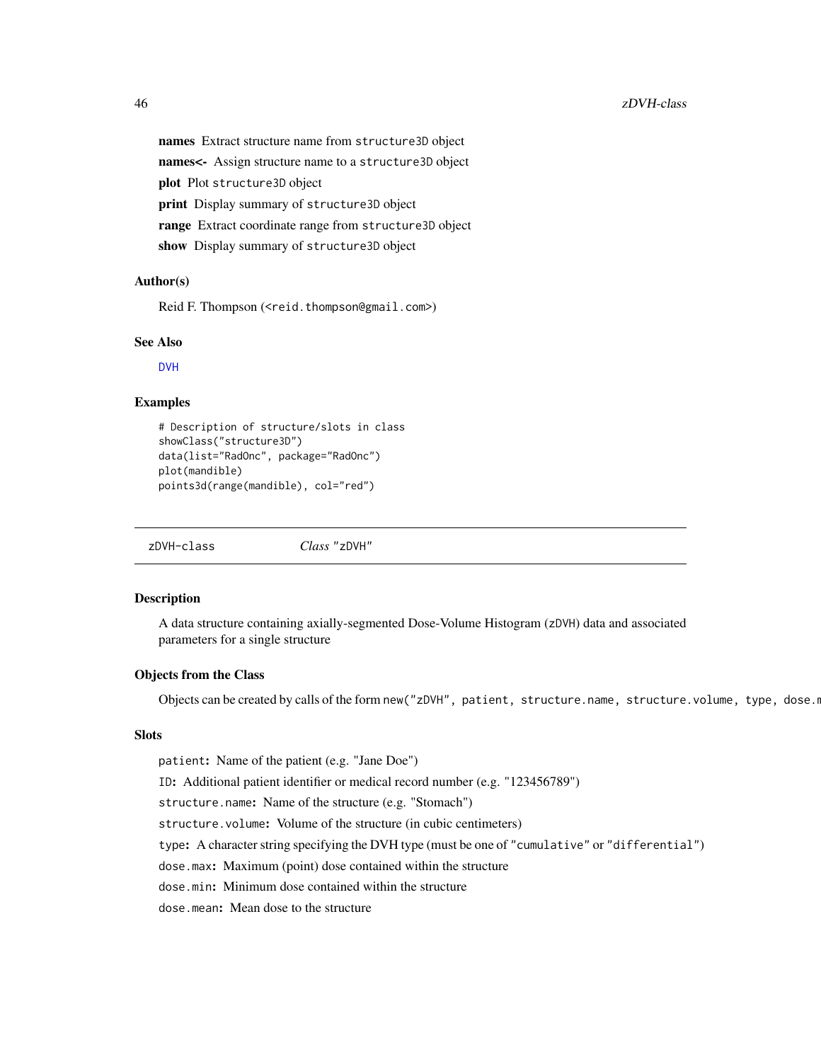**names** Extract structure name from structure3D object

**names<-** Assign structure name to a structure3D object

**plot** Plot structure3D object

**print** Display summary of structure3D object

**range** Extract coordinate range from structure3D object

**show** Display summary of structure3D object

### Author(s)

Reid F. Thompson (<reid.thompson@gmail.com>)

### See Also

DVH

### Examples

```
# Description of structure/slots in class
showClass("structure3D")
data(list="RadOnc", package="RadOnc")
plot(mandible)
points3d(range(mandible), col="red")
```

---

## zDVH-class — *Class* "zDVH"

### Description

A data structure containing axially-segmented Dose-Volume Histogram (zDVH) data and associated parameters for a single structure

### Objects from the Class

Objects can be created by calls of the form new("zDVH", patient, structure.name, structure.volume, type, dose.m

### Slots

patient**:** Name of the patient (e.g. "Jane Doe")

ID**:** Additional patient identifier or medical record number (e.g. "123456789")

structure.name**:** Name of the structure (e.g. "Stomach")

structure.volume**:** Volume of the structure (in cubic centimeters)

type**:** A character string specifying the DVH type (must be one of "cumulative" or "differential")

dose.max**:** Maximum (point) dose contained within the structure

dose.min**:** Minimum dose contained within the structure

dose.mean**:** Mean dose to the structure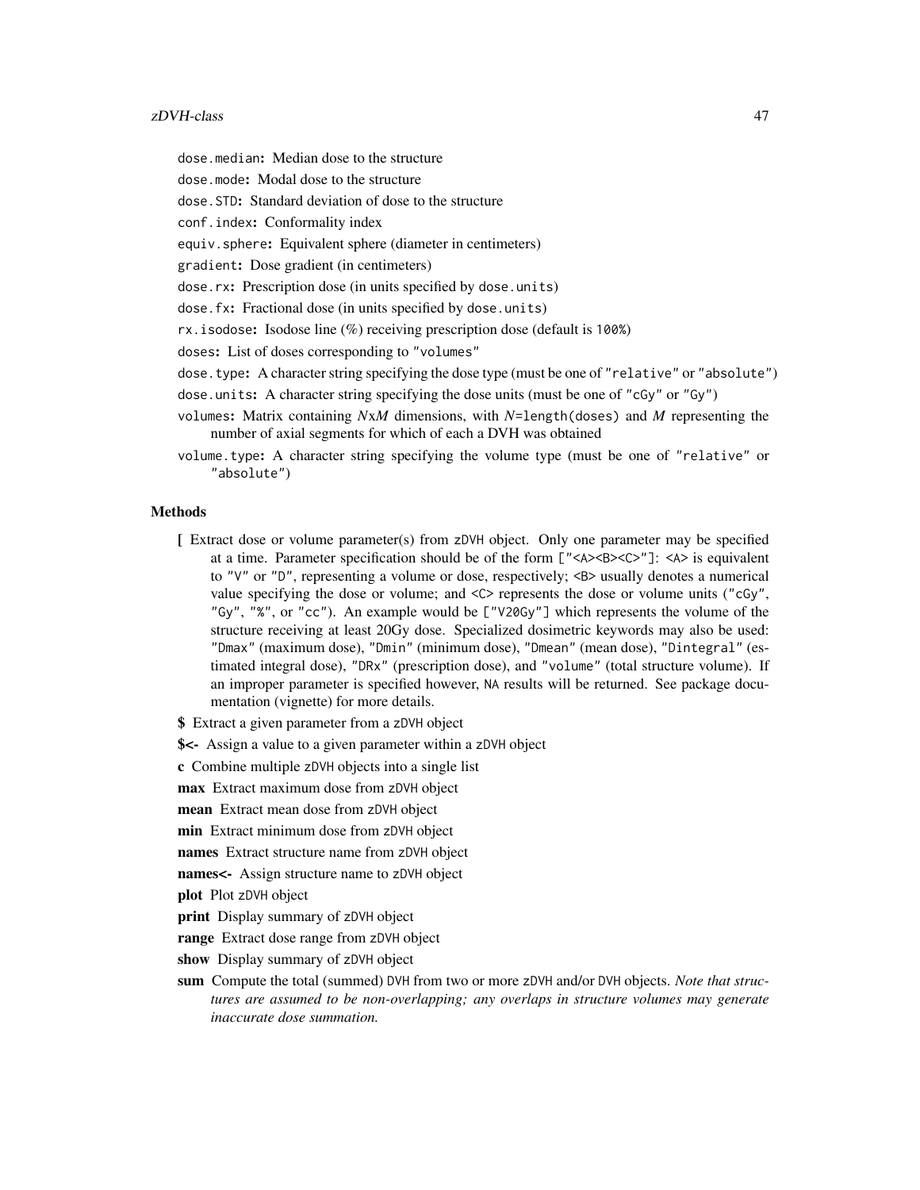dose.median: Median dose to the structure

dose.mode: Modal dose to the structure

dose.STD: Standard deviation of dose to the structure

conf.index: Conformality index

equiv.sphere: Equivalent sphere (diameter in centimeters)

gradient: Dose gradient (in centimeters)

dose.rx: Prescription dose (in units specified by dose.units)

dose.fx: Fractional dose (in units specified by dose.units)

rx.isodose: Isodose line (%) receiving prescription dose (default is 100%)

doses: List of doses corresponding to "volumes"

dose.type: A character string specifying the dose type (must be one of "relative" or "absolute")

dose.units: A character string specifying the dose units (must be one of "cGy" or "Gy")

volumes: Matrix containing *N*x*M* dimensions, with *N*=length(doses) and *M* representing the number of axial segments for which of each a DVH was obtained

volume.type: A character string specifying the volume type (must be one of "relative" or "absolute")

## Methods

**[** Extract dose or volume parameter(s) from zDVH object. Only one parameter may be specified at a time. Parameter specification should be of the form ["<A><B><C>"]: <A> is equivalent to "V" or "D", representing a volume or dose, respectively; <B> usually denotes a numerical value specifying the dose or volume; and <C> represents the dose or volume units ("cGy", "Gy", "%", or "cc"). An example would be ["V20Gy"] which represents the volume of the structure receiving at least 20Gy dose. Specialized dosimetric keywords may also be used: "Dmax" (maximum dose), "Dmin" (minimum dose), "Dmean" (mean dose), "Dintegral" (estimated integral dose), "DRx" (prescription dose), and "volume" (total structure volume). If an improper parameter is specified however, NA results will be returned. See package documentation (vignette) for more details.

**$** Extract a given parameter from a zDVH object

**$<-** Assign a value to a given parameter within a zDVH object

**c** Combine multiple zDVH objects into a single list

**max** Extract maximum dose from zDVH object

**mean** Extract mean dose from zDVH object

**min** Extract minimum dose from zDVH object

**names** Extract structure name from zDVH object

**names<-** Assign structure name to zDVH object

**plot** Plot zDVH object

**print** Display summary of zDVH object

**range** Extract dose range from zDVH object

**show** Display summary of zDVH object

**sum** Compute the total (summed) DVH from two or more zDVH and/or DVH objects. *Note that structures are assumed to be non-overlapping; any overlaps in structure volumes may generate inaccurate dose summation.*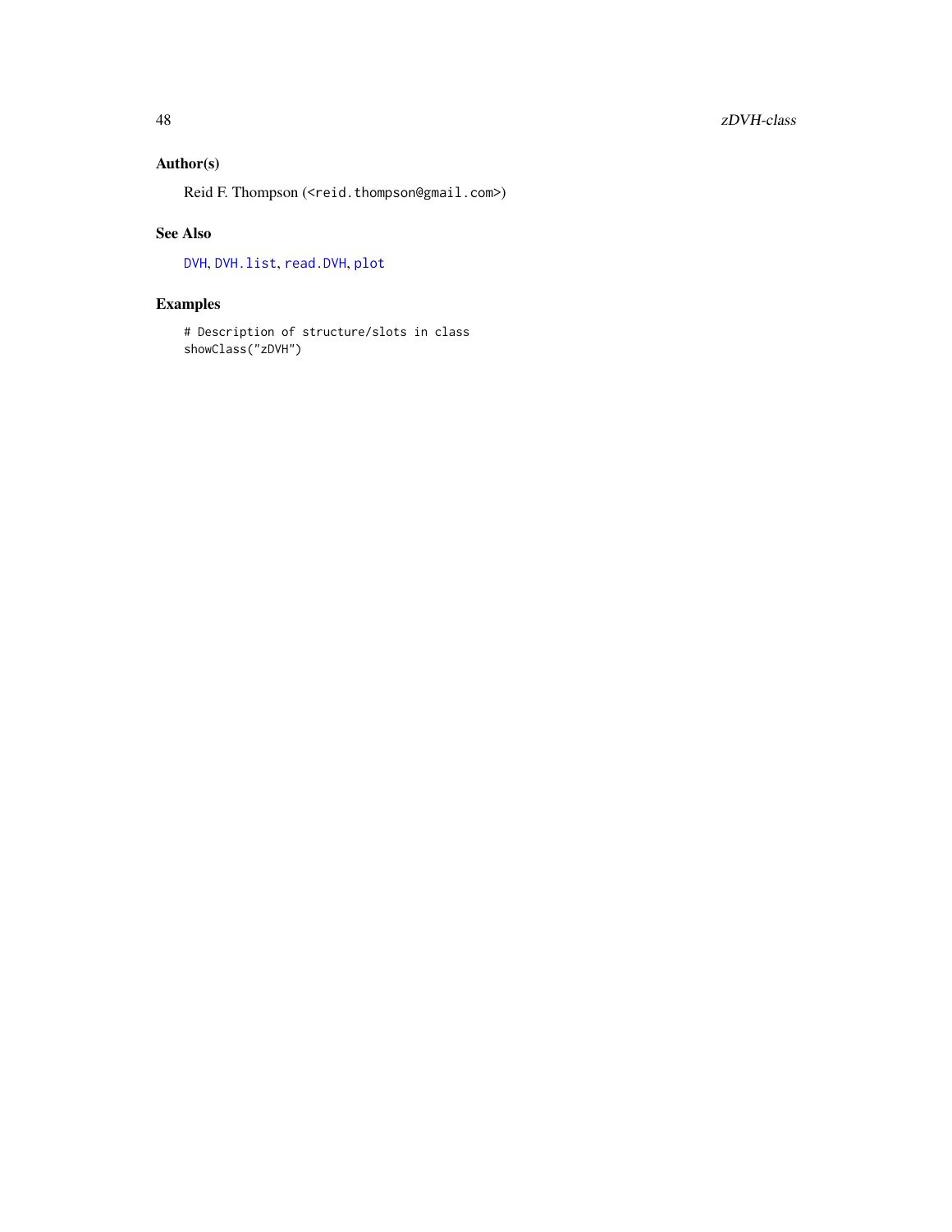## Author(s)

Reid F. Thompson (<reid.thompson@gmail.com>)

## See Also

DVH, DVH.list, read.DVH, plot

## Examples

```
# Description of structure/slots in class
showClass("zDVH")
```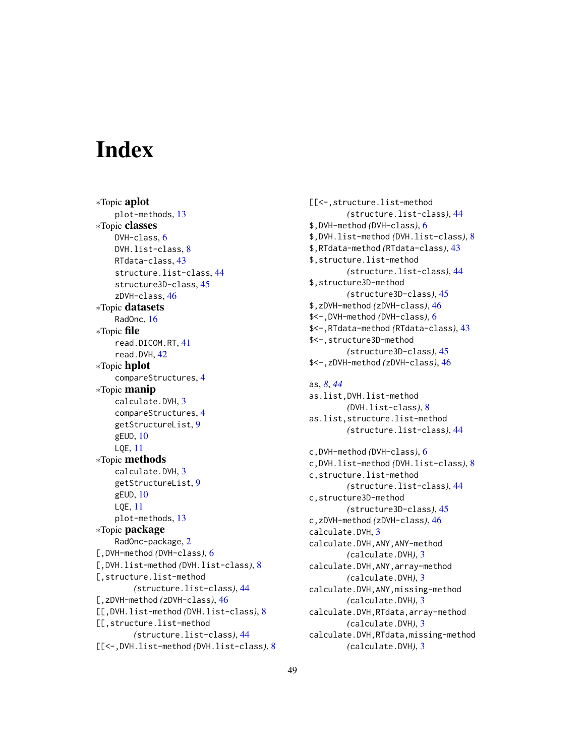# Index

∗Topic **aplot**
  plot-methods, 13
∗Topic **classes**
  DVH-class, 6
  DVH.list-class, 8
  RTdata-class, 43
  structure.list-class, 44
  structure3D-class, 45
  zDVH-class, 46
∗Topic **datasets**
  RadOnc, 16
∗Topic **file**
  read.DICOM.RT, 41
  read.DVH, 42
∗Topic **hplot**
  compareStructures, 4
∗Topic **manip**
  calculate.DVH, 3
  compareStructures, 4
  getStructureList, 9
  gEUD, 10
  LQE, 11
∗Topic **methods**
  calculate.DVH, 3
  getStructureList, 9
  gEUD, 10
  LQE, 11
  plot-methods, 13
∗Topic **package**
  RadOnc-package, 2
[,DVH-method *(DVH-class)*, 6
[,DVH.list-method *(DVH.list-class)*, 8
[,structure.list-method
    *(structure.list-class)*, 44
[,zDVH-method *(zDVH-class)*, 46
[[,DVH.list-method *(DVH.list-class)*, 8
[[,structure.list-method
    *(structure.list-class)*, 44
[[<-,DVH.list-method *(DVH.list-class)*, 8
[[<-,structure.list-method
    *(structure.list-class)*, 44
$,DVH-method *(DVH-class)*, 6
$,DVH.list-method *(DVH.list-class)*, 8
$,RTdata-method *(RTdata-class)*, 43
$,structure.list-method
    *(structure.list-class)*, 44
$,structure3D-method
    *(structure3D-class)*, 45
$,zDVH-method *(zDVH-class)*, 46
$<-,DVH-method *(DVH-class)*, 6
$<-,RTdata-method *(RTdata-class)*, 43
$<-,structure3D-method
    *(structure3D-class)*, 45
$<-,zDVH-method *(zDVH-class)*, 46

as, *8*, *44*
as.list,DVH.list-method
    *(DVH.list-class)*, 8
as.list,structure.list-method
    *(structure.list-class)*, 44

c,DVH-method *(DVH-class)*, 6
c,DVH.list-method *(DVH.list-class)*, 8
c,structure.list-method
    *(structure.list-class)*, 44
c,structure3D-method
    *(structure3D-class)*, 45
c,zDVH-method *(zDVH-class)*, 46
calculate.DVH, 3
calculate.DVH,ANY,ANY-method
    *(calculate.DVH)*, 3
calculate.DVH,ANY,array-method
    *(calculate.DVH)*, 3
calculate.DVH,ANY,missing-method
    *(calculate.DVH)*, 3
calculate.DVH,RTdata,array-method
    *(calculate.DVH)*, 3
calculate.DVH,RTdata,missing-method
    *(calculate.DVH)*, 3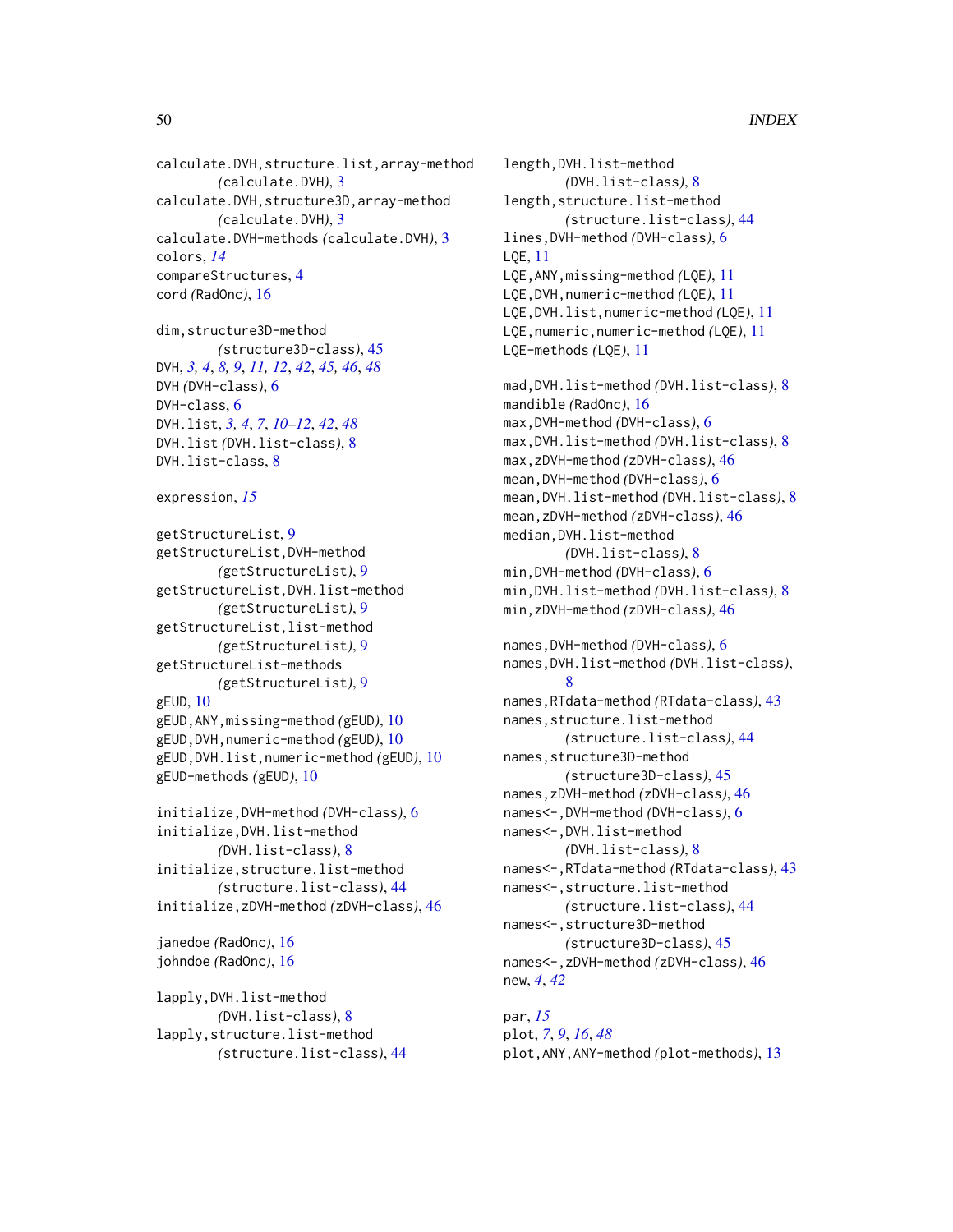calculate.DVH,structure.list,array-method (calculate.DVH), 3
calculate.DVH,structure3D,array-method (calculate.DVH), 3
calculate.DVH-methods (calculate.DVH), 3
colors, *14*
compareStructures, 4
cord (RadOnc), 16

dim,structure3D-method (structure3D-class), 45
DVH, *3, 4*, *8, 9*, *11, 12*, *42*, *45, 46*, *48*
DVH (DVH-class), 6
DVH-class, 6
DVH.list, *3, 4*, *7*, *10–12*, *42*, *48*
DVH.list (DVH.list-class), 8
DVH.list-class, 8

expression, *15*

getStructureList, 9
getStructureList,DVH-method (getStructureList), 9
getStructureList,DVH.list-method (getStructureList), 9
getStructureList,list-method (getStructureList), 9
getStructureList-methods (getStructureList), 9
gEUD, 10
gEUD,ANY,missing-method (gEUD), 10
gEUD,DVH,numeric-method (gEUD), 10
gEUD,DVH.list,numeric-method (gEUD), 10
gEUD-methods (gEUD), 10

initialize,DVH-method (DVH-class), 6
initialize,DVH.list-method (DVH.list-class), 8
initialize,structure.list-method (structure.list-class), 44
initialize,zDVH-method (zDVH-class), 46

janedoe (RadOnc), 16
johndoe (RadOnc), 16

lapply,DVH.list-method (DVH.list-class), 8
lapply,structure.list-method (structure.list-class), 44
length,DVH.list-method (DVH.list-class), 8
length,structure.list-method (structure.list-class), 44
lines,DVH-method (DVH-class), 6
LQE, 11
LQE,ANY,missing-method (LQE), 11
LQE,DVH,numeric-method (LQE), 11
LQE,DVH.list,numeric-method (LQE), 11
LQE,numeric,numeric-method (LQE), 11
LQE-methods (LQE), 11

mad,DVH.list-method (DVH.list-class), 8
mandible (RadOnc), 16
max,DVH-method (DVH-class), 6
max,DVH.list-method (DVH.list-class), 8
max,zDVH-method (zDVH-class), 46
mean,DVH-method (DVH-class), 6
mean,DVH.list-method (DVH.list-class), 8
mean,zDVH-method (zDVH-class), 46
median,DVH.list-method (DVH.list-class), 8
min,DVH-method (DVH-class), 6
min,DVH.list-method (DVH.list-class), 8
min,zDVH-method (zDVH-class), 46

names,DVH-method (DVH-class), 6
names,DVH.list-method (DVH.list-class), 8
names,RTdata-method (RTdata-class), 43
names,structure.list-method (structure.list-class), 44
names,structure3D-method (structure3D-class), 45
names,zDVH-method (zDVH-class), 46
names<-,DVH-method (DVH-class), 6
names<-,DVH.list-method (DVH.list-class), 8
names<-,RTdata-method (RTdata-class), 43
names<-,structure.list-method (structure.list-class), 44
names<-,structure3D-method (structure3D-class), 45
names<-,zDVH-method (zDVH-class), 46
new, *4*, *42*

par, *15*
plot, *7*, *9*, *16*, *48*
plot,ANY,ANY-method (plot-methods), 13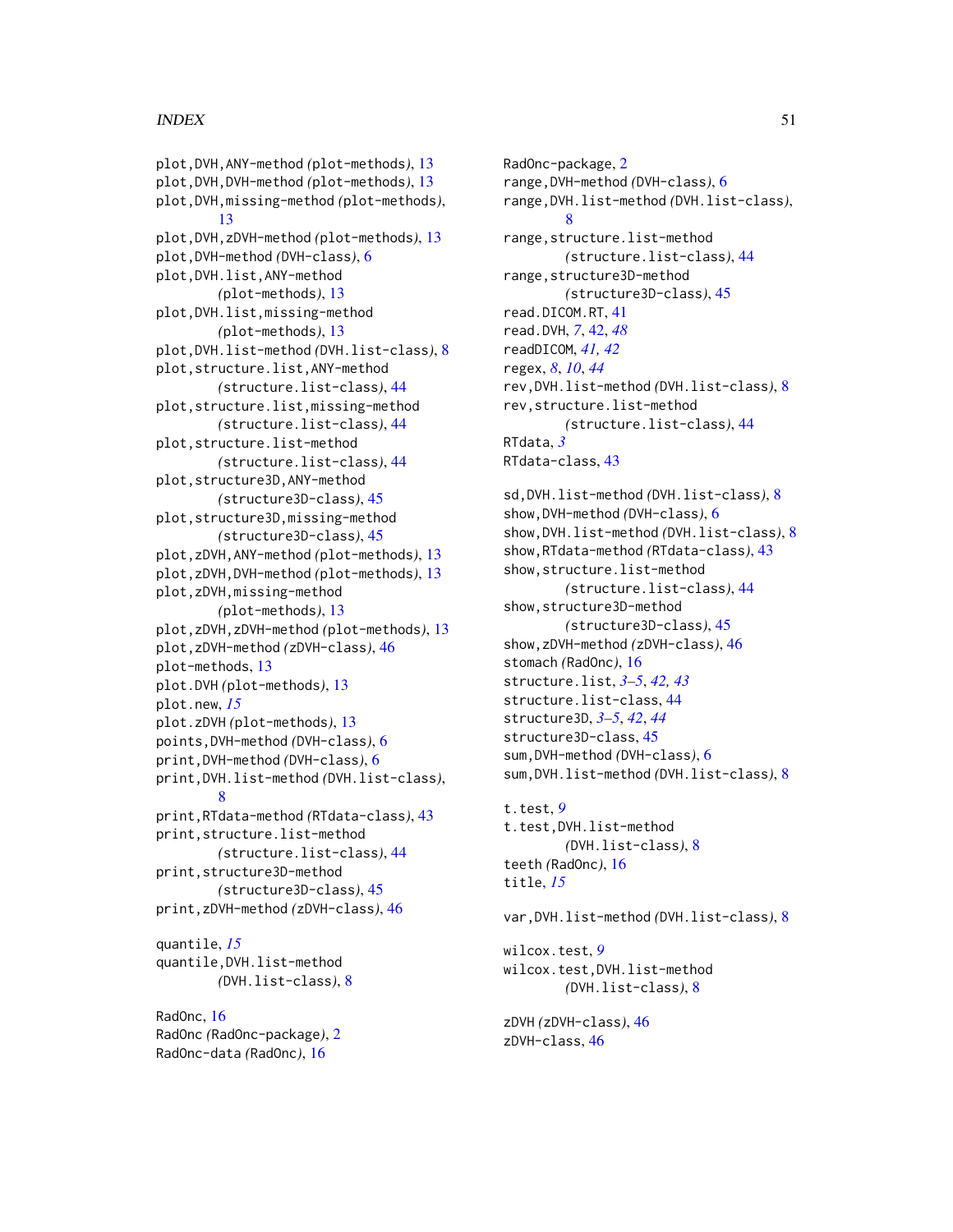plot,DVH,ANY-method *(plot-methods)*, 13
plot,DVH,DVH-method *(plot-methods)*, 13
plot,DVH,missing-method *(plot-methods)*, 13
plot,DVH,zDVH-method *(plot-methods)*, 13
plot,DVH-method *(DVH-class)*, 6
plot,DVH.list,ANY-method *(plot-methods)*, 13
plot,DVH.list,missing-method *(plot-methods)*, 13
plot,DVH.list-method *(DVH.list-class)*, 8
plot,structure.list,ANY-method *(structure.list-class)*, 44
plot,structure.list,missing-method *(structure.list-class)*, 44
plot,structure.list-method *(structure.list-class)*, 44
plot,structure3D,ANY-method *(structure3D-class)*, 45
plot,structure3D,missing-method *(structure3D-class)*, 45
plot,zDVH,ANY-method *(plot-methods)*, 13
plot,zDVH,DVH-method *(plot-methods)*, 13
plot,zDVH,missing-method *(plot-methods)*, 13
plot,zDVH,zDVH-method *(plot-methods)*, 13
plot,zDVH-method *(zDVH-class)*, 46
plot-methods, 13
plot.DVH *(plot-methods)*, 13
plot.new, *15*
plot.zDVH *(plot-methods)*, 13
points,DVH-method *(DVH-class)*, 6
print,DVH-method *(DVH-class)*, 6
print,DVH.list-method *(DVH.list-class)*, 8
print,RTdata-method *(RTdata-class)*, 43
print,structure.list-method *(structure.list-class)*, 44
print,structure3D-method *(structure3D-class)*, 45
print,zDVH-method *(zDVH-class)*, 46

quantile, *15*
quantile,DVH.list-method *(DVH.list-class)*, 8

RadOnc, 16
RadOnc *(RadOnc-package)*, 2
RadOnc-data *(RadOnc)*, 16
RadOnc-package, 2
range,DVH-method *(DVH-class)*, 6
range,DVH.list-method *(DVH.list-class)*, 8
range,structure.list-method *(structure.list-class)*, 44
range,structure3D-method *(structure3D-class)*, 45
read.DICOM.RT, 41
read.DVH, *7*, 42, *48*
readDICOM, *41, 42*
regex, *8*, *10*, *44*
rev,DVH.list-method *(DVH.list-class)*, 8
rev,structure.list-method *(structure.list-class)*, 44
RTdata, *3*
RTdata-class, 43

sd,DVH.list-method *(DVH.list-class)*, 8
show,DVH-method *(DVH-class)*, 6
show,DVH.list-method *(DVH.list-class)*, 8
show,RTdata-method *(RTdata-class)*, 43
show,structure.list-method *(structure.list-class)*, 44
show,structure3D-method *(structure3D-class)*, 45
show,zDVH-method *(zDVH-class)*, 46
stomach *(RadOnc)*, 16
structure.list, *3–5*, *42, 43*
structure.list-class, 44
structure3D, *3–5*, *42*, *44*
structure3D-class, 45
sum,DVH-method *(DVH-class)*, 6
sum,DVH.list-method *(DVH.list-class)*, 8

t.test, *9*
t.test,DVH.list-method *(DVH.list-class)*, 8
teeth *(RadOnc)*, 16
title, *15*

var,DVH.list-method *(DVH.list-class)*, 8

wilcox.test, *9*
wilcox.test,DVH.list-method *(DVH.list-class)*, 8

zDVH *(zDVH-class)*, 46
zDVH-class, 46